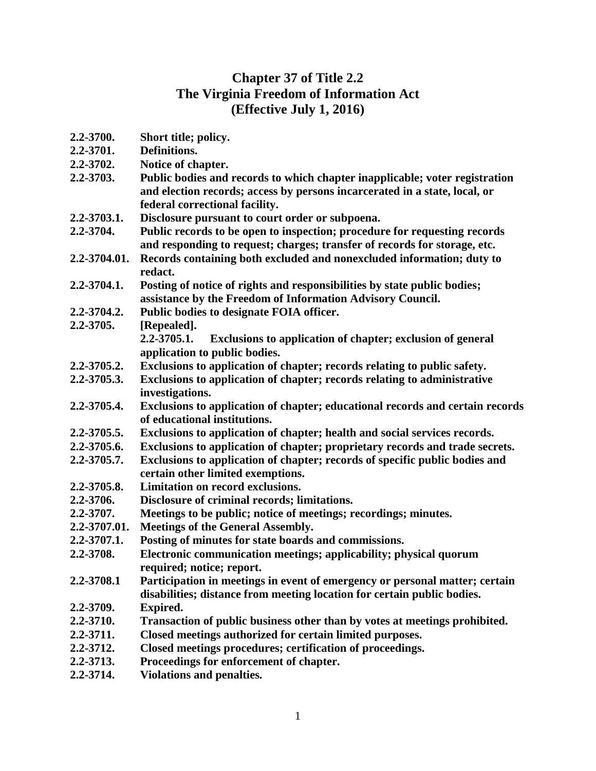# Chapter 37 of Title 2.2
# The Virginia Freedom of Information Act
# (Effective July 1, 2016)

| | |
|---|---|
| **2.2-3700.** | **Short title; policy.** |
| **2.2-3701.** | **Definitions.** |
| **2.2-3702.** | **Notice of chapter.** |
| **2.2-3703.** | **Public bodies and records to which chapter inapplicable; voter registration and election records; access by persons incarcerated in a state, local, or federal correctional facility.** |
| **2.2-3703.1.** | **Disclosure pursuant to court order or subpoena.** |
| **2.2-3704.** | **Public records to be open to inspection; procedure for requesting records and responding to request; charges; transfer of records for storage, etc.** |
| **2.2-3704.01.** | **Records containing both excluded and nonexcluded information; duty to redact.** |
| **2.2-3704.1.** | **Posting of notice of rights and responsibilities by state public bodies; assistance by the Freedom of Information Advisory Council.** |
| **2.2-3704.2.** | **Public bodies to designate FOIA officer.** |
| **2.2-3705.** | **[Repealed].** |
| **2.2-3705.1.** | **Exclusions to application of chapter; exclusion of general application to public bodies.** |
| **2.2-3705.2.** | **Exclusions to application of chapter; records relating to public safety.** |
| **2.2-3705.3.** | **Exclusions to application of chapter; records relating to administrative investigations.** |
| **2.2-3705.4.** | **Exclusions to application of chapter; educational records and certain records of educational institutions.** |
| **2.2-3705.5.** | **Exclusions to application of chapter; health and social services records.** |
| **2.2-3705.6.** | **Exclusions to application of chapter; proprietary records and trade secrets.** |
| **2.2-3705.7.** | **Exclusions to application of chapter; records of specific public bodies and certain other limited exemptions.** |
| **2.2-3705.8.** | **Limitation on record exclusions.** |
| **2.2-3706.** | **Disclosure of criminal records; limitations.** |
| **2.2-3707.** | **Meetings to be public; notice of meetings; recordings; minutes.** |
| **2.2-3707.01.** | **Meetings of the General Assembly.** |
| **2.2-3707.1.** | **Posting of minutes for state boards and commissions.** |
| **2.2-3708.** | **Electronic communication meetings; applicability; physical quorum required; notice; report.** |
| **2.2-3708.1** | **Participation in meetings in event of emergency or personal matter; certain disabilities; distance from meeting location for certain public bodies.** |
| **2.2-3709.** | **Expired.** |
| **2.2-3710.** | **Transaction of public business other than by votes at meetings prohibited.** |
| **2.2-3711.** | **Closed meetings authorized for certain limited purposes.** |
| **2.2-3712.** | **Closed meetings procedures; certification of proceedings.** |
| **2.2-3713.** | **Proceedings for enforcement of chapter.** |
| **2.2-3714.** | **Violations and penalties.** |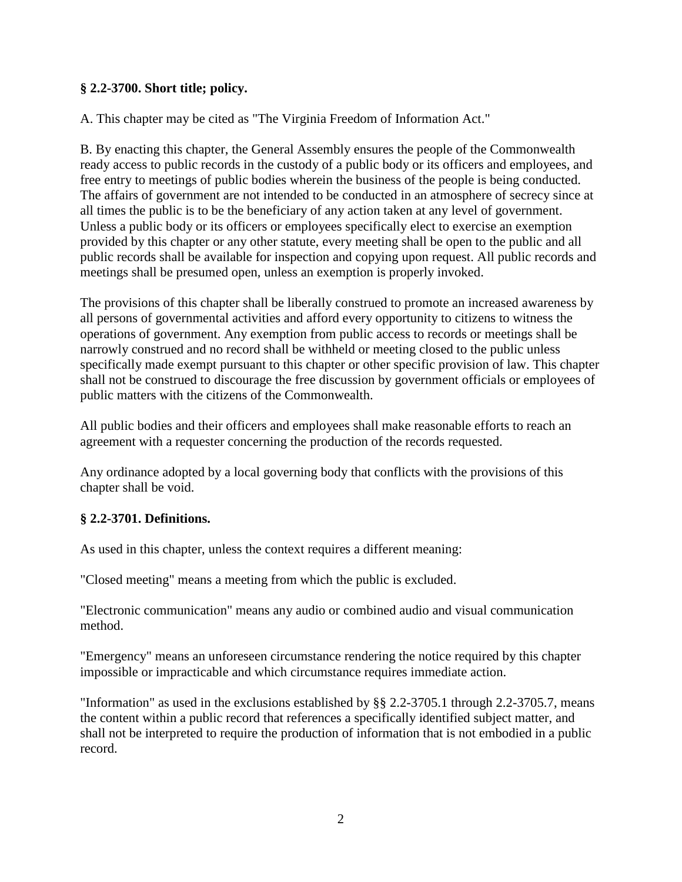### § 2.2-3700. Short title; policy.

A. This chapter may be cited as "The Virginia Freedom of Information Act."

B. By enacting this chapter, the General Assembly ensures the people of the Commonwealth ready access to public records in the custody of a public body or its officers and employees, and free entry to meetings of public bodies wherein the business of the people is being conducted. The affairs of government are not intended to be conducted in an atmosphere of secrecy since at all times the public is to be the beneficiary of any action taken at any level of government. Unless a public body or its officers or employees specifically elect to exercise an exemption provided by this chapter or any other statute, every meeting shall be open to the public and all public records shall be available for inspection and copying upon request. All public records and meetings shall be presumed open, unless an exemption is properly invoked.

The provisions of this chapter shall be liberally construed to promote an increased awareness by all persons of governmental activities and afford every opportunity to citizens to witness the operations of government. Any exemption from public access to records or meetings shall be narrowly construed and no record shall be withheld or meeting closed to the public unless specifically made exempt pursuant to this chapter or other specific provision of law. This chapter shall not be construed to discourage the free discussion by government officials or employees of public matters with the citizens of the Commonwealth.

All public bodies and their officers and employees shall make reasonable efforts to reach an agreement with a requester concerning the production of the records requested.

Any ordinance adopted by a local governing body that conflicts with the provisions of this chapter shall be void.

### § 2.2-3701. Definitions.

As used in this chapter, unless the context requires a different meaning:

"Closed meeting" means a meeting from which the public is excluded.

"Electronic communication" means any audio or combined audio and visual communication method.

"Emergency" means an unforeseen circumstance rendering the notice required by this chapter impossible or impracticable and which circumstance requires immediate action.

"Information" as used in the exclusions established by §§ 2.2-3705.1 through 2.2-3705.7, means the content within a public record that references a specifically identified subject matter, and shall not be interpreted to require the production of information that is not embodied in a public record.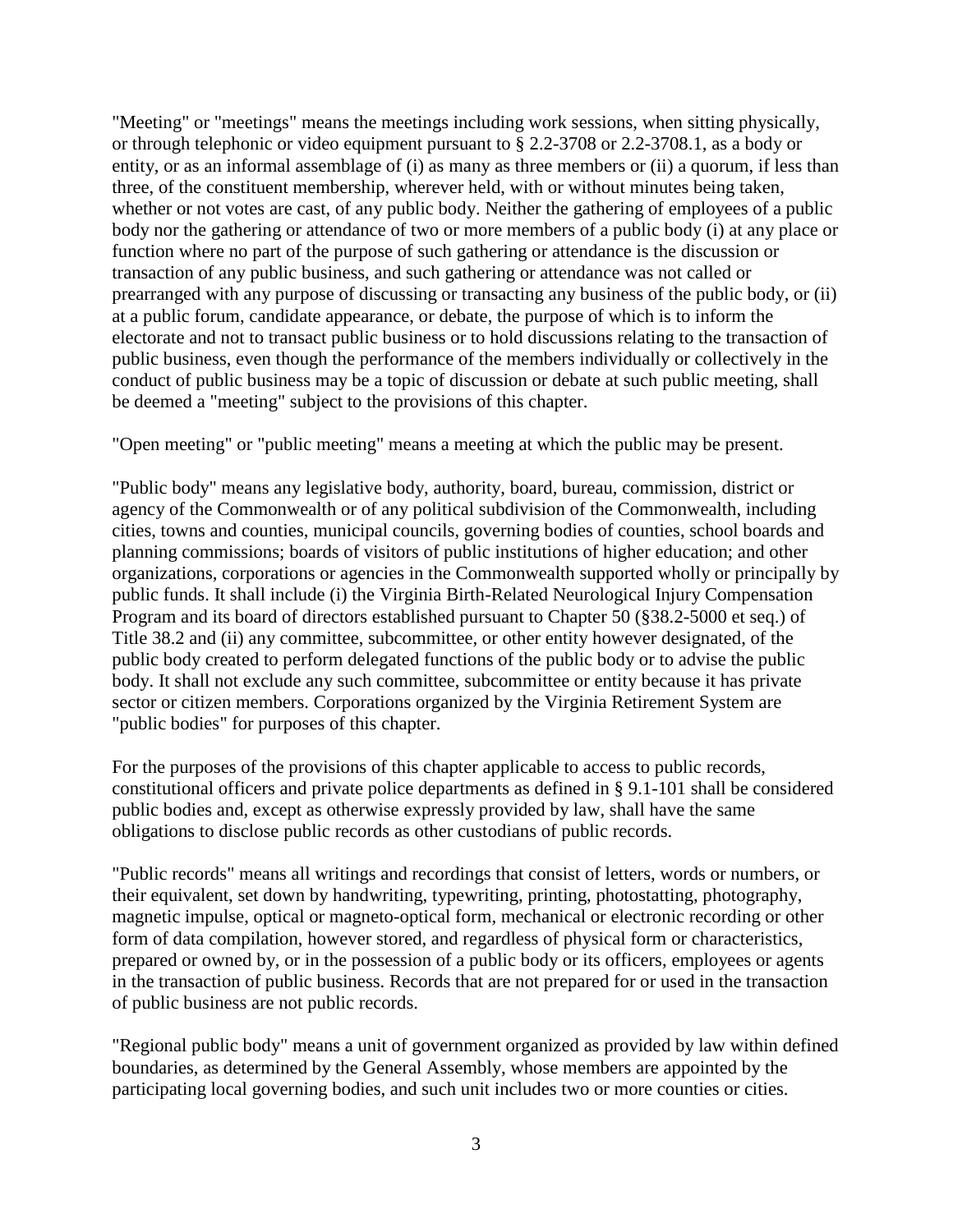"Meeting" or "meetings" means the meetings including work sessions, when sitting physically, or through telephonic or video equipment pursuant to § 2.2-3708 or 2.2-3708.1, as a body or entity, or as an informal assemblage of (i) as many as three members or (ii) a quorum, if less than three, of the constituent membership, wherever held, with or without minutes being taken, whether or not votes are cast, of any public body. Neither the gathering of employees of a public body nor the gathering or attendance of two or more members of a public body (i) at any place or function where no part of the purpose of such gathering or attendance is the discussion or transaction of any public business, and such gathering or attendance was not called or prearranged with any purpose of discussing or transacting any business of the public body, or (ii) at a public forum, candidate appearance, or debate, the purpose of which is to inform the electorate and not to transact public business or to hold discussions relating to the transaction of public business, even though the performance of the members individually or collectively in the conduct of public business may be a topic of discussion or debate at such public meeting, shall be deemed a "meeting" subject to the provisions of this chapter.

"Open meeting" or "public meeting" means a meeting at which the public may be present.

"Public body" means any legislative body, authority, board, bureau, commission, district or agency of the Commonwealth or of any political subdivision of the Commonwealth, including cities, towns and counties, municipal councils, governing bodies of counties, school boards and planning commissions; boards of visitors of public institutions of higher education; and other organizations, corporations or agencies in the Commonwealth supported wholly or principally by public funds. It shall include (i) the Virginia Birth-Related Neurological Injury Compensation Program and its board of directors established pursuant to Chapter 50 (§38.2-5000 et seq.) of Title 38.2 and (ii) any committee, subcommittee, or other entity however designated, of the public body created to perform delegated functions of the public body or to advise the public body. It shall not exclude any such committee, subcommittee or entity because it has private sector or citizen members. Corporations organized by the Virginia Retirement System are "public bodies" for purposes of this chapter.

For the purposes of the provisions of this chapter applicable to access to public records, constitutional officers and private police departments as defined in § 9.1-101 shall be considered public bodies and, except as otherwise expressly provided by law, shall have the same obligations to disclose public records as other custodians of public records.

"Public records" means all writings and recordings that consist of letters, words or numbers, or their equivalent, set down by handwriting, typewriting, printing, photostatting, photography, magnetic impulse, optical or magneto-optical form, mechanical or electronic recording or other form of data compilation, however stored, and regardless of physical form or characteristics, prepared or owned by, or in the possession of a public body or its officers, employees or agents in the transaction of public business. Records that are not prepared for or used in the transaction of public business are not public records.

"Regional public body" means a unit of government organized as provided by law within defined boundaries, as determined by the General Assembly, whose members are appointed by the participating local governing bodies, and such unit includes two or more counties or cities.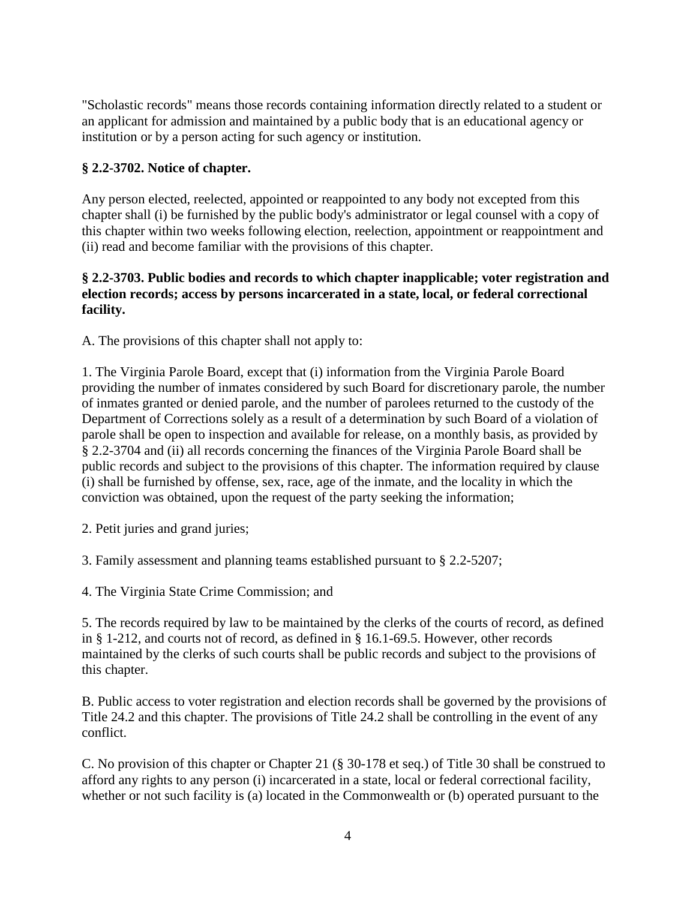"Scholastic records" means those records containing information directly related to a student or an applicant for admission and maintained by a public body that is an educational agency or institution or by a person acting for such agency or institution.

**§ 2.2-3702. Notice of chapter.**

Any person elected, reelected, appointed or reappointed to any body not excepted from this chapter shall (i) be furnished by the public body's administrator or legal counsel with a copy of this chapter within two weeks following election, reelection, appointment or reappointment and (ii) read and become familiar with the provisions of this chapter.

**§ 2.2-3703. Public bodies and records to which chapter inapplicable; voter registration and election records; access by persons incarcerated in a state, local, or federal correctional facility.**

A. The provisions of this chapter shall not apply to:

1. The Virginia Parole Board, except that (i) information from the Virginia Parole Board providing the number of inmates considered by such Board for discretionary parole, the number of inmates granted or denied parole, and the number of parolees returned to the custody of the Department of Corrections solely as a result of a determination by such Board of a violation of parole shall be open to inspection and available for release, on a monthly basis, as provided by § 2.2-3704 and (ii) all records concerning the finances of the Virginia Parole Board shall be public records and subject to the provisions of this chapter. The information required by clause (i) shall be furnished by offense, sex, race, age of the inmate, and the locality in which the conviction was obtained, upon the request of the party seeking the information;

2. Petit juries and grand juries;

3. Family assessment and planning teams established pursuant to § 2.2-5207;

4. The Virginia State Crime Commission; and

5. The records required by law to be maintained by the clerks of the courts of record, as defined in § 1-212, and courts not of record, as defined in § 16.1-69.5. However, other records maintained by the clerks of such courts shall be public records and subject to the provisions of this chapter.

B. Public access to voter registration and election records shall be governed by the provisions of Title 24.2 and this chapter. The provisions of Title 24.2 shall be controlling in the event of any conflict.

C. No provision of this chapter or Chapter 21 (§ 30-178 et seq.) of Title 30 shall be construed to afford any rights to any person (i) incarcerated in a state, local or federal correctional facility, whether or not such facility is (a) located in the Commonwealth or (b) operated pursuant to the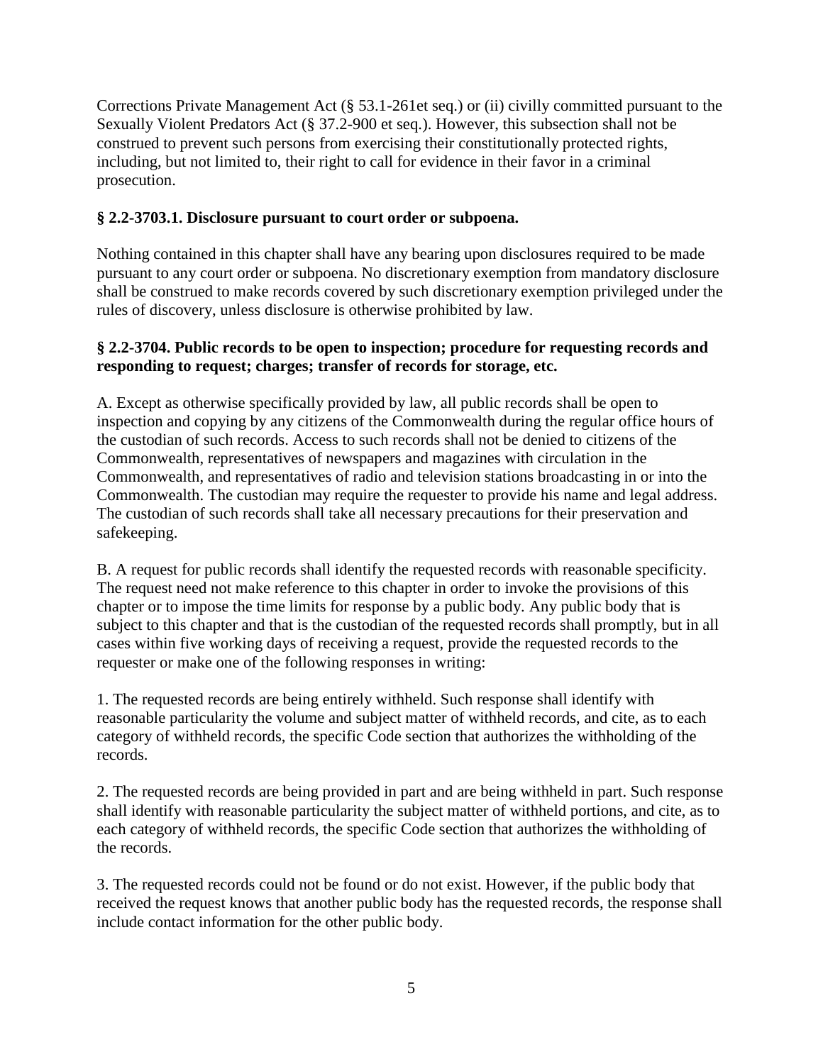Corrections Private Management Act (§ 53.1-261et seq.) or (ii) civilly committed pursuant to the Sexually Violent Predators Act (§ 37.2-900 et seq.). However, this subsection shall not be construed to prevent such persons from exercising their constitutionally protected rights, including, but not limited to, their right to call for evidence in their favor in a criminal prosecution.

**§ 2.2-3703.1. Disclosure pursuant to court order or subpoena.**

Nothing contained in this chapter shall have any bearing upon disclosures required to be made pursuant to any court order or subpoena. No discretionary exemption from mandatory disclosure shall be construed to make records covered by such discretionary exemption privileged under the rules of discovery, unless disclosure is otherwise prohibited by law.

**§ 2.2-3704. Public records to be open to inspection; procedure for requesting records and responding to request; charges; transfer of records for storage, etc.**

A. Except as otherwise specifically provided by law, all public records shall be open to inspection and copying by any citizens of the Commonwealth during the regular office hours of the custodian of such records. Access to such records shall not be denied to citizens of the Commonwealth, representatives of newspapers and magazines with circulation in the Commonwealth, and representatives of radio and television stations broadcasting in or into the Commonwealth. The custodian may require the requester to provide his name and legal address. The custodian of such records shall take all necessary precautions for their preservation and safekeeping.

B. A request for public records shall identify the requested records with reasonable specificity. The request need not make reference to this chapter in order to invoke the provisions of this chapter or to impose the time limits for response by a public body. Any public body that is subject to this chapter and that is the custodian of the requested records shall promptly, but in all cases within five working days of receiving a request, provide the requested records to the requester or make one of the following responses in writing:

1. The requested records are being entirely withheld. Such response shall identify with reasonable particularity the volume and subject matter of withheld records, and cite, as to each category of withheld records, the specific Code section that authorizes the withholding of the records.

2. The requested records are being provided in part and are being withheld in part. Such response shall identify with reasonable particularity the subject matter of withheld portions, and cite, as to each category of withheld records, the specific Code section that authorizes the withholding of the records.

3. The requested records could not be found or do not exist. However, if the public body that received the request knows that another public body has the requested records, the response shall include contact information for the other public body.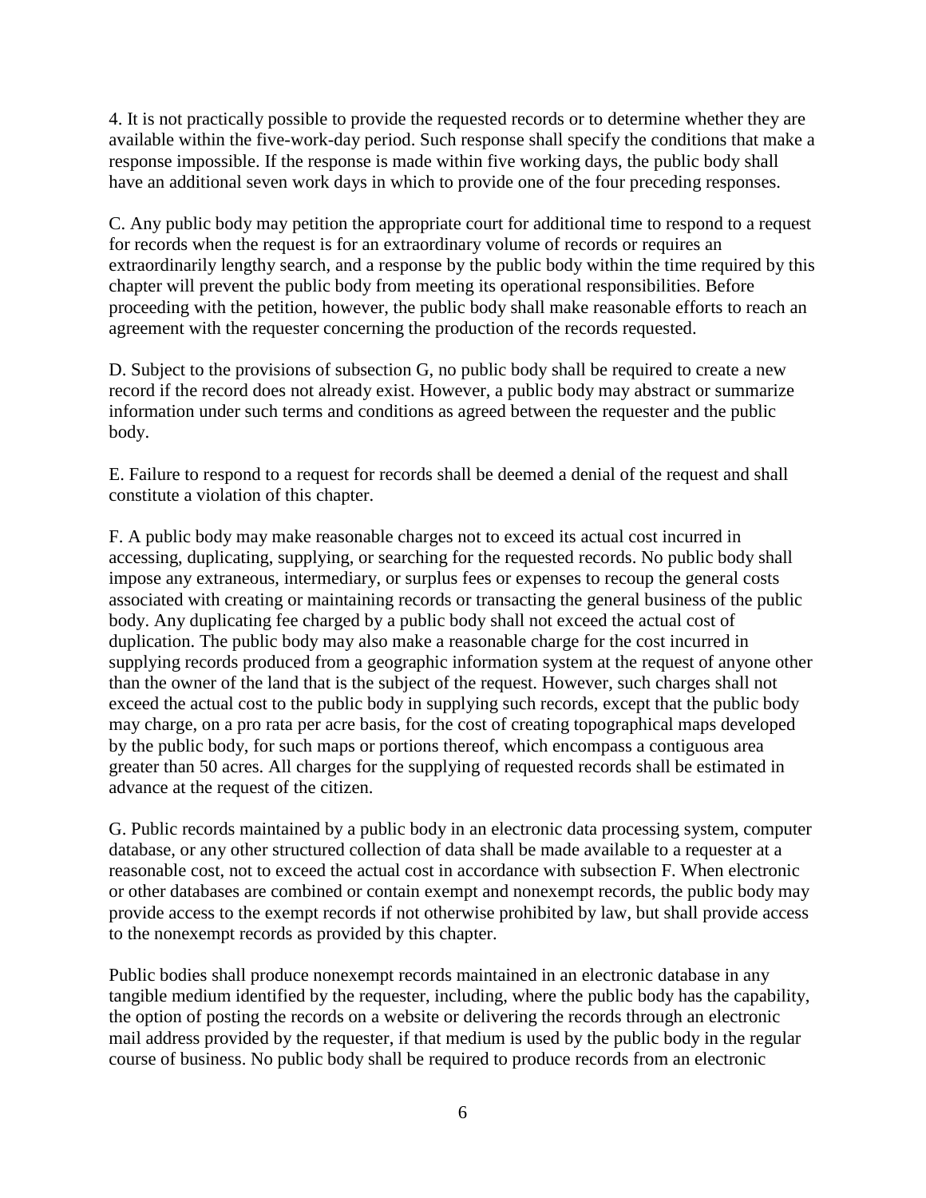4. It is not practically possible to provide the requested records or to determine whether they are available within the five-work-day period. Such response shall specify the conditions that make a response impossible. If the response is made within five working days, the public body shall have an additional seven work days in which to provide one of the four preceding responses.

C. Any public body may petition the appropriate court for additional time to respond to a request for records when the request is for an extraordinary volume of records or requires an extraordinarily lengthy search, and a response by the public body within the time required by this chapter will prevent the public body from meeting its operational responsibilities. Before proceeding with the petition, however, the public body shall make reasonable efforts to reach an agreement with the requester concerning the production of the records requested.

D. Subject to the provisions of subsection G, no public body shall be required to create a new record if the record does not already exist. However, a public body may abstract or summarize information under such terms and conditions as agreed between the requester and the public body.

E. Failure to respond to a request for records shall be deemed a denial of the request and shall constitute a violation of this chapter.

F. A public body may make reasonable charges not to exceed its actual cost incurred in accessing, duplicating, supplying, or searching for the requested records. No public body shall impose any extraneous, intermediary, or surplus fees or expenses to recoup the general costs associated with creating or maintaining records or transacting the general business of the public body. Any duplicating fee charged by a public body shall not exceed the actual cost of duplication. The public body may also make a reasonable charge for the cost incurred in supplying records produced from a geographic information system at the request of anyone other than the owner of the land that is the subject of the request. However, such charges shall not exceed the actual cost to the public body in supplying such records, except that the public body may charge, on a pro rata per acre basis, for the cost of creating topographical maps developed by the public body, for such maps or portions thereof, which encompass a contiguous area greater than 50 acres. All charges for the supplying of requested records shall be estimated in advance at the request of the citizen.

G. Public records maintained by a public body in an electronic data processing system, computer database, or any other structured collection of data shall be made available to a requester at a reasonable cost, not to exceed the actual cost in accordance with subsection F. When electronic or other databases are combined or contain exempt and nonexempt records, the public body may provide access to the exempt records if not otherwise prohibited by law, but shall provide access to the nonexempt records as provided by this chapter.

Public bodies shall produce nonexempt records maintained in an electronic database in any tangible medium identified by the requester, including, where the public body has the capability, the option of posting the records on a website or delivering the records through an electronic mail address provided by the requester, if that medium is used by the public body in the regular course of business. No public body shall be required to produce records from an electronic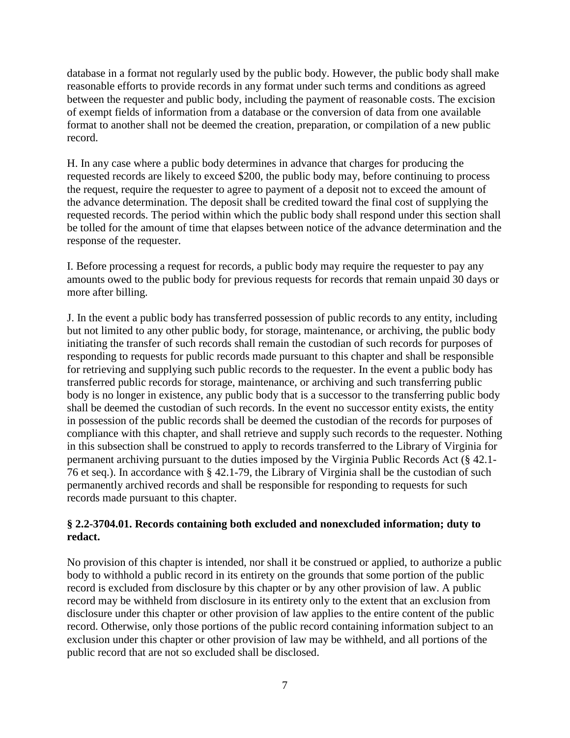database in a format not regularly used by the public body. However, the public body shall make reasonable efforts to provide records in any format under such terms and conditions as agreed between the requester and public body, including the payment of reasonable costs. The excision of exempt fields of information from a database or the conversion of data from one available format to another shall not be deemed the creation, preparation, or compilation of a new public record.

H. In any case where a public body determines in advance that charges for producing the requested records are likely to exceed $200, the public body may, before continuing to process the request, require the requester to agree to payment of a deposit not to exceed the amount of the advance determination. The deposit shall be credited toward the final cost of supplying the requested records. The period within which the public body shall respond under this section shall be tolled for the amount of time that elapses between notice of the advance determination and the response of the requester.

I. Before processing a request for records, a public body may require the requester to pay any amounts owed to the public body for previous requests for records that remain unpaid 30 days or more after billing.

J. In the event a public body has transferred possession of public records to any entity, including but not limited to any other public body, for storage, maintenance, or archiving, the public body initiating the transfer of such records shall remain the custodian of such records for purposes of responding to requests for public records made pursuant to this chapter and shall be responsible for retrieving and supplying such public records to the requester. In the event a public body has transferred public records for storage, maintenance, or archiving and such transferring public body is no longer in existence, any public body that is a successor to the transferring public body shall be deemed the custodian of such records. In the event no successor entity exists, the entity in possession of the public records shall be deemed the custodian of the records for purposes of compliance with this chapter, and shall retrieve and supply such records to the requester. Nothing in this subsection shall be construed to apply to records transferred to the Library of Virginia for permanent archiving pursuant to the duties imposed by the Virginia Public Records Act (§ 42.1-76 et seq.). In accordance with § 42.1-79, the Library of Virginia shall be the custodian of such permanently archived records and shall be responsible for responding to requests for such records made pursuant to this chapter.

**§ 2.2-3704.01. Records containing both excluded and nonexcluded information; duty to redact.**

No provision of this chapter is intended, nor shall it be construed or applied, to authorize a public body to withhold a public record in its entirety on the grounds that some portion of the public record is excluded from disclosure by this chapter or by any other provision of law. A public record may be withheld from disclosure in its entirety only to the extent that an exclusion from disclosure under this chapter or other provision of law applies to the entire content of the public record. Otherwise, only those portions of the public record containing information subject to an exclusion under this chapter or other provision of law may be withheld, and all portions of the public record that are not so excluded shall be disclosed.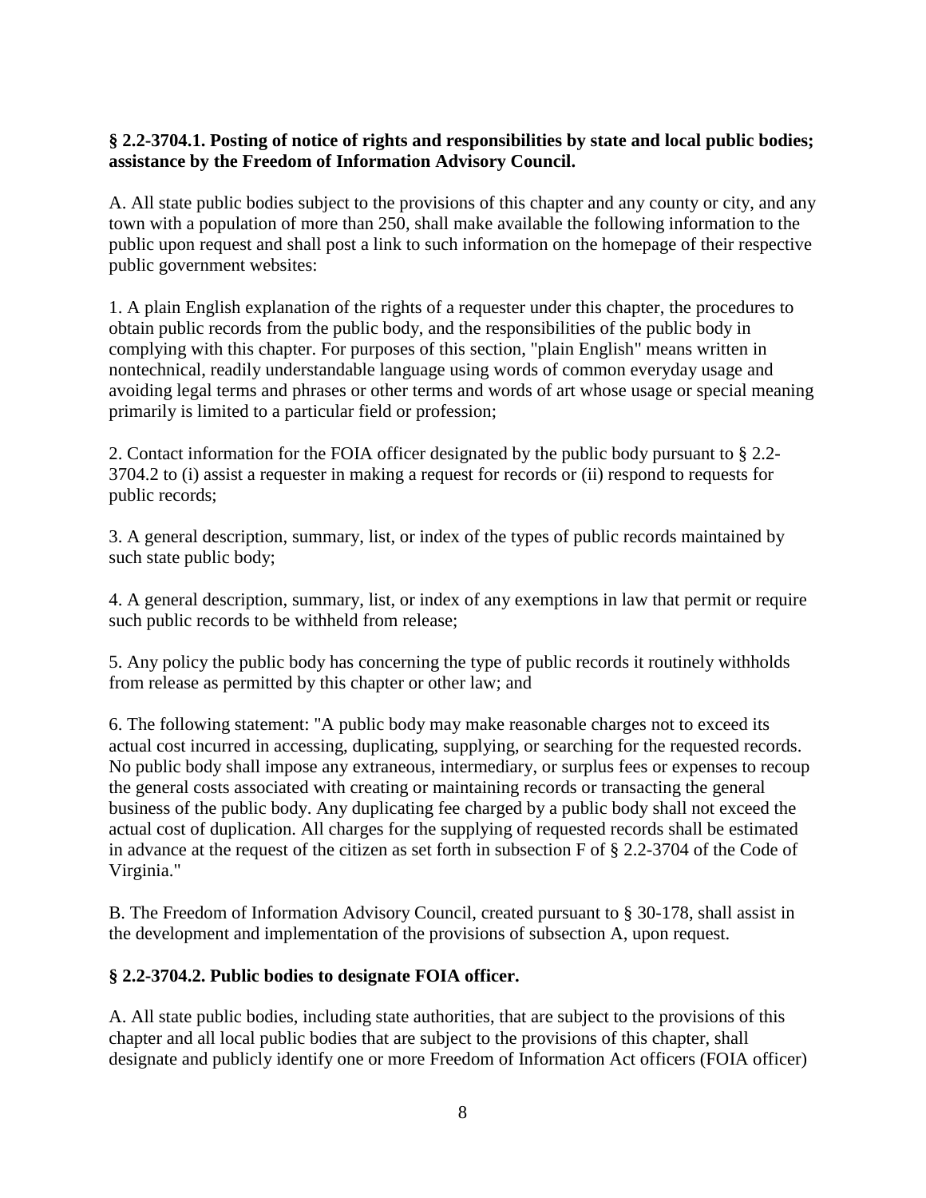**§ 2.2-3704.1. Posting of notice of rights and responsibilities by state and local public bodies; assistance by the Freedom of Information Advisory Council.**

A. All state public bodies subject to the provisions of this chapter and any county or city, and any town with a population of more than 250, shall make available the following information to the public upon request and shall post a link to such information on the homepage of their respective public government websites:

1. A plain English explanation of the rights of a requester under this chapter, the procedures to obtain public records from the public body, and the responsibilities of the public body in complying with this chapter. For purposes of this section, "plain English" means written in nontechnical, readily understandable language using words of common everyday usage and avoiding legal terms and phrases or other terms and words of art whose usage or special meaning primarily is limited to a particular field or profession;

2. Contact information for the FOIA officer designated by the public body pursuant to § 2.2-3704.2 to (i) assist a requester in making a request for records or (ii) respond to requests for public records;

3. A general description, summary, list, or index of the types of public records maintained by such state public body;

4. A general description, summary, list, or index of any exemptions in law that permit or require such public records to be withheld from release;

5. Any policy the public body has concerning the type of public records it routinely withholds from release as permitted by this chapter or other law; and

6. The following statement: "A public body may make reasonable charges not to exceed its actual cost incurred in accessing, duplicating, supplying, or searching for the requested records. No public body shall impose any extraneous, intermediary, or surplus fees or expenses to recoup the general costs associated with creating or maintaining records or transacting the general business of the public body. Any duplicating fee charged by a public body shall not exceed the actual cost of duplication. All charges for the supplying of requested records shall be estimated in advance at the request of the citizen as set forth in subsection F of § 2.2-3704 of the Code of Virginia."

B. The Freedom of Information Advisory Council, created pursuant to § 30-178, shall assist in the development and implementation of the provisions of subsection A, upon request.

**§ 2.2-3704.2. Public bodies to designate FOIA officer.**

A. All state public bodies, including state authorities, that are subject to the provisions of this chapter and all local public bodies that are subject to the provisions of this chapter, shall designate and publicly identify one or more Freedom of Information Act officers (FOIA officer)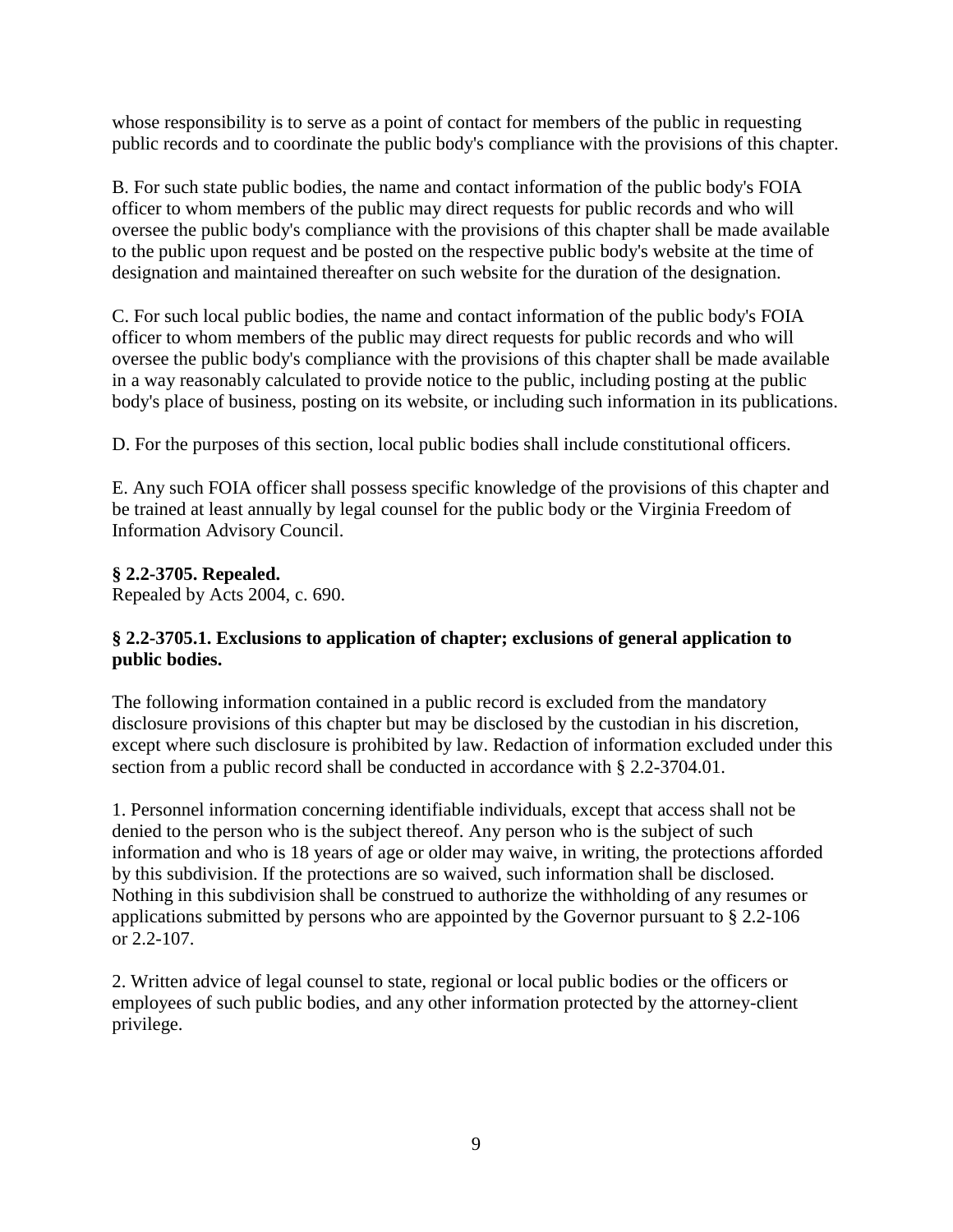whose responsibility is to serve as a point of contact for members of the public in requesting public records and to coordinate the public body's compliance with the provisions of this chapter.

B. For such state public bodies, the name and contact information of the public body's FOIA officer to whom members of the public may direct requests for public records and who will oversee the public body's compliance with the provisions of this chapter shall be made available to the public upon request and be posted on the respective public body's website at the time of designation and maintained thereafter on such website for the duration of the designation.

C. For such local public bodies, the name and contact information of the public body's FOIA officer to whom members of the public may direct requests for public records and who will oversee the public body's compliance with the provisions of this chapter shall be made available in a way reasonably calculated to provide notice to the public, including posting at the public body's place of business, posting on its website, or including such information in its publications.

D. For the purposes of this section, local public bodies shall include constitutional officers.

E. Any such FOIA officer shall possess specific knowledge of the provisions of this chapter and be trained at least annually by legal counsel for the public body or the Virginia Freedom of Information Advisory Council.

**§ 2.2-3705. Repealed.**
Repealed by Acts 2004, c. 690.

**§ 2.2-3705.1. Exclusions to application of chapter; exclusions of general application to public bodies.**

The following information contained in a public record is excluded from the mandatory disclosure provisions of this chapter but may be disclosed by the custodian in his discretion, except where such disclosure is prohibited by law. Redaction of information excluded under this section from a public record shall be conducted in accordance with § 2.2-3704.01.

1. Personnel information concerning identifiable individuals, except that access shall not be denied to the person who is the subject thereof. Any person who is the subject of such information and who is 18 years of age or older may waive, in writing, the protections afforded by this subdivision. If the protections are so waived, such information shall be disclosed. Nothing in this subdivision shall be construed to authorize the withholding of any resumes or applications submitted by persons who are appointed by the Governor pursuant to § 2.2-106 or 2.2-107.

2. Written advice of legal counsel to state, regional or local public bodies or the officers or employees of such public bodies, and any other information protected by the attorney-client privilege.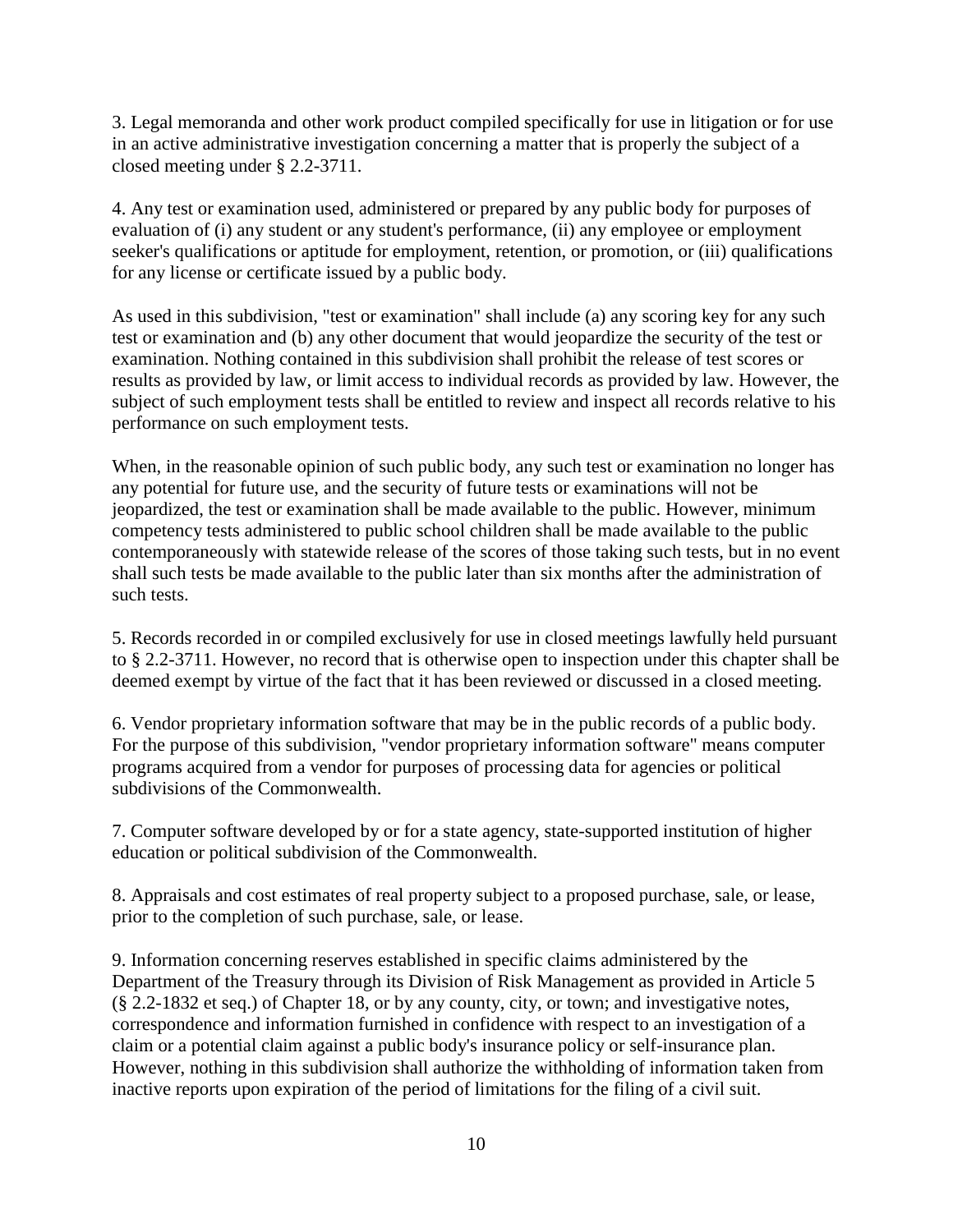3. Legal memoranda and other work product compiled specifically for use in litigation or for use in an active administrative investigation concerning a matter that is properly the subject of a closed meeting under § 2.2-3711.

4. Any test or examination used, administered or prepared by any public body for purposes of evaluation of (i) any student or any student's performance, (ii) any employee or employment seeker's qualifications or aptitude for employment, retention, or promotion, or (iii) qualifications for any license or certificate issued by a public body.

As used in this subdivision, "test or examination" shall include (a) any scoring key for any such test or examination and (b) any other document that would jeopardize the security of the test or examination. Nothing contained in this subdivision shall prohibit the release of test scores or results as provided by law, or limit access to individual records as provided by law. However, the subject of such employment tests shall be entitled to review and inspect all records relative to his performance on such employment tests.

When, in the reasonable opinion of such public body, any such test or examination no longer has any potential for future use, and the security of future tests or examinations will not be jeopardized, the test or examination shall be made available to the public. However, minimum competency tests administered to public school children shall be made available to the public contemporaneously with statewide release of the scores of those taking such tests, but in no event shall such tests be made available to the public later than six months after the administration of such tests.

5. Records recorded in or compiled exclusively for use in closed meetings lawfully held pursuant to § 2.2-3711. However, no record that is otherwise open to inspection under this chapter shall be deemed exempt by virtue of the fact that it has been reviewed or discussed in a closed meeting.

6. Vendor proprietary information software that may be in the public records of a public body. For the purpose of this subdivision, "vendor proprietary information software" means computer programs acquired from a vendor for purposes of processing data for agencies or political subdivisions of the Commonwealth.

7. Computer software developed by or for a state agency, state-supported institution of higher education or political subdivision of the Commonwealth.

8. Appraisals and cost estimates of real property subject to a proposed purchase, sale, or lease, prior to the completion of such purchase, sale, or lease.

9. Information concerning reserves established in specific claims administered by the Department of the Treasury through its Division of Risk Management as provided in Article 5 (§ 2.2-1832 et seq.) of Chapter 18, or by any county, city, or town; and investigative notes, correspondence and information furnished in confidence with respect to an investigation of a claim or a potential claim against a public body's insurance policy or self-insurance plan. However, nothing in this subdivision shall authorize the withholding of information taken from inactive reports upon expiration of the period of limitations for the filing of a civil suit.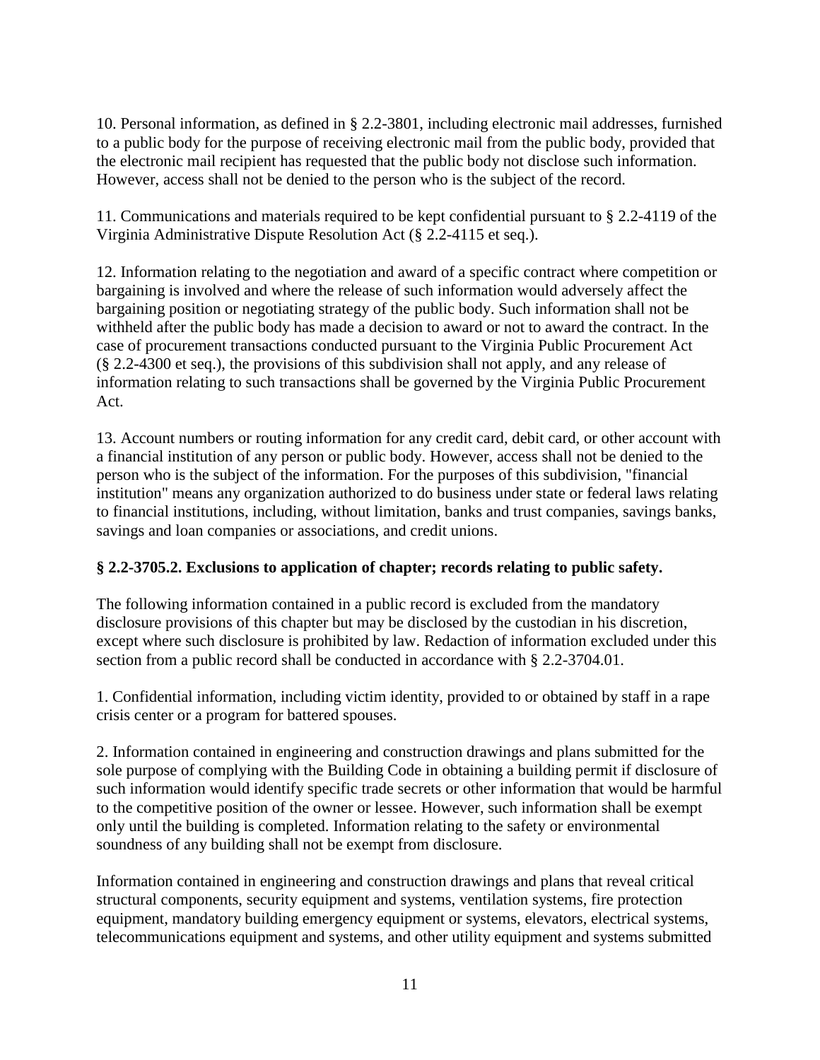10. Personal information, as defined in § 2.2-3801, including electronic mail addresses, furnished to a public body for the purpose of receiving electronic mail from the public body, provided that the electronic mail recipient has requested that the public body not disclose such information. However, access shall not be denied to the person who is the subject of the record.

11. Communications and materials required to be kept confidential pursuant to § 2.2-4119 of the Virginia Administrative Dispute Resolution Act (§ 2.2-4115 et seq.).

12. Information relating to the negotiation and award of a specific contract where competition or bargaining is involved and where the release of such information would adversely affect the bargaining position or negotiating strategy of the public body. Such information shall not be withheld after the public body has made a decision to award or not to award the contract. In the case of procurement transactions conducted pursuant to the Virginia Public Procurement Act (§ 2.2-4300 et seq.), the provisions of this subdivision shall not apply, and any release of information relating to such transactions shall be governed by the Virginia Public Procurement Act.

13. Account numbers or routing information for any credit card, debit card, or other account with a financial institution of any person or public body. However, access shall not be denied to the person who is the subject of the information. For the purposes of this subdivision, "financial institution" means any organization authorized to do business under state or federal laws relating to financial institutions, including, without limitation, banks and trust companies, savings banks, savings and loan companies or associations, and credit unions.

**§ 2.2-3705.2. Exclusions to application of chapter; records relating to public safety.**

The following information contained in a public record is excluded from the mandatory disclosure provisions of this chapter but may be disclosed by the custodian in his discretion, except where such disclosure is prohibited by law. Redaction of information excluded under this section from a public record shall be conducted in accordance with § 2.2-3704.01.

1. Confidential information, including victim identity, provided to or obtained by staff in a rape crisis center or a program for battered spouses.

2. Information contained in engineering and construction drawings and plans submitted for the sole purpose of complying with the Building Code in obtaining a building permit if disclosure of such information would identify specific trade secrets or other information that would be harmful to the competitive position of the owner or lessee. However, such information shall be exempt only until the building is completed. Information relating to the safety or environmental soundness of any building shall not be exempt from disclosure.

Information contained in engineering and construction drawings and plans that reveal critical structural components, security equipment and systems, ventilation systems, fire protection equipment, mandatory building emergency equipment or systems, elevators, electrical systems, telecommunications equipment and systems, and other utility equipment and systems submitted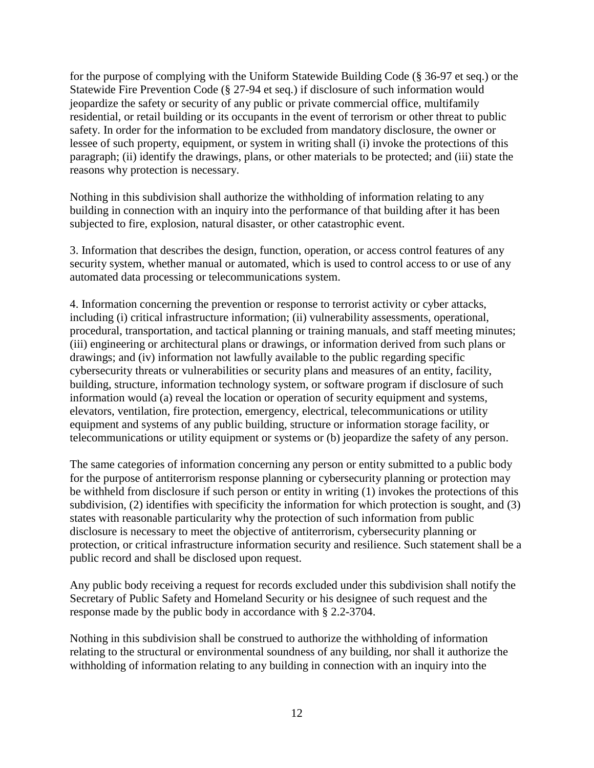for the purpose of complying with the Uniform Statewide Building Code (§ 36-97 et seq.) or the Statewide Fire Prevention Code (§ 27-94 et seq.) if disclosure of such information would jeopardize the safety or security of any public or private commercial office, multifamily residential, or retail building or its occupants in the event of terrorism or other threat to public safety. In order for the information to be excluded from mandatory disclosure, the owner or lessee of such property, equipment, or system in writing shall (i) invoke the protections of this paragraph; (ii) identify the drawings, plans, or other materials to be protected; and (iii) state the reasons why protection is necessary.

Nothing in this subdivision shall authorize the withholding of information relating to any building in connection with an inquiry into the performance of that building after it has been subjected to fire, explosion, natural disaster, or other catastrophic event.

3. Information that describes the design, function, operation, or access control features of any security system, whether manual or automated, which is used to control access to or use of any automated data processing or telecommunications system.

4. Information concerning the prevention or response to terrorist activity or cyber attacks, including (i) critical infrastructure information; (ii) vulnerability assessments, operational, procedural, transportation, and tactical planning or training manuals, and staff meeting minutes; (iii) engineering or architectural plans or drawings, or information derived from such plans or drawings; and (iv) information not lawfully available to the public regarding specific cybersecurity threats or vulnerabilities or security plans and measures of an entity, facility, building, structure, information technology system, or software program if disclosure of such information would (a) reveal the location or operation of security equipment and systems, elevators, ventilation, fire protection, emergency, electrical, telecommunications or utility equipment and systems of any public building, structure or information storage facility, or telecommunications or utility equipment or systems or (b) jeopardize the safety of any person.

The same categories of information concerning any person or entity submitted to a public body for the purpose of antiterrorism response planning or cybersecurity planning or protection may be withheld from disclosure if such person or entity in writing (1) invokes the protections of this subdivision, (2) identifies with specificity the information for which protection is sought, and (3) states with reasonable particularity why the protection of such information from public disclosure is necessary to meet the objective of antiterrorism, cybersecurity planning or protection, or critical infrastructure information security and resilience. Such statement shall be a public record and shall be disclosed upon request.

Any public body receiving a request for records excluded under this subdivision shall notify the Secretary of Public Safety and Homeland Security or his designee of such request and the response made by the public body in accordance with § 2.2-3704.

Nothing in this subdivision shall be construed to authorize the withholding of information relating to the structural or environmental soundness of any building, nor shall it authorize the withholding of information relating to any building in connection with an inquiry into the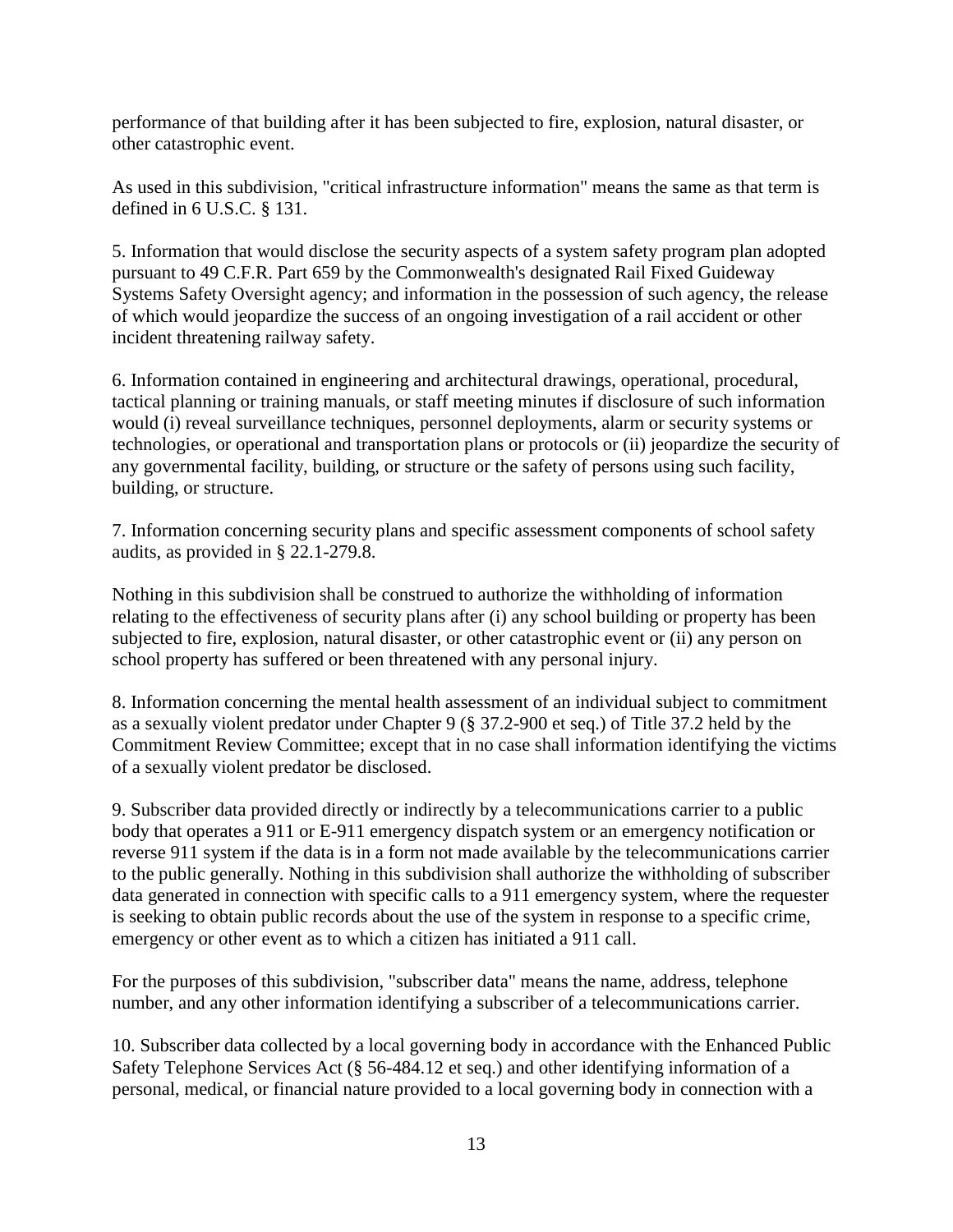performance of that building after it has been subjected to fire, explosion, natural disaster, or other catastrophic event.

As used in this subdivision, "critical infrastructure information" means the same as that term is defined in 6 U.S.C. § 131.

5. Information that would disclose the security aspects of a system safety program plan adopted pursuant to 49 C.F.R. Part 659 by the Commonwealth's designated Rail Fixed Guideway Systems Safety Oversight agency; and information in the possession of such agency, the release of which would jeopardize the success of an ongoing investigation of a rail accident or other incident threatening railway safety.

6. Information contained in engineering and architectural drawings, operational, procedural, tactical planning or training manuals, or staff meeting minutes if disclosure of such information would (i) reveal surveillance techniques, personnel deployments, alarm or security systems or technologies, or operational and transportation plans or protocols or (ii) jeopardize the security of any governmental facility, building, or structure or the safety of persons using such facility, building, or structure.

7. Information concerning security plans and specific assessment components of school safety audits, as provided in § 22.1-279.8.

Nothing in this subdivision shall be construed to authorize the withholding of information relating to the effectiveness of security plans after (i) any school building or property has been subjected to fire, explosion, natural disaster, or other catastrophic event or (ii) any person on school property has suffered or been threatened with any personal injury.

8. Information concerning the mental health assessment of an individual subject to commitment as a sexually violent predator under Chapter 9 (§ 37.2-900 et seq.) of Title 37.2 held by the Commitment Review Committee; except that in no case shall information identifying the victims of a sexually violent predator be disclosed.

9. Subscriber data provided directly or indirectly by a telecommunications carrier to a public body that operates a 911 or E-911 emergency dispatch system or an emergency notification or reverse 911 system if the data is in a form not made available by the telecommunications carrier to the public generally. Nothing in this subdivision shall authorize the withholding of subscriber data generated in connection with specific calls to a 911 emergency system, where the requester is seeking to obtain public records about the use of the system in response to a specific crime, emergency or other event as to which a citizen has initiated a 911 call.

For the purposes of this subdivision, "subscriber data" means the name, address, telephone number, and any other information identifying a subscriber of a telecommunications carrier.

10. Subscriber data collected by a local governing body in accordance with the Enhanced Public Safety Telephone Services Act (§ 56-484.12 et seq.) and other identifying information of a personal, medical, or financial nature provided to a local governing body in connection with a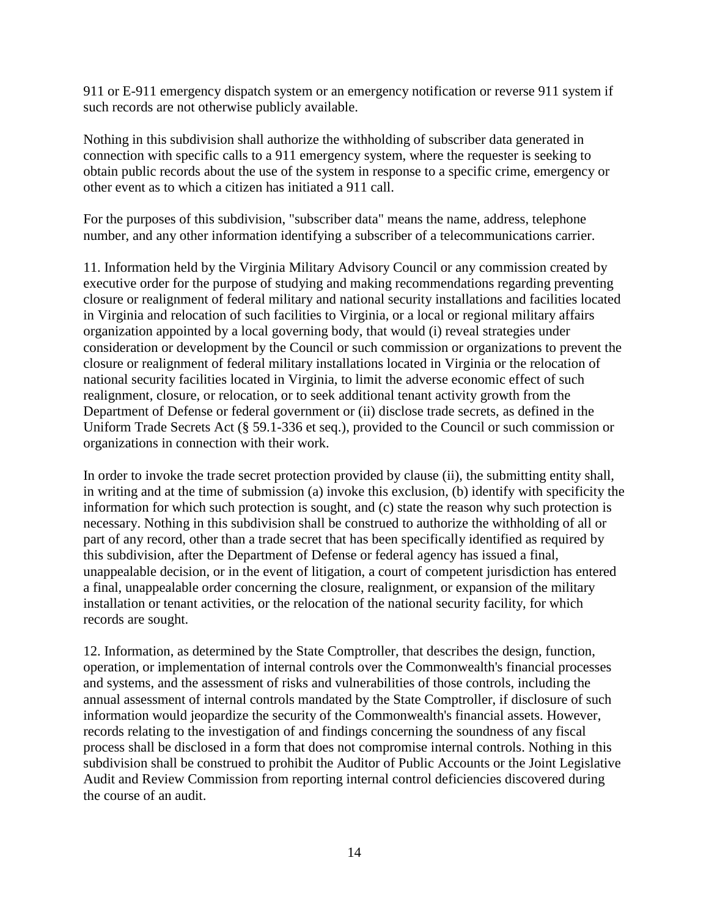911 or E-911 emergency dispatch system or an emergency notification or reverse 911 system if such records are not otherwise publicly available.

Nothing in this subdivision shall authorize the withholding of subscriber data generated in connection with specific calls to a 911 emergency system, where the requester is seeking to obtain public records about the use of the system in response to a specific crime, emergency or other event as to which a citizen has initiated a 911 call.

For the purposes of this subdivision, "subscriber data" means the name, address, telephone number, and any other information identifying a subscriber of a telecommunications carrier.

11. Information held by the Virginia Military Advisory Council or any commission created by executive order for the purpose of studying and making recommendations regarding preventing closure or realignment of federal military and national security installations and facilities located in Virginia and relocation of such facilities to Virginia, or a local or regional military affairs organization appointed by a local governing body, that would (i) reveal strategies under consideration or development by the Council or such commission or organizations to prevent the closure or realignment of federal military installations located in Virginia or the relocation of national security facilities located in Virginia, to limit the adverse economic effect of such realignment, closure, or relocation, or to seek additional tenant activity growth from the Department of Defense or federal government or (ii) disclose trade secrets, as defined in the Uniform Trade Secrets Act (§ 59.1-336 et seq.), provided to the Council or such commission or organizations in connection with their work.

In order to invoke the trade secret protection provided by clause (ii), the submitting entity shall, in writing and at the time of submission (a) invoke this exclusion, (b) identify with specificity the information for which such protection is sought, and (c) state the reason why such protection is necessary. Nothing in this subdivision shall be construed to authorize the withholding of all or part of any record, other than a trade secret that has been specifically identified as required by this subdivision, after the Department of Defense or federal agency has issued a final, unappealable decision, or in the event of litigation, a court of competent jurisdiction has entered a final, unappealable order concerning the closure, realignment, or expansion of the military installation or tenant activities, or the relocation of the national security facility, for which records are sought.

12. Information, as determined by the State Comptroller, that describes the design, function, operation, or implementation of internal controls over the Commonwealth's financial processes and systems, and the assessment of risks and vulnerabilities of those controls, including the annual assessment of internal controls mandated by the State Comptroller, if disclosure of such information would jeopardize the security of the Commonwealth's financial assets. However, records relating to the investigation of and findings concerning the soundness of any fiscal process shall be disclosed in a form that does not compromise internal controls. Nothing in this subdivision shall be construed to prohibit the Auditor of Public Accounts or the Joint Legislative Audit and Review Commission from reporting internal control deficiencies discovered during the course of an audit.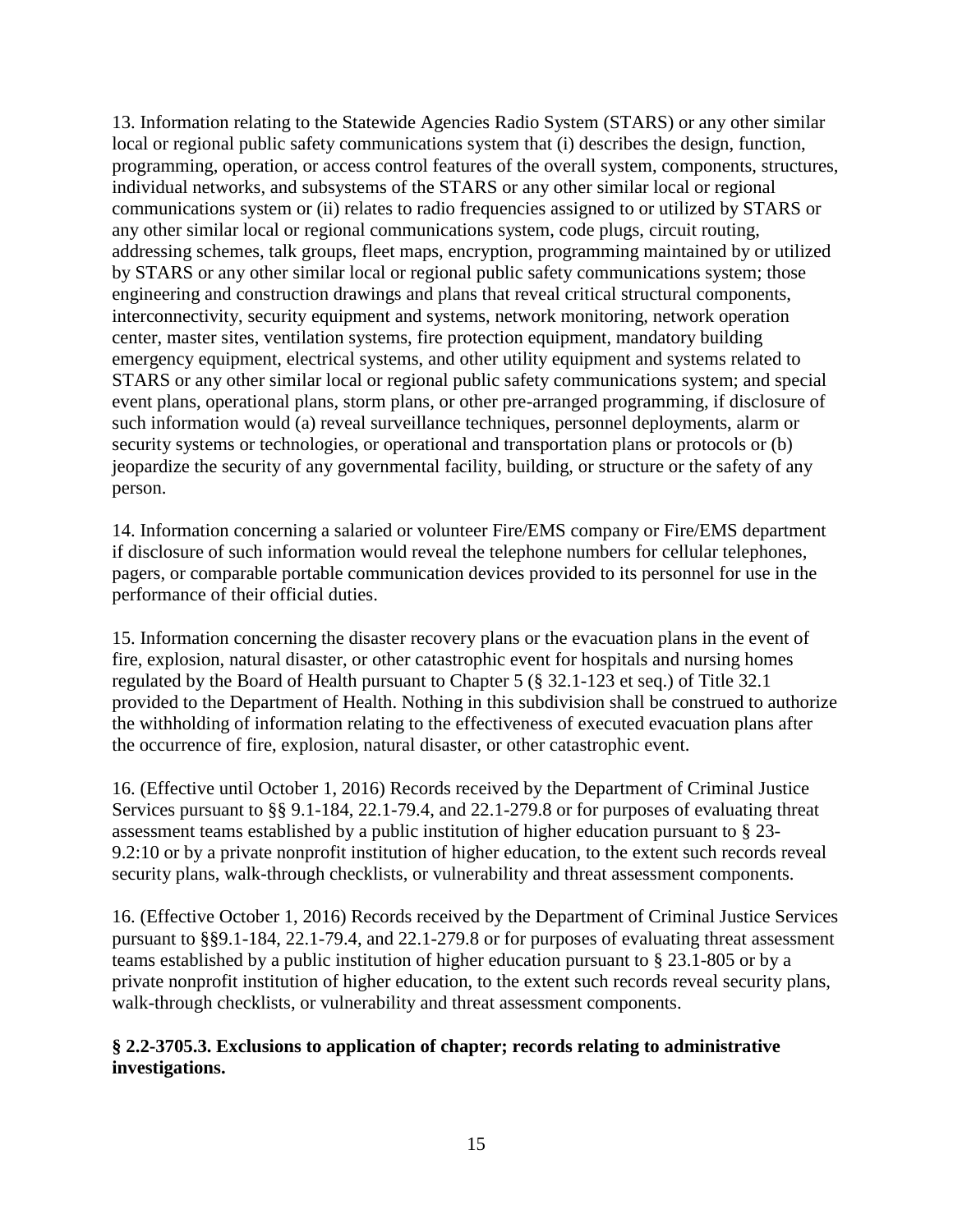13. Information relating to the Statewide Agencies Radio System (STARS) or any other similar local or regional public safety communications system that (i) describes the design, function, programming, operation, or access control features of the overall system, components, structures, individual networks, and subsystems of the STARS or any other similar local or regional communications system or (ii) relates to radio frequencies assigned to or utilized by STARS or any other similar local or regional communications system, code plugs, circuit routing, addressing schemes, talk groups, fleet maps, encryption, programming maintained by or utilized by STARS or any other similar local or regional public safety communications system; those engineering and construction drawings and plans that reveal critical structural components, interconnectivity, security equipment and systems, network monitoring, network operation center, master sites, ventilation systems, fire protection equipment, mandatory building emergency equipment, electrical systems, and other utility equipment and systems related to STARS or any other similar local or regional public safety communications system; and special event plans, operational plans, storm plans, or other pre-arranged programming, if disclosure of such information would (a) reveal surveillance techniques, personnel deployments, alarm or security systems or technologies, or operational and transportation plans or protocols or (b) jeopardize the security of any governmental facility, building, or structure or the safety of any person.

14. Information concerning a salaried or volunteer Fire/EMS company or Fire/EMS department if disclosure of such information would reveal the telephone numbers for cellular telephones, pagers, or comparable portable communication devices provided to its personnel for use in the performance of their official duties.

15. Information concerning the disaster recovery plans or the evacuation plans in the event of fire, explosion, natural disaster, or other catastrophic event for hospitals and nursing homes regulated by the Board of Health pursuant to Chapter 5 (§ 32.1-123 et seq.) of Title 32.1 provided to the Department of Health. Nothing in this subdivision shall be construed to authorize the withholding of information relating to the effectiveness of executed evacuation plans after the occurrence of fire, explosion, natural disaster, or other catastrophic event.

16. (Effective until October 1, 2016) Records received by the Department of Criminal Justice Services pursuant to §§ 9.1-184, 22.1-79.4, and 22.1-279.8 or for purposes of evaluating threat assessment teams established by a public institution of higher education pursuant to § 23-9.2:10 or by a private nonprofit institution of higher education, to the extent such records reveal security plans, walk-through checklists, or vulnerability and threat assessment components.

16. (Effective October 1, 2016) Records received by the Department of Criminal Justice Services pursuant to §§9.1-184, 22.1-79.4, and 22.1-279.8 or for purposes of evaluating threat assessment teams established by a public institution of higher education pursuant to § 23.1-805 or by a private nonprofit institution of higher education, to the extent such records reveal security plans, walk-through checklists, or vulnerability and threat assessment components.

**§ 2.2-3705.3. Exclusions to application of chapter; records relating to administrative investigations.**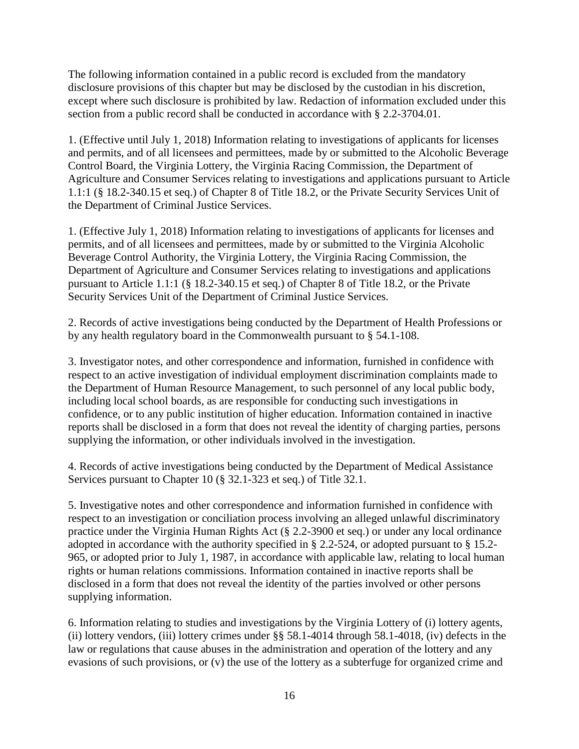The following information contained in a public record is excluded from the mandatory disclosure provisions of this chapter but may be disclosed by the custodian in his discretion, except where such disclosure is prohibited by law. Redaction of information excluded under this section from a public record shall be conducted in accordance with § 2.2-3704.01.

1. (Effective until July 1, 2018) Information relating to investigations of applicants for licenses and permits, and of all licensees and permittees, made by or submitted to the Alcoholic Beverage Control Board, the Virginia Lottery, the Virginia Racing Commission, the Department of Agriculture and Consumer Services relating to investigations and applications pursuant to Article 1.1:1 (§ 18.2-340.15 et seq.) of Chapter 8 of Title 18.2, or the Private Security Services Unit of the Department of Criminal Justice Services.

1. (Effective July 1, 2018) Information relating to investigations of applicants for licenses and permits, and of all licensees and permittees, made by or submitted to the Virginia Alcoholic Beverage Control Authority, the Virginia Lottery, the Virginia Racing Commission, the Department of Agriculture and Consumer Services relating to investigations and applications pursuant to Article 1.1:1 (§ 18.2-340.15 et seq.) of Chapter 8 of Title 18.2, or the Private Security Services Unit of the Department of Criminal Justice Services.

2. Records of active investigations being conducted by the Department of Health Professions or by any health regulatory board in the Commonwealth pursuant to § 54.1-108.

3. Investigator notes, and other correspondence and information, furnished in confidence with respect to an active investigation of individual employment discrimination complaints made to the Department of Human Resource Management, to such personnel of any local public body, including local school boards, as are responsible for conducting such investigations in confidence, or to any public institution of higher education. Information contained in inactive reports shall be disclosed in a form that does not reveal the identity of charging parties, persons supplying the information, or other individuals involved in the investigation.

4. Records of active investigations being conducted by the Department of Medical Assistance Services pursuant to Chapter 10 (§ 32.1-323 et seq.) of Title 32.1.

5. Investigative notes and other correspondence and information furnished in confidence with respect to an investigation or conciliation process involving an alleged unlawful discriminatory practice under the Virginia Human Rights Act (§ 2.2-3900 et seq.) or under any local ordinance adopted in accordance with the authority specified in § 2.2-524, or adopted pursuant to § 15.2-965, or adopted prior to July 1, 1987, in accordance with applicable law, relating to local human rights or human relations commissions. Information contained in inactive reports shall be disclosed in a form that does not reveal the identity of the parties involved or other persons supplying information.

6. Information relating to studies and investigations by the Virginia Lottery of (i) lottery agents, (ii) lottery vendors, (iii) lottery crimes under §§ 58.1-4014 through 58.1-4018, (iv) defects in the law or regulations that cause abuses in the administration and operation of the lottery and any evasions of such provisions, or (v) the use of the lottery as a subterfuge for organized crime and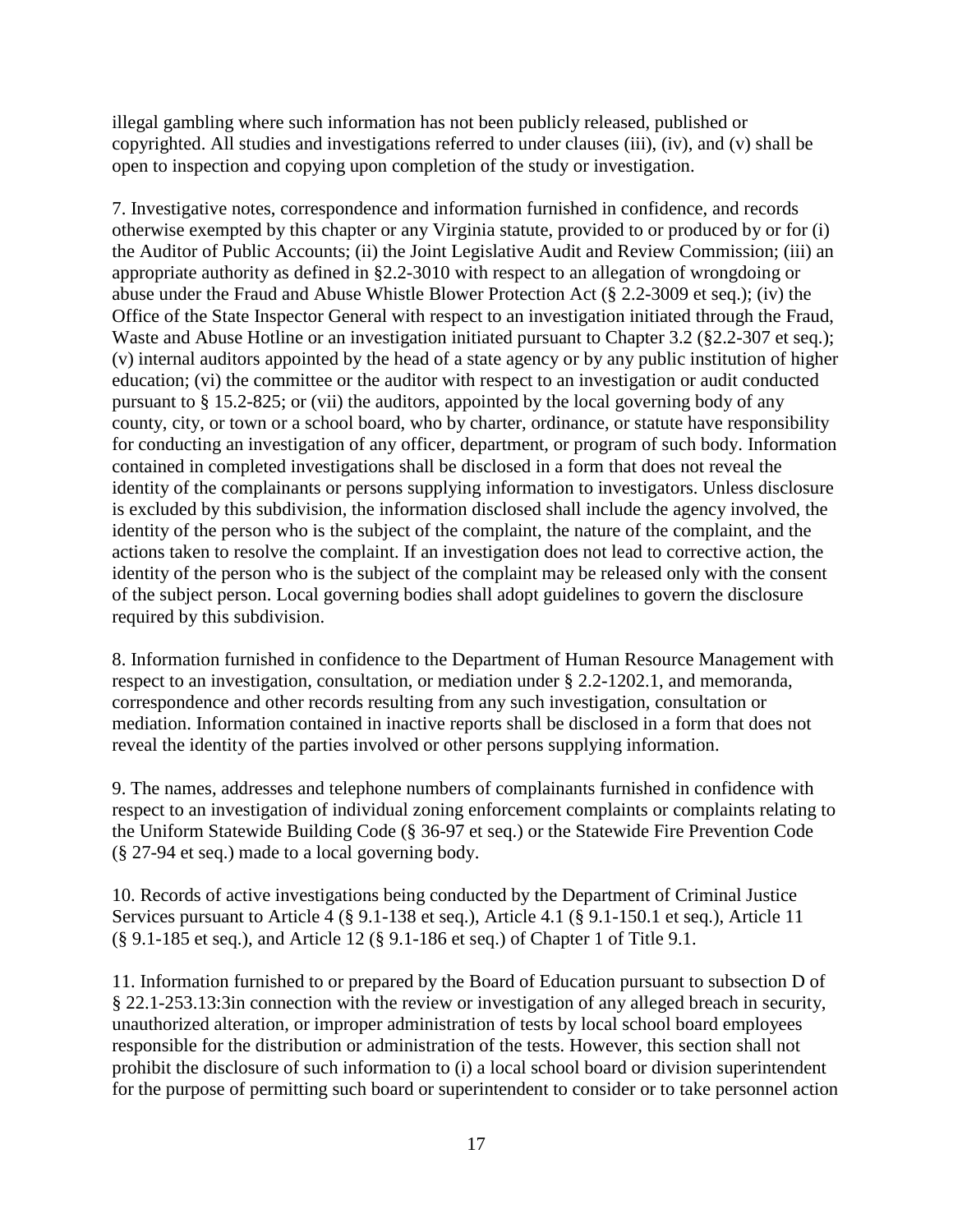illegal gambling where such information has not been publicly released, published or copyrighted. All studies and investigations referred to under clauses (iii), (iv), and (v) shall be open to inspection and copying upon completion of the study or investigation.

7. Investigative notes, correspondence and information furnished in confidence, and records otherwise exempted by this chapter or any Virginia statute, provided to or produced by or for (i) the Auditor of Public Accounts; (ii) the Joint Legislative Audit and Review Commission; (iii) an appropriate authority as defined in §2.2-3010 with respect to an allegation of wrongdoing or abuse under the Fraud and Abuse Whistle Blower Protection Act (§ 2.2-3009 et seq.); (iv) the Office of the State Inspector General with respect to an investigation initiated through the Fraud, Waste and Abuse Hotline or an investigation initiated pursuant to Chapter 3.2 (§2.2-307 et seq.); (v) internal auditors appointed by the head of a state agency or by any public institution of higher education; (vi) the committee or the auditor with respect to an investigation or audit conducted pursuant to § 15.2-825; or (vii) the auditors, appointed by the local governing body of any county, city, or town or a school board, who by charter, ordinance, or statute have responsibility for conducting an investigation of any officer, department, or program of such body. Information contained in completed investigations shall be disclosed in a form that does not reveal the identity of the complainants or persons supplying information to investigators. Unless disclosure is excluded by this subdivision, the information disclosed shall include the agency involved, the identity of the person who is the subject of the complaint, the nature of the complaint, and the actions taken to resolve the complaint. If an investigation does not lead to corrective action, the identity of the person who is the subject of the complaint may be released only with the consent of the subject person. Local governing bodies shall adopt guidelines to govern the disclosure required by this subdivision.

8. Information furnished in confidence to the Department of Human Resource Management with respect to an investigation, consultation, or mediation under § 2.2-1202.1, and memoranda, correspondence and other records resulting from any such investigation, consultation or mediation. Information contained in inactive reports shall be disclosed in a form that does not reveal the identity of the parties involved or other persons supplying information.

9. The names, addresses and telephone numbers of complainants furnished in confidence with respect to an investigation of individual zoning enforcement complaints or complaints relating to the Uniform Statewide Building Code (§ 36-97 et seq.) or the Statewide Fire Prevention Code (§ 27-94 et seq.) made to a local governing body.

10. Records of active investigations being conducted by the Department of Criminal Justice Services pursuant to Article 4 (§ 9.1-138 et seq.), Article 4.1 (§ 9.1-150.1 et seq.), Article 11 (§ 9.1-185 et seq.), and Article 12 (§ 9.1-186 et seq.) of Chapter 1 of Title 9.1.

11. Information furnished to or prepared by the Board of Education pursuant to subsection D of § 22.1-253.13:3in connection with the review or investigation of any alleged breach in security, unauthorized alteration, or improper administration of tests by local school board employees responsible for the distribution or administration of the tests. However, this section shall not prohibit the disclosure of such information to (i) a local school board or division superintendent for the purpose of permitting such board or superintendent to consider or to take personnel action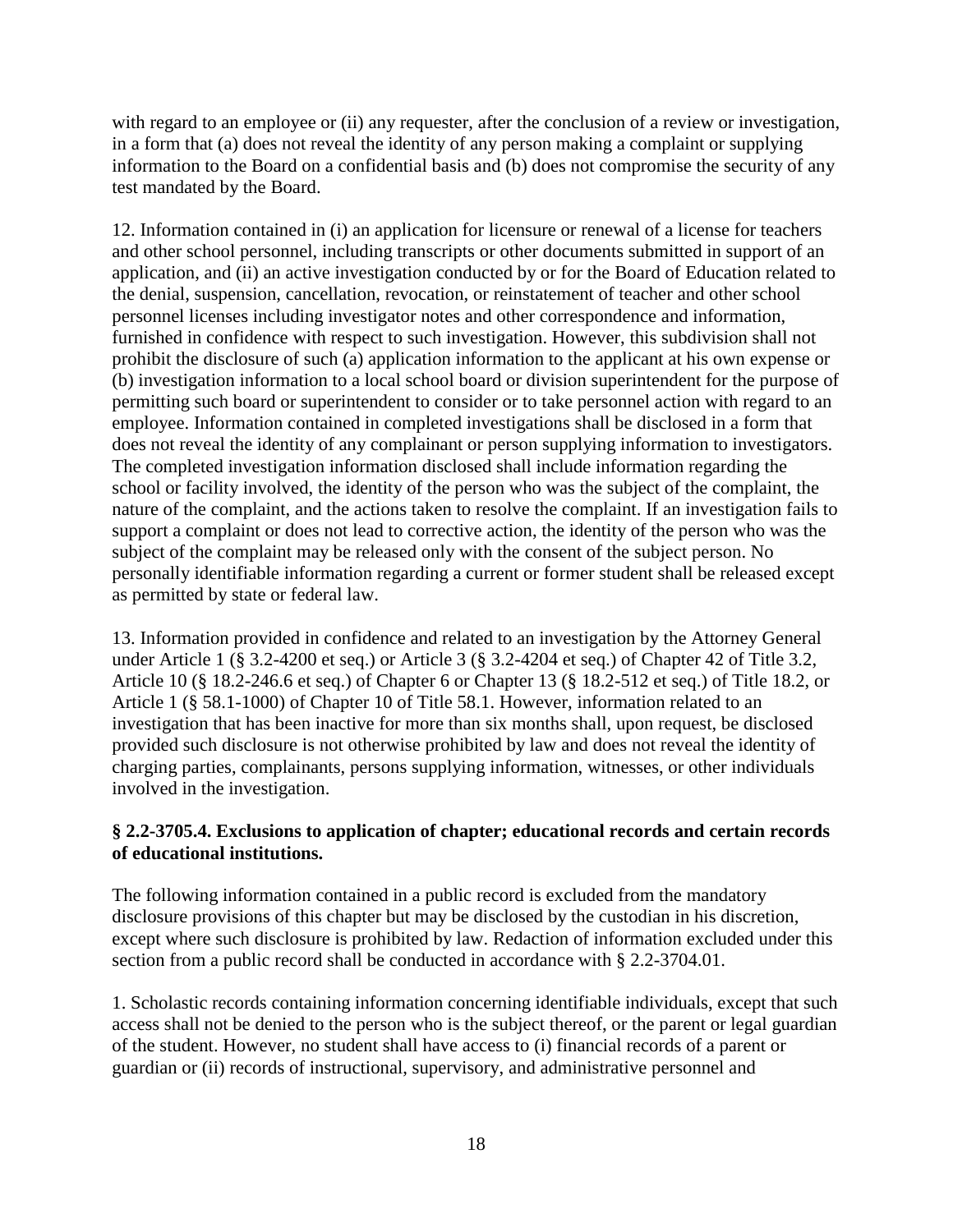with regard to an employee or (ii) any requester, after the conclusion of a review or investigation, in a form that (a) does not reveal the identity of any person making a complaint or supplying information to the Board on a confidential basis and (b) does not compromise the security of any test mandated by the Board.

12. Information contained in (i) an application for licensure or renewal of a license for teachers and other school personnel, including transcripts or other documents submitted in support of an application, and (ii) an active investigation conducted by or for the Board of Education related to the denial, suspension, cancellation, revocation, or reinstatement of teacher and other school personnel licenses including investigator notes and other correspondence and information, furnished in confidence with respect to such investigation. However, this subdivision shall not prohibit the disclosure of such (a) application information to the applicant at his own expense or (b) investigation information to a local school board or division superintendent for the purpose of permitting such board or superintendent to consider or to take personnel action with regard to an employee. Information contained in completed investigations shall be disclosed in a form that does not reveal the identity of any complainant or person supplying information to investigators. The completed investigation information disclosed shall include information regarding the school or facility involved, the identity of the person who was the subject of the complaint, the nature of the complaint, and the actions taken to resolve the complaint. If an investigation fails to support a complaint or does not lead to corrective action, the identity of the person who was the subject of the complaint may be released only with the consent of the subject person. No personally identifiable information regarding a current or former student shall be released except as permitted by state or federal law.

13. Information provided in confidence and related to an investigation by the Attorney General under Article 1 (§ 3.2-4200 et seq.) or Article 3 (§ 3.2-4204 et seq.) of Chapter 42 of Title 3.2, Article 10 (§ 18.2-246.6 et seq.) of Chapter 6 or Chapter 13 (§ 18.2-512 et seq.) of Title 18.2, or Article 1 (§ 58.1-1000) of Chapter 10 of Title 58.1. However, information related to an investigation that has been inactive for more than six months shall, upon request, be disclosed provided such disclosure is not otherwise prohibited by law and does not reveal the identity of charging parties, complainants, persons supplying information, witnesses, or other individuals involved in the investigation.

**§ 2.2-3705.4. Exclusions to application of chapter; educational records and certain records of educational institutions.**

The following information contained in a public record is excluded from the mandatory disclosure provisions of this chapter but may be disclosed by the custodian in his discretion, except where such disclosure is prohibited by law. Redaction of information excluded under this section from a public record shall be conducted in accordance with § 2.2-3704.01.

1. Scholastic records containing information concerning identifiable individuals, except that such access shall not be denied to the person who is the subject thereof, or the parent or legal guardian of the student. However, no student shall have access to (i) financial records of a parent or guardian or (ii) records of instructional, supervisory, and administrative personnel and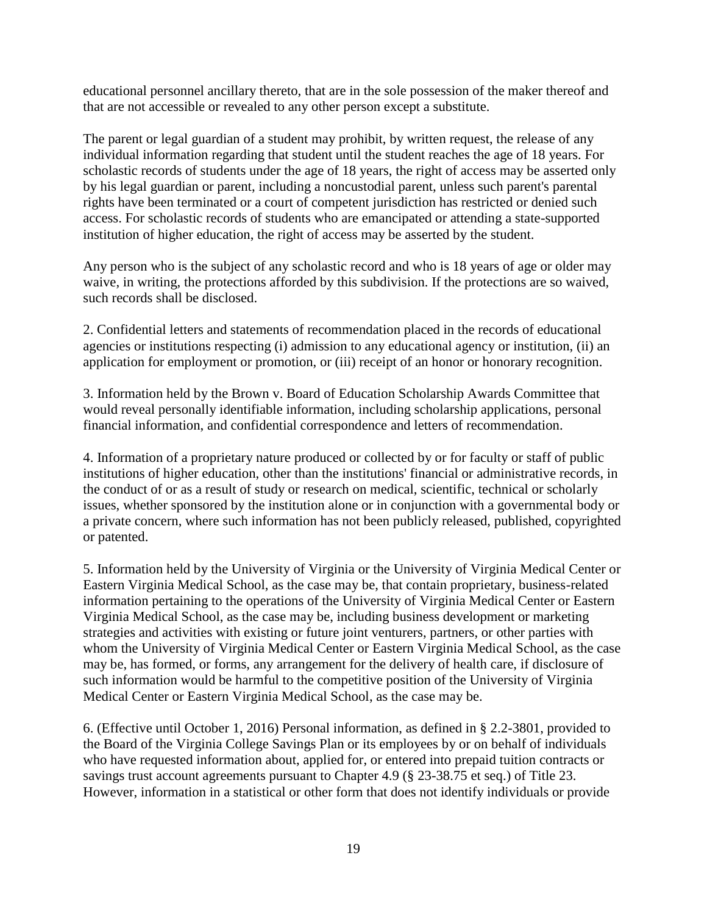educational personnel ancillary thereto, that are in the sole possession of the maker thereof and that are not accessible or revealed to any other person except a substitute.

The parent or legal guardian of a student may prohibit, by written request, the release of any individual information regarding that student until the student reaches the age of 18 years. For scholastic records of students under the age of 18 years, the right of access may be asserted only by his legal guardian or parent, including a noncustodial parent, unless such parent's parental rights have been terminated or a court of competent jurisdiction has restricted or denied such access. For scholastic records of students who are emancipated or attending a state-supported institution of higher education, the right of access may be asserted by the student.

Any person who is the subject of any scholastic record and who is 18 years of age or older may waive, in writing, the protections afforded by this subdivision. If the protections are so waived, such records shall be disclosed.

2. Confidential letters and statements of recommendation placed in the records of educational agencies or institutions respecting (i) admission to any educational agency or institution, (ii) an application for employment or promotion, or (iii) receipt of an honor or honorary recognition.

3. Information held by the Brown v. Board of Education Scholarship Awards Committee that would reveal personally identifiable information, including scholarship applications, personal financial information, and confidential correspondence and letters of recommendation.

4. Information of a proprietary nature produced or collected by or for faculty or staff of public institutions of higher education, other than the institutions' financial or administrative records, in the conduct of or as a result of study or research on medical, scientific, technical or scholarly issues, whether sponsored by the institution alone or in conjunction with a governmental body or a private concern, where such information has not been publicly released, published, copyrighted or patented.

5. Information held by the University of Virginia or the University of Virginia Medical Center or Eastern Virginia Medical School, as the case may be, that contain proprietary, business-related information pertaining to the operations of the University of Virginia Medical Center or Eastern Virginia Medical School, as the case may be, including business development or marketing strategies and activities with existing or future joint venturers, partners, or other parties with whom the University of Virginia Medical Center or Eastern Virginia Medical School, as the case may be, has formed, or forms, any arrangement for the delivery of health care, if disclosure of such information would be harmful to the competitive position of the University of Virginia Medical Center or Eastern Virginia Medical School, as the case may be.

6. (Effective until October 1, 2016) Personal information, as defined in § 2.2-3801, provided to the Board of the Virginia College Savings Plan or its employees by or on behalf of individuals who have requested information about, applied for, or entered into prepaid tuition contracts or savings trust account agreements pursuant to Chapter 4.9 (§ 23-38.75 et seq.) of Title 23. However, information in a statistical or other form that does not identify individuals or provide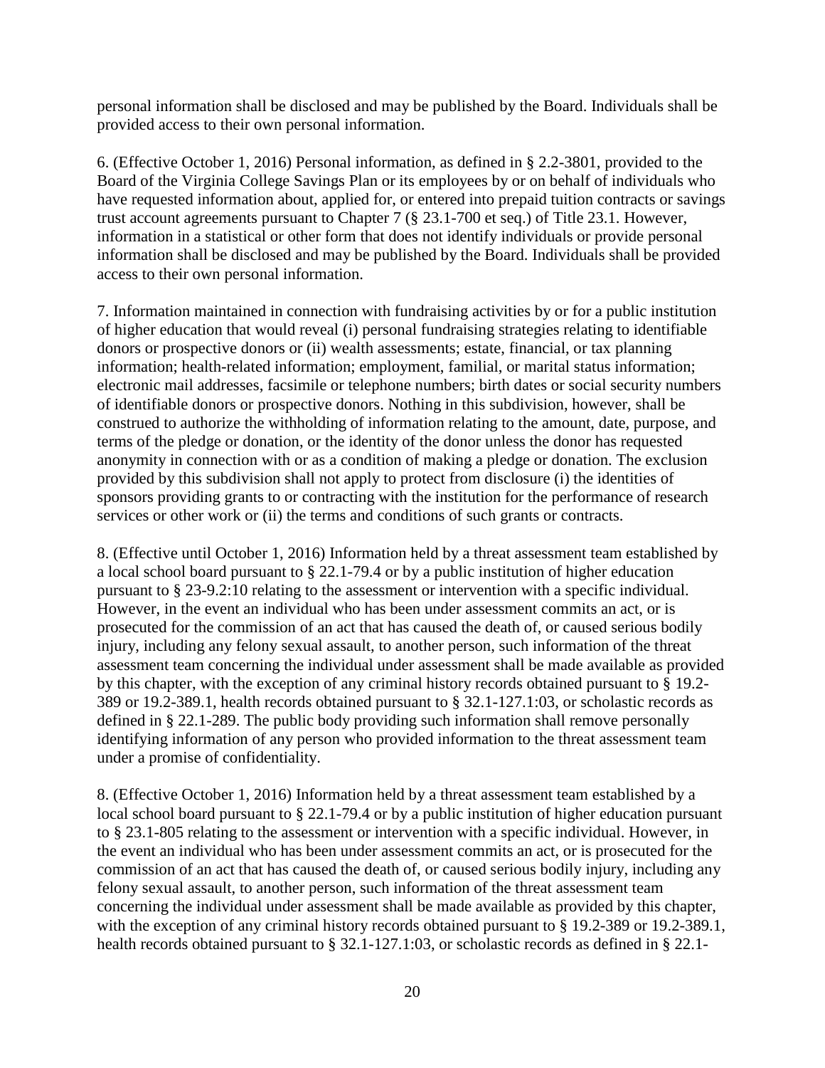personal information shall be disclosed and may be published by the Board. Individuals shall be provided access to their own personal information.

6. (Effective October 1, 2016) Personal information, as defined in § 2.2-3801, provided to the Board of the Virginia College Savings Plan or its employees by or on behalf of individuals who have requested information about, applied for, or entered into prepaid tuition contracts or savings trust account agreements pursuant to Chapter 7 (§ 23.1-700 et seq.) of Title 23.1. However, information in a statistical or other form that does not identify individuals or provide personal information shall be disclosed and may be published by the Board. Individuals shall be provided access to their own personal information.

7. Information maintained in connection with fundraising activities by or for a public institution of higher education that would reveal (i) personal fundraising strategies relating to identifiable donors or prospective donors or (ii) wealth assessments; estate, financial, or tax planning information; health-related information; employment, familial, or marital status information; electronic mail addresses, facsimile or telephone numbers; birth dates or social security numbers of identifiable donors or prospective donors. Nothing in this subdivision, however, shall be construed to authorize the withholding of information relating to the amount, date, purpose, and terms of the pledge or donation, or the identity of the donor unless the donor has requested anonymity in connection with or as a condition of making a pledge or donation. The exclusion provided by this subdivision shall not apply to protect from disclosure (i) the identities of sponsors providing grants to or contracting with the institution for the performance of research services or other work or (ii) the terms and conditions of such grants or contracts.

8. (Effective until October 1, 2016) Information held by a threat assessment team established by a local school board pursuant to § 22.1-79.4 or by a public institution of higher education pursuant to § 23-9.2:10 relating to the assessment or intervention with a specific individual. However, in the event an individual who has been under assessment commits an act, or is prosecuted for the commission of an act that has caused the death of, or caused serious bodily injury, including any felony sexual assault, to another person, such information of the threat assessment team concerning the individual under assessment shall be made available as provided by this chapter, with the exception of any criminal history records obtained pursuant to § 19.2-389 or 19.2-389.1, health records obtained pursuant to § 32.1-127.1:03, or scholastic records as defined in § 22.1-289. The public body providing such information shall remove personally identifying information of any person who provided information to the threat assessment team under a promise of confidentiality.

8. (Effective October 1, 2016) Information held by a threat assessment team established by a local school board pursuant to § 22.1-79.4 or by a public institution of higher education pursuant to § 23.1-805 relating to the assessment or intervention with a specific individual. However, in the event an individual who has been under assessment commits an act, or is prosecuted for the commission of an act that has caused the death of, or caused serious bodily injury, including any felony sexual assault, to another person, such information of the threat assessment team concerning the individual under assessment shall be made available as provided by this chapter, with the exception of any criminal history records obtained pursuant to § 19.2-389 or 19.2-389.1, health records obtained pursuant to § 32.1-127.1:03, or scholastic records as defined in § 22.1-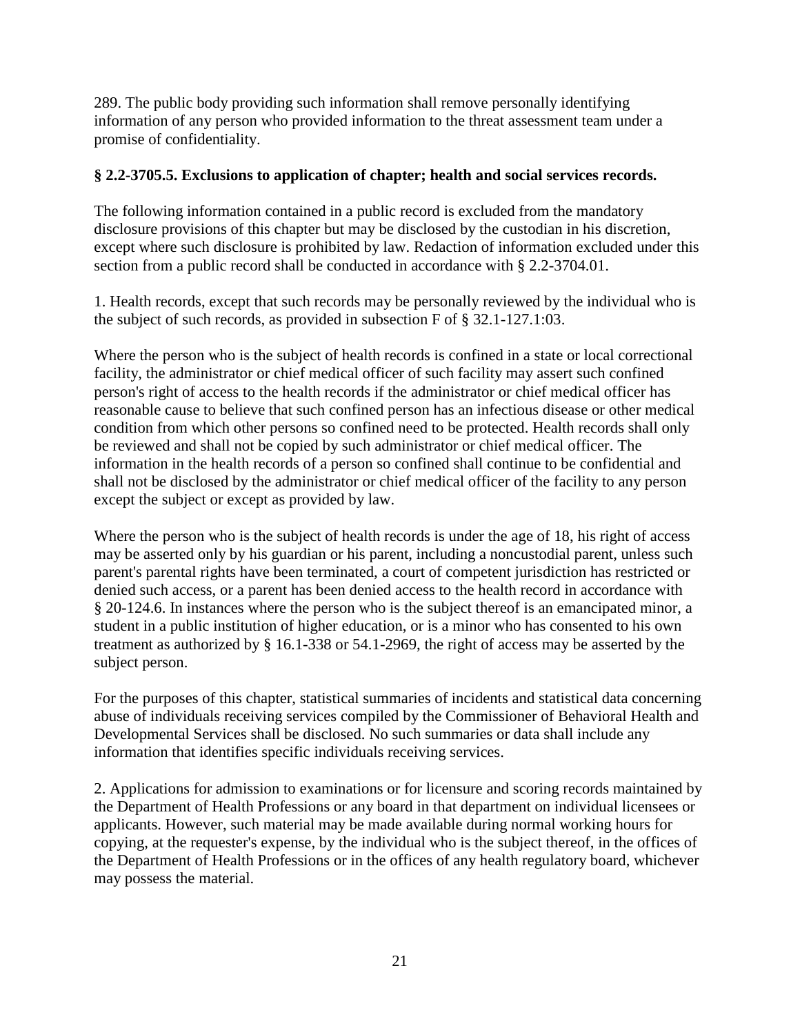289. The public body providing such information shall remove personally identifying information of any person who provided information to the threat assessment team under a promise of confidentiality.

**§ 2.2-3705.5. Exclusions to application of chapter; health and social services records.**

The following information contained in a public record is excluded from the mandatory disclosure provisions of this chapter but may be disclosed by the custodian in his discretion, except where such disclosure is prohibited by law. Redaction of information excluded under this section from a public record shall be conducted in accordance with § 2.2-3704.01.

1. Health records, except that such records may be personally reviewed by the individual who is the subject of such records, as provided in subsection F of § 32.1-127.1:03.

Where the person who is the subject of health records is confined in a state or local correctional facility, the administrator or chief medical officer of such facility may assert such confined person's right of access to the health records if the administrator or chief medical officer has reasonable cause to believe that such confined person has an infectious disease or other medical condition from which other persons so confined need to be protected. Health records shall only be reviewed and shall not be copied by such administrator or chief medical officer. The information in the health records of a person so confined shall continue to be confidential and shall not be disclosed by the administrator or chief medical officer of the facility to any person except the subject or except as provided by law.

Where the person who is the subject of health records is under the age of 18, his right of access may be asserted only by his guardian or his parent, including a noncustodial parent, unless such parent's parental rights have been terminated, a court of competent jurisdiction has restricted or denied such access, or a parent has been denied access to the health record in accordance with § 20-124.6. In instances where the person who is the subject thereof is an emancipated minor, a student in a public institution of higher education, or is a minor who has consented to his own treatment as authorized by § 16.1-338 or 54.1-2969, the right of access may be asserted by the subject person.

For the purposes of this chapter, statistical summaries of incidents and statistical data concerning abuse of individuals receiving services compiled by the Commissioner of Behavioral Health and Developmental Services shall be disclosed. No such summaries or data shall include any information that identifies specific individuals receiving services.

2. Applications for admission to examinations or for licensure and scoring records maintained by the Department of Health Professions or any board in that department on individual licensees or applicants. However, such material may be made available during normal working hours for copying, at the requester's expense, by the individual who is the subject thereof, in the offices of the Department of Health Professions or in the offices of any health regulatory board, whichever may possess the material.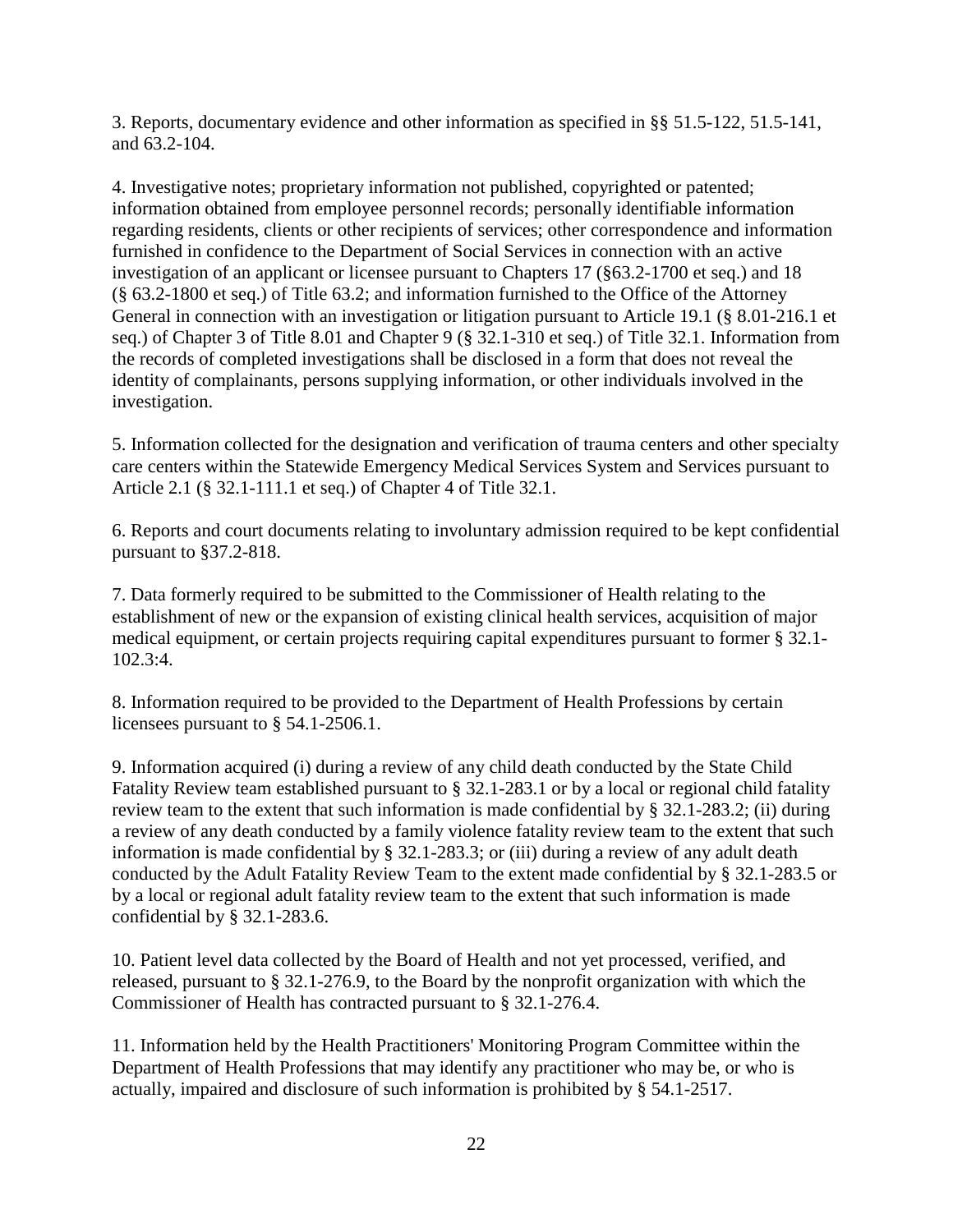3. Reports, documentary evidence and other information as specified in §§ 51.5-122, 51.5-141, and 63.2-104.

4. Investigative notes; proprietary information not published, copyrighted or patented; information obtained from employee personnel records; personally identifiable information regarding residents, clients or other recipients of services; other correspondence and information furnished in confidence to the Department of Social Services in connection with an active investigation of an applicant or licensee pursuant to Chapters 17 (§63.2-1700 et seq.) and 18 (§ 63.2-1800 et seq.) of Title 63.2; and information furnished to the Office of the Attorney General in connection with an investigation or litigation pursuant to Article 19.1 (§ 8.01-216.1 et seq.) of Chapter 3 of Title 8.01 and Chapter 9 (§ 32.1-310 et seq.) of Title 32.1. Information from the records of completed investigations shall be disclosed in a form that does not reveal the identity of complainants, persons supplying information, or other individuals involved in the investigation.

5. Information collected for the designation and verification of trauma centers and other specialty care centers within the Statewide Emergency Medical Services System and Services pursuant to Article 2.1 (§ 32.1-111.1 et seq.) of Chapter 4 of Title 32.1.

6. Reports and court documents relating to involuntary admission required to be kept confidential pursuant to §37.2-818.

7. Data formerly required to be submitted to the Commissioner of Health relating to the establishment of new or the expansion of existing clinical health services, acquisition of major medical equipment, or certain projects requiring capital expenditures pursuant to former § 32.1-102.3:4.

8. Information required to be provided to the Department of Health Professions by certain licensees pursuant to § 54.1-2506.1.

9. Information acquired (i) during a review of any child death conducted by the State Child Fatality Review team established pursuant to § 32.1-283.1 or by a local or regional child fatality review team to the extent that such information is made confidential by § 32.1-283.2; (ii) during a review of any death conducted by a family violence fatality review team to the extent that such information is made confidential by § 32.1-283.3; or (iii) during a review of any adult death conducted by the Adult Fatality Review Team to the extent made confidential by § 32.1-283.5 or by a local or regional adult fatality review team to the extent that such information is made confidential by § 32.1-283.6.

10. Patient level data collected by the Board of Health and not yet processed, verified, and released, pursuant to § 32.1-276.9, to the Board by the nonprofit organization with which the Commissioner of Health has contracted pursuant to § 32.1-276.4.

11. Information held by the Health Practitioners' Monitoring Program Committee within the Department of Health Professions that may identify any practitioner who may be, or who is actually, impaired and disclosure of such information is prohibited by § 54.1-2517.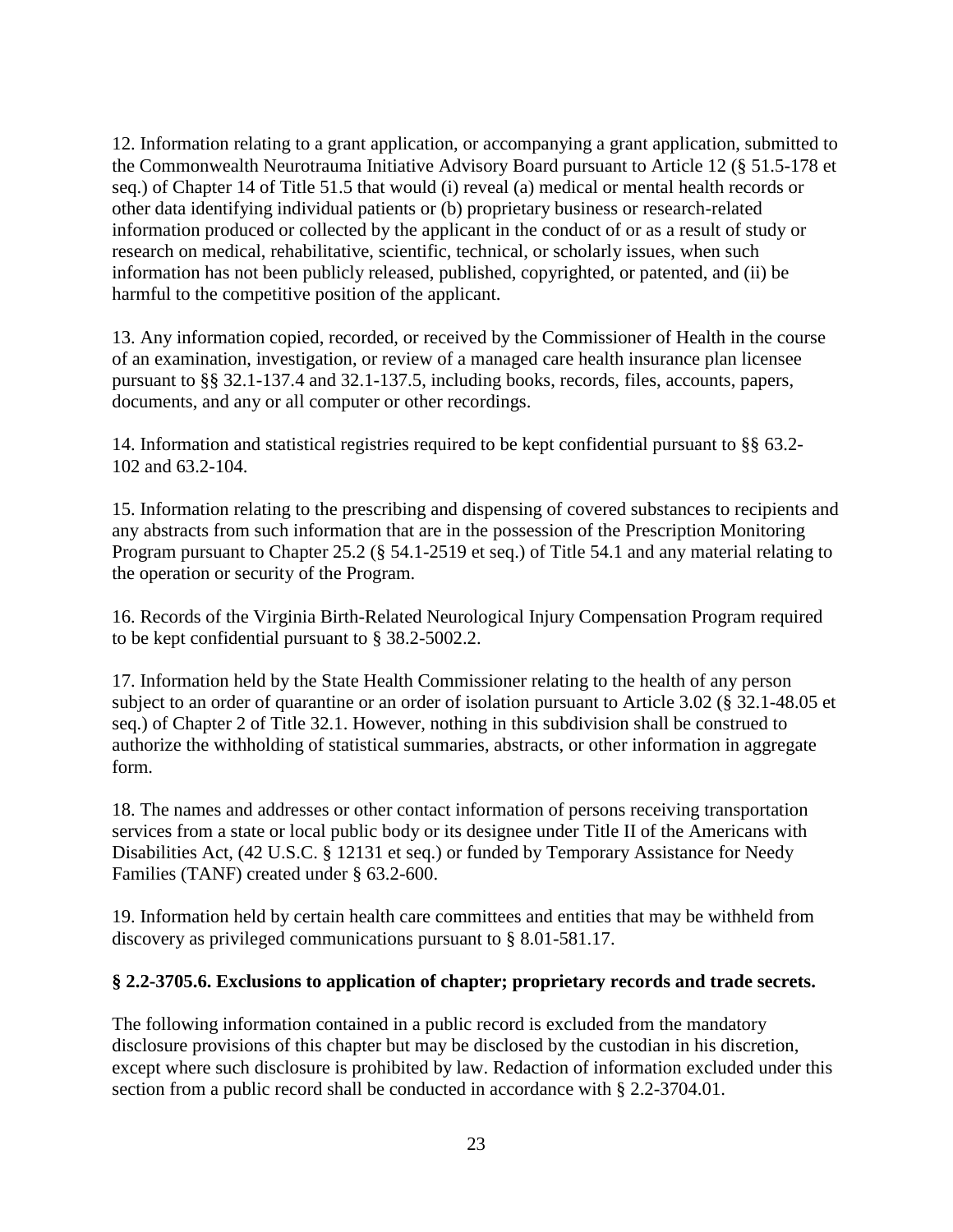12. Information relating to a grant application, or accompanying a grant application, submitted to the Commonwealth Neurotrauma Initiative Advisory Board pursuant to Article 12 (§ 51.5-178 et seq.) of Chapter 14 of Title 51.5 that would (i) reveal (a) medical or mental health records or other data identifying individual patients or (b) proprietary business or research-related information produced or collected by the applicant in the conduct of or as a result of study or research on medical, rehabilitative, scientific, technical, or scholarly issues, when such information has not been publicly released, published, copyrighted, or patented, and (ii) be harmful to the competitive position of the applicant.

13. Any information copied, recorded, or received by the Commissioner of Health in the course of an examination, investigation, or review of a managed care health insurance plan licensee pursuant to §§ 32.1-137.4 and 32.1-137.5, including books, records, files, accounts, papers, documents, and any or all computer or other recordings.

14. Information and statistical registries required to be kept confidential pursuant to §§ 63.2-102 and 63.2-104.

15. Information relating to the prescribing and dispensing of covered substances to recipients and any abstracts from such information that are in the possession of the Prescription Monitoring Program pursuant to Chapter 25.2 (§ 54.1-2519 et seq.) of Title 54.1 and any material relating to the operation or security of the Program.

16. Records of the Virginia Birth-Related Neurological Injury Compensation Program required to be kept confidential pursuant to § 38.2-5002.2.

17. Information held by the State Health Commissioner relating to the health of any person subject to an order of quarantine or an order of isolation pursuant to Article 3.02 (§ 32.1-48.05 et seq.) of Chapter 2 of Title 32.1. However, nothing in this subdivision shall be construed to authorize the withholding of statistical summaries, abstracts, or other information in aggregate form.

18. The names and addresses or other contact information of persons receiving transportation services from a state or local public body or its designee under Title II of the Americans with Disabilities Act, (42 U.S.C. § 12131 et seq.) or funded by Temporary Assistance for Needy Families (TANF) created under § 63.2-600.

19. Information held by certain health care committees and entities that may be withheld from discovery as privileged communications pursuant to § 8.01-581.17.

### § 2.2-3705.6. Exclusions to application of chapter; proprietary records and trade secrets.

The following information contained in a public record is excluded from the mandatory disclosure provisions of this chapter but may be disclosed by the custodian in his discretion, except where such disclosure is prohibited by law. Redaction of information excluded under this section from a public record shall be conducted in accordance with § 2.2-3704.01.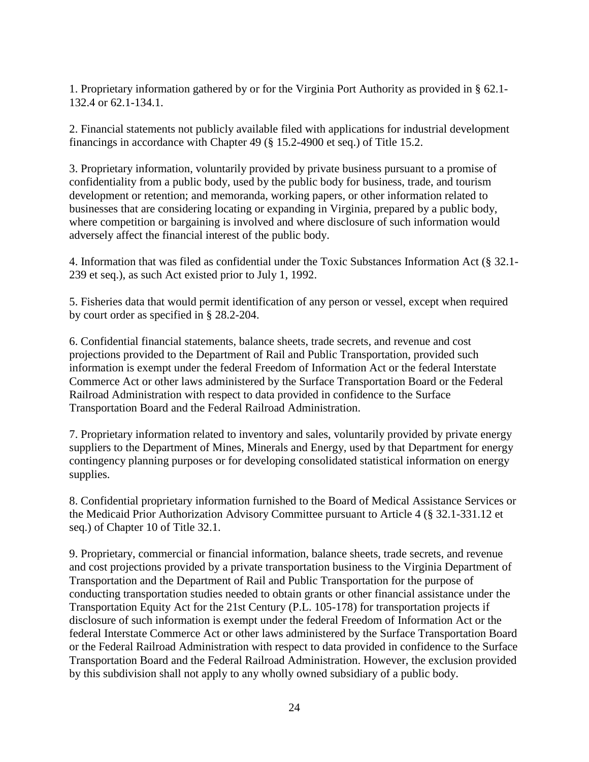1. Proprietary information gathered by or for the Virginia Port Authority as provided in § 62.1-132.4 or 62.1-134.1.

2. Financial statements not publicly available filed with applications for industrial development financings in accordance with Chapter 49 (§ 15.2-4900 et seq.) of Title 15.2.

3. Proprietary information, voluntarily provided by private business pursuant to a promise of confidentiality from a public body, used by the public body for business, trade, and tourism development or retention; and memoranda, working papers, or other information related to businesses that are considering locating or expanding in Virginia, prepared by a public body, where competition or bargaining is involved and where disclosure of such information would adversely affect the financial interest of the public body.

4. Information that was filed as confidential under the Toxic Substances Information Act (§ 32.1-239 et seq.), as such Act existed prior to July 1, 1992.

5. Fisheries data that would permit identification of any person or vessel, except when required by court order as specified in § 28.2-204.

6. Confidential financial statements, balance sheets, trade secrets, and revenue and cost projections provided to the Department of Rail and Public Transportation, provided such information is exempt under the federal Freedom of Information Act or the federal Interstate Commerce Act or other laws administered by the Surface Transportation Board or the Federal Railroad Administration with respect to data provided in confidence to the Surface Transportation Board and the Federal Railroad Administration.

7. Proprietary information related to inventory and sales, voluntarily provided by private energy suppliers to the Department of Mines, Minerals and Energy, used by that Department for energy contingency planning purposes or for developing consolidated statistical information on energy supplies.

8. Confidential proprietary information furnished to the Board of Medical Assistance Services or the Medicaid Prior Authorization Advisory Committee pursuant to Article 4 (§ 32.1-331.12 et seq.) of Chapter 10 of Title 32.1.

9. Proprietary, commercial or financial information, balance sheets, trade secrets, and revenue and cost projections provided by a private transportation business to the Virginia Department of Transportation and the Department of Rail and Public Transportation for the purpose of conducting transportation studies needed to obtain grants or other financial assistance under the Transportation Equity Act for the 21st Century (P.L. 105-178) for transportation projects if disclosure of such information is exempt under the federal Freedom of Information Act or the federal Interstate Commerce Act or other laws administered by the Surface Transportation Board or the Federal Railroad Administration with respect to data provided in confidence to the Surface Transportation Board and the Federal Railroad Administration. However, the exclusion provided by this subdivision shall not apply to any wholly owned subsidiary of a public body.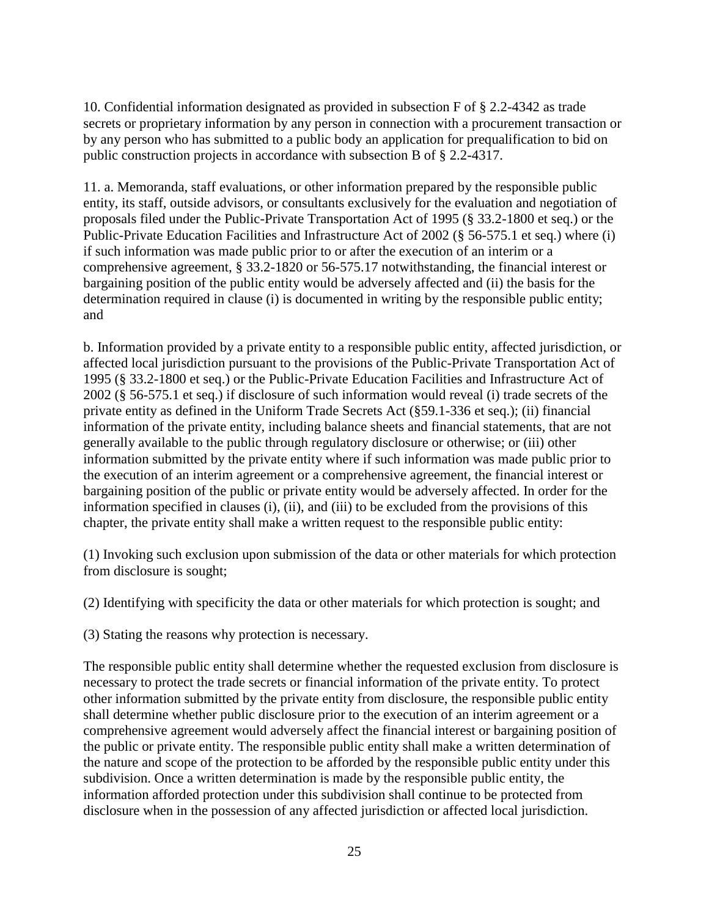10. Confidential information designated as provided in subsection F of § 2.2-4342 as trade secrets or proprietary information by any person in connection with a procurement transaction or by any person who has submitted to a public body an application for prequalification to bid on public construction projects in accordance with subsection B of § 2.2-4317.

11. a. Memoranda, staff evaluations, or other information prepared by the responsible public entity, its staff, outside advisors, or consultants exclusively for the evaluation and negotiation of proposals filed under the Public-Private Transportation Act of 1995 (§ 33.2-1800 et seq.) or the Public-Private Education Facilities and Infrastructure Act of 2002 (§ 56-575.1 et seq.) where (i) if such information was made public prior to or after the execution of an interim or a comprehensive agreement, § 33.2-1820 or 56-575.17 notwithstanding, the financial interest or bargaining position of the public entity would be adversely affected and (ii) the basis for the determination required in clause (i) is documented in writing by the responsible public entity; and

b. Information provided by a private entity to a responsible public entity, affected jurisdiction, or affected local jurisdiction pursuant to the provisions of the Public-Private Transportation Act of 1995 (§ 33.2-1800 et seq.) or the Public-Private Education Facilities and Infrastructure Act of 2002 (§ 56-575.1 et seq.) if disclosure of such information would reveal (i) trade secrets of the private entity as defined in the Uniform Trade Secrets Act (§59.1-336 et seq.); (ii) financial information of the private entity, including balance sheets and financial statements, that are not generally available to the public through regulatory disclosure or otherwise; or (iii) other information submitted by the private entity where if such information was made public prior to the execution of an interim agreement or a comprehensive agreement, the financial interest or bargaining position of the public or private entity would be adversely affected. In order for the information specified in clauses (i), (ii), and (iii) to be excluded from the provisions of this chapter, the private entity shall make a written request to the responsible public entity:

(1) Invoking such exclusion upon submission of the data or other materials for which protection from disclosure is sought;

(2) Identifying with specificity the data or other materials for which protection is sought; and

(3) Stating the reasons why protection is necessary.

The responsible public entity shall determine whether the requested exclusion from disclosure is necessary to protect the trade secrets or financial information of the private entity. To protect other information submitted by the private entity from disclosure, the responsible public entity shall determine whether public disclosure prior to the execution of an interim agreement or a comprehensive agreement would adversely affect the financial interest or bargaining position of the public or private entity. The responsible public entity shall make a written determination of the nature and scope of the protection to be afforded by the responsible public entity under this subdivision. Once a written determination is made by the responsible public entity, the information afforded protection under this subdivision shall continue to be protected from disclosure when in the possession of any affected jurisdiction or affected local jurisdiction.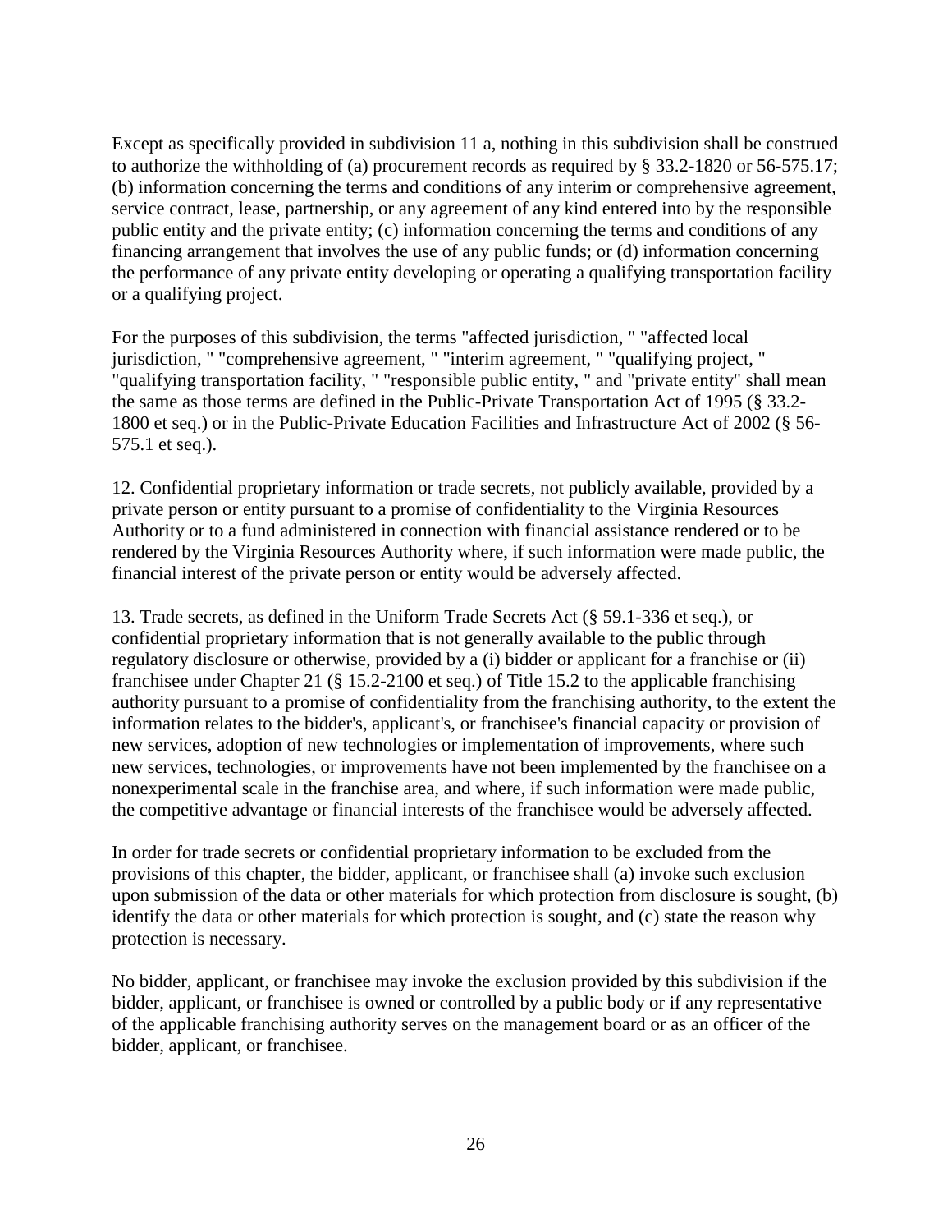Except as specifically provided in subdivision 11 a, nothing in this subdivision shall be construed to authorize the withholding of (a) procurement records as required by § 33.2-1820 or 56-575.17; (b) information concerning the terms and conditions of any interim or comprehensive agreement, service contract, lease, partnership, or any agreement of any kind entered into by the responsible public entity and the private entity; (c) information concerning the terms and conditions of any financing arrangement that involves the use of any public funds; or (d) information concerning the performance of any private entity developing or operating a qualifying transportation facility or a qualifying project.

For the purposes of this subdivision, the terms "affected jurisdiction, " "affected local jurisdiction, " "comprehensive agreement, " "interim agreement, " "qualifying project, " "qualifying transportation facility, " "responsible public entity, " and "private entity" shall mean the same as those terms are defined in the Public-Private Transportation Act of 1995 (§ 33.2-1800 et seq.) or in the Public-Private Education Facilities and Infrastructure Act of 2002 (§ 56-575.1 et seq.).

12. Confidential proprietary information or trade secrets, not publicly available, provided by a private person or entity pursuant to a promise of confidentiality to the Virginia Resources Authority or to a fund administered in connection with financial assistance rendered or to be rendered by the Virginia Resources Authority where, if such information were made public, the financial interest of the private person or entity would be adversely affected.

13. Trade secrets, as defined in the Uniform Trade Secrets Act (§ 59.1-336 et seq.), or confidential proprietary information that is not generally available to the public through regulatory disclosure or otherwise, provided by a (i) bidder or applicant for a franchise or (ii) franchisee under Chapter 21 (§ 15.2-2100 et seq.) of Title 15.2 to the applicable franchising authority pursuant to a promise of confidentiality from the franchising authority, to the extent the information relates to the bidder's, applicant's, or franchisee's financial capacity or provision of new services, adoption of new technologies or implementation of improvements, where such new services, technologies, or improvements have not been implemented by the franchisee on a nonexperimental scale in the franchise area, and where, if such information were made public, the competitive advantage or financial interests of the franchisee would be adversely affected.

In order for trade secrets or confidential proprietary information to be excluded from the provisions of this chapter, the bidder, applicant, or franchisee shall (a) invoke such exclusion upon submission of the data or other materials for which protection from disclosure is sought, (b) identify the data or other materials for which protection is sought, and (c) state the reason why protection is necessary.

No bidder, applicant, or franchisee may invoke the exclusion provided by this subdivision if the bidder, applicant, or franchisee is owned or controlled by a public body or if any representative of the applicable franchising authority serves on the management board or as an officer of the bidder, applicant, or franchisee.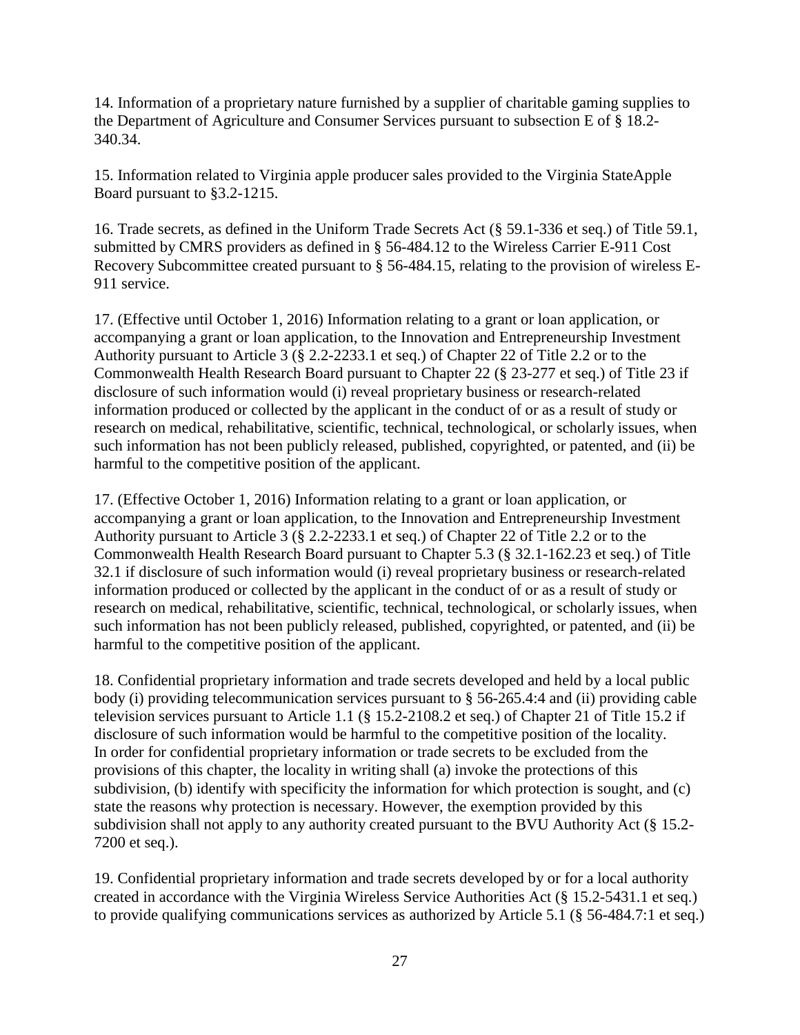14. Information of a proprietary nature furnished by a supplier of charitable gaming supplies to the Department of Agriculture and Consumer Services pursuant to subsection E of § 18.2-340.34.

15. Information related to Virginia apple producer sales provided to the Virginia StateApple Board pursuant to §3.2-1215.

16. Trade secrets, as defined in the Uniform Trade Secrets Act (§ 59.1-336 et seq.) of Title 59.1, submitted by CMRS providers as defined in § 56-484.12 to the Wireless Carrier E-911 Cost Recovery Subcommittee created pursuant to § 56-484.15, relating to the provision of wireless E-911 service.

17. (Effective until October 1, 2016) Information relating to a grant or loan application, or accompanying a grant or loan application, to the Innovation and Entrepreneurship Investment Authority pursuant to Article 3 (§ 2.2-2233.1 et seq.) of Chapter 22 of Title 2.2 or to the Commonwealth Health Research Board pursuant to Chapter 22 (§ 23-277 et seq.) of Title 23 if disclosure of such information would (i) reveal proprietary business or research-related information produced or collected by the applicant in the conduct of or as a result of study or research on medical, rehabilitative, scientific, technical, technological, or scholarly issues, when such information has not been publicly released, published, copyrighted, or patented, and (ii) be harmful to the competitive position of the applicant.

17. (Effective October 1, 2016) Information relating to a grant or loan application, or accompanying a grant or loan application, to the Innovation and Entrepreneurship Investment Authority pursuant to Article 3 (§ 2.2-2233.1 et seq.) of Chapter 22 of Title 2.2 or to the Commonwealth Health Research Board pursuant to Chapter 5.3 (§ 32.1-162.23 et seq.) of Title 32.1 if disclosure of such information would (i) reveal proprietary business or research-related information produced or collected by the applicant in the conduct of or as a result of study or research on medical, rehabilitative, scientific, technical, technological, or scholarly issues, when such information has not been publicly released, published, copyrighted, or patented, and (ii) be harmful to the competitive position of the applicant.

18. Confidential proprietary information and trade secrets developed and held by a local public body (i) providing telecommunication services pursuant to § 56-265.4:4 and (ii) providing cable television services pursuant to Article 1.1 (§ 15.2-2108.2 et seq.) of Chapter 21 of Title 15.2 if disclosure of such information would be harmful to the competitive position of the locality. In order for confidential proprietary information or trade secrets to be excluded from the provisions of this chapter, the locality in writing shall (a) invoke the protections of this subdivision, (b) identify with specificity the information for which protection is sought, and (c) state the reasons why protection is necessary. However, the exemption provided by this subdivision shall not apply to any authority created pursuant to the BVU Authority Act (§ 15.2-7200 et seq.).

19. Confidential proprietary information and trade secrets developed by or for a local authority created in accordance with the Virginia Wireless Service Authorities Act (§ 15.2-5431.1 et seq.) to provide qualifying communications services as authorized by Article 5.1 (§ 56-484.7:1 et seq.)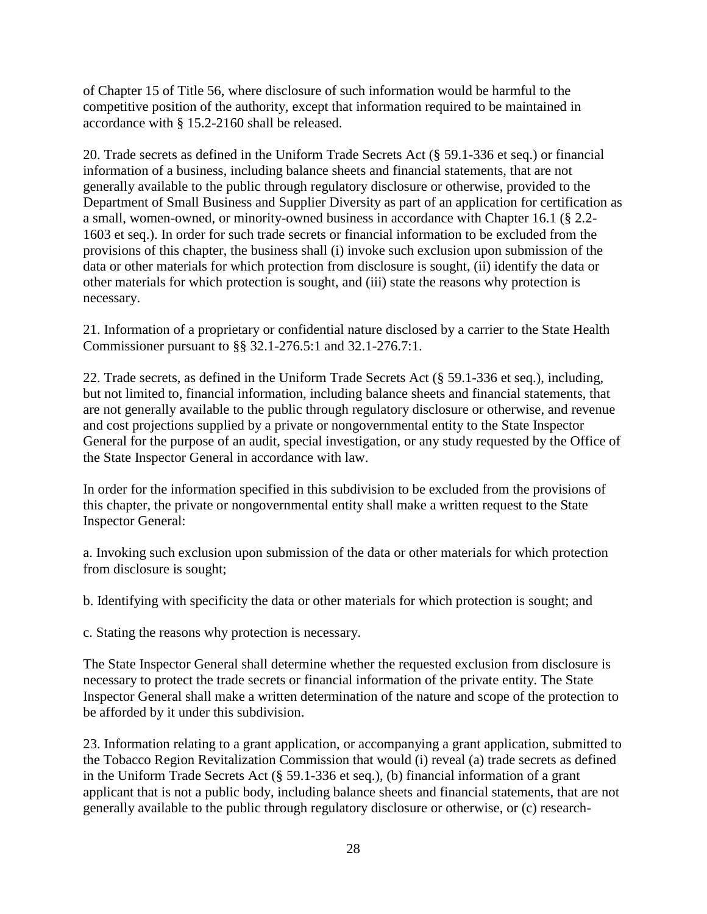of Chapter 15 of Title 56, where disclosure of such information would be harmful to the competitive position of the authority, except that information required to be maintained in accordance with § 15.2-2160 shall be released.

20. Trade secrets as defined in the Uniform Trade Secrets Act (§ 59.1-336 et seq.) or financial information of a business, including balance sheets and financial statements, that are not generally available to the public through regulatory disclosure or otherwise, provided to the Department of Small Business and Supplier Diversity as part of an application for certification as a small, women-owned, or minority-owned business in accordance with Chapter 16.1 (§ 2.2-1603 et seq.). In order for such trade secrets or financial information to be excluded from the provisions of this chapter, the business shall (i) invoke such exclusion upon submission of the data or other materials for which protection from disclosure is sought, (ii) identify the data or other materials for which protection is sought, and (iii) state the reasons why protection is necessary.

21. Information of a proprietary or confidential nature disclosed by a carrier to the State Health Commissioner pursuant to §§ 32.1-276.5:1 and 32.1-276.7:1.

22. Trade secrets, as defined in the Uniform Trade Secrets Act (§ 59.1-336 et seq.), including, but not limited to, financial information, including balance sheets and financial statements, that are not generally available to the public through regulatory disclosure or otherwise, and revenue and cost projections supplied by a private or nongovernmental entity to the State Inspector General for the purpose of an audit, special investigation, or any study requested by the Office of the State Inspector General in accordance with law.

In order for the information specified in this subdivision to be excluded from the provisions of this chapter, the private or nongovernmental entity shall make a written request to the State Inspector General:

a. Invoking such exclusion upon submission of the data or other materials for which protection from disclosure is sought;

b. Identifying with specificity the data or other materials for which protection is sought; and

c. Stating the reasons why protection is necessary.

The State Inspector General shall determine whether the requested exclusion from disclosure is necessary to protect the trade secrets or financial information of the private entity. The State Inspector General shall make a written determination of the nature and scope of the protection to be afforded by it under this subdivision.

23. Information relating to a grant application, or accompanying a grant application, submitted to the Tobacco Region Revitalization Commission that would (i) reveal (a) trade secrets as defined in the Uniform Trade Secrets Act (§ 59.1-336 et seq.), (b) financial information of a grant applicant that is not a public body, including balance sheets and financial statements, that are not generally available to the public through regulatory disclosure or otherwise, or (c) research-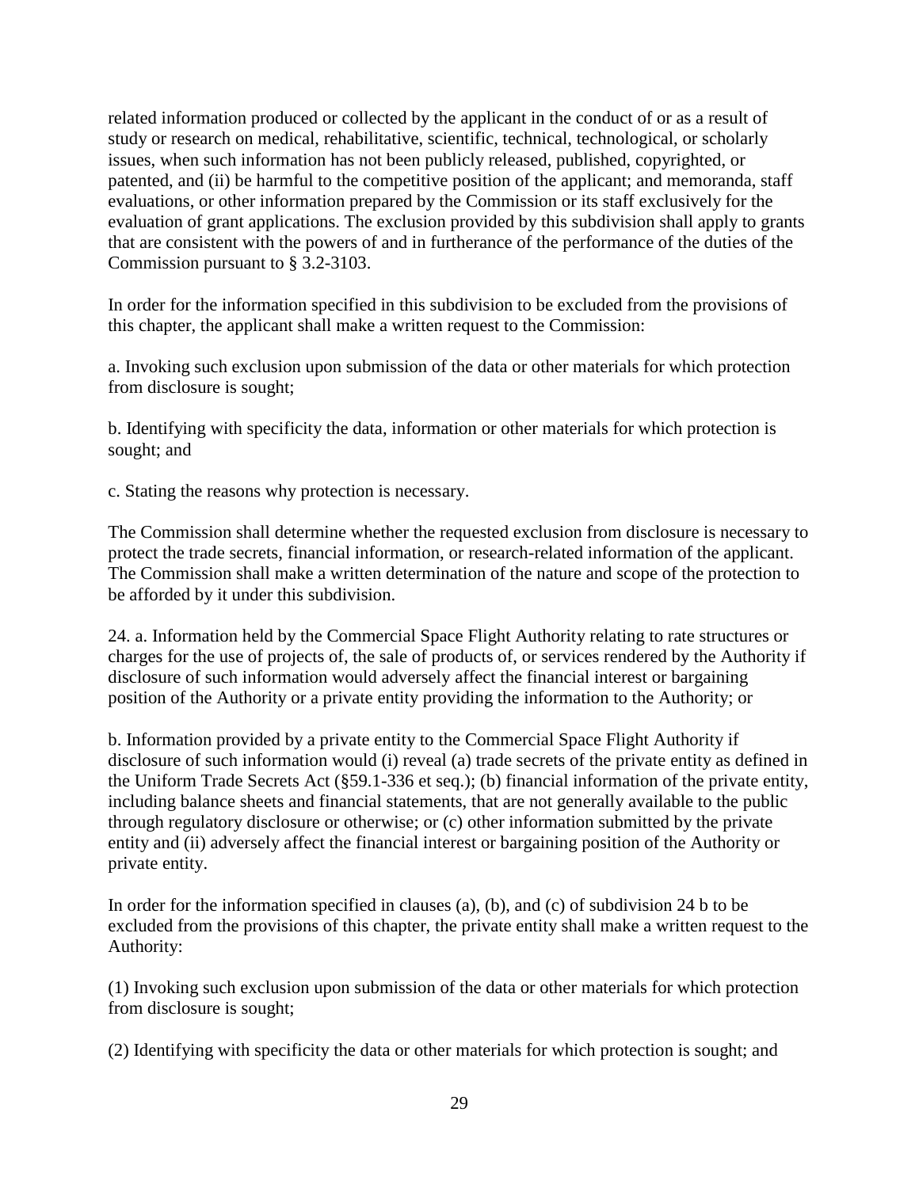related information produced or collected by the applicant in the conduct of or as a result of study or research on medical, rehabilitative, scientific, technical, technological, or scholarly issues, when such information has not been publicly released, published, copyrighted, or patented, and (ii) be harmful to the competitive position of the applicant; and memoranda, staff evaluations, or other information prepared by the Commission or its staff exclusively for the evaluation of grant applications. The exclusion provided by this subdivision shall apply to grants that are consistent with the powers of and in furtherance of the performance of the duties of the Commission pursuant to § 3.2-3103.

In order for the information specified in this subdivision to be excluded from the provisions of this chapter, the applicant shall make a written request to the Commission:

a. Invoking such exclusion upon submission of the data or other materials for which protection from disclosure is sought;

b. Identifying with specificity the data, information or other materials for which protection is sought; and

c. Stating the reasons why protection is necessary.

The Commission shall determine whether the requested exclusion from disclosure is necessary to protect the trade secrets, financial information, or research-related information of the applicant. The Commission shall make a written determination of the nature and scope of the protection to be afforded by it under this subdivision.

24. a. Information held by the Commercial Space Flight Authority relating to rate structures or charges for the use of projects of, the sale of products of, or services rendered by the Authority if disclosure of such information would adversely affect the financial interest or bargaining position of the Authority or a private entity providing the information to the Authority; or

b. Information provided by a private entity to the Commercial Space Flight Authority if disclosure of such information would (i) reveal (a) trade secrets of the private entity as defined in the Uniform Trade Secrets Act (§59.1-336 et seq.); (b) financial information of the private entity, including balance sheets and financial statements, that are not generally available to the public through regulatory disclosure or otherwise; or (c) other information submitted by the private entity and (ii) adversely affect the financial interest or bargaining position of the Authority or private entity.

In order for the information specified in clauses (a), (b), and (c) of subdivision 24 b to be excluded from the provisions of this chapter, the private entity shall make a written request to the Authority:

(1) Invoking such exclusion upon submission of the data or other materials for which protection from disclosure is sought;

(2) Identifying with specificity the data or other materials for which protection is sought; and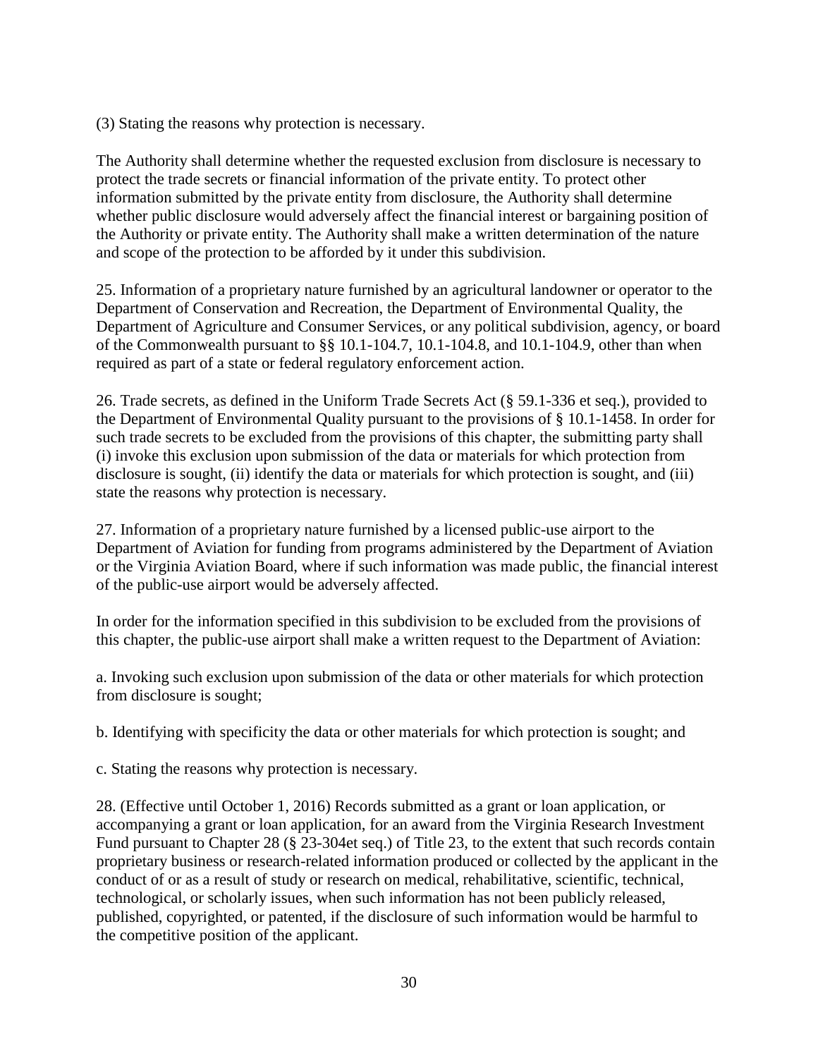(3) Stating the reasons why protection is necessary.

The Authority shall determine whether the requested exclusion from disclosure is necessary to protect the trade secrets or financial information of the private entity. To protect other information submitted by the private entity from disclosure, the Authority shall determine whether public disclosure would adversely affect the financial interest or bargaining position of the Authority or private entity. The Authority shall make a written determination of the nature and scope of the protection to be afforded by it under this subdivision.

25. Information of a proprietary nature furnished by an agricultural landowner or operator to the Department of Conservation and Recreation, the Department of Environmental Quality, the Department of Agriculture and Consumer Services, or any political subdivision, agency, or board of the Commonwealth pursuant to §§ 10.1-104.7, 10.1-104.8, and 10.1-104.9, other than when required as part of a state or federal regulatory enforcement action.

26. Trade secrets, as defined in the Uniform Trade Secrets Act (§ 59.1-336 et seq.), provided to the Department of Environmental Quality pursuant to the provisions of § 10.1-1458. In order for such trade secrets to be excluded from the provisions of this chapter, the submitting party shall (i) invoke this exclusion upon submission of the data or materials for which protection from disclosure is sought, (ii) identify the data or materials for which protection is sought, and (iii) state the reasons why protection is necessary.

27. Information of a proprietary nature furnished by a licensed public-use airport to the Department of Aviation for funding from programs administered by the Department of Aviation or the Virginia Aviation Board, where if such information was made public, the financial interest of the public-use airport would be adversely affected.

In order for the information specified in this subdivision to be excluded from the provisions of this chapter, the public-use airport shall make a written request to the Department of Aviation:

a. Invoking such exclusion upon submission of the data or other materials for which protection from disclosure is sought;

b. Identifying with specificity the data or other materials for which protection is sought; and

c. Stating the reasons why protection is necessary.

28. (Effective until October 1, 2016) Records submitted as a grant or loan application, or accompanying a grant or loan application, for an award from the Virginia Research Investment Fund pursuant to Chapter 28 (§ 23-304et seq.) of Title 23, to the extent that such records contain proprietary business or research-related information produced or collected by the applicant in the conduct of or as a result of study or research on medical, rehabilitative, scientific, technical, technological, or scholarly issues, when such information has not been publicly released, published, copyrighted, or patented, if the disclosure of such information would be harmful to the competitive position of the applicant.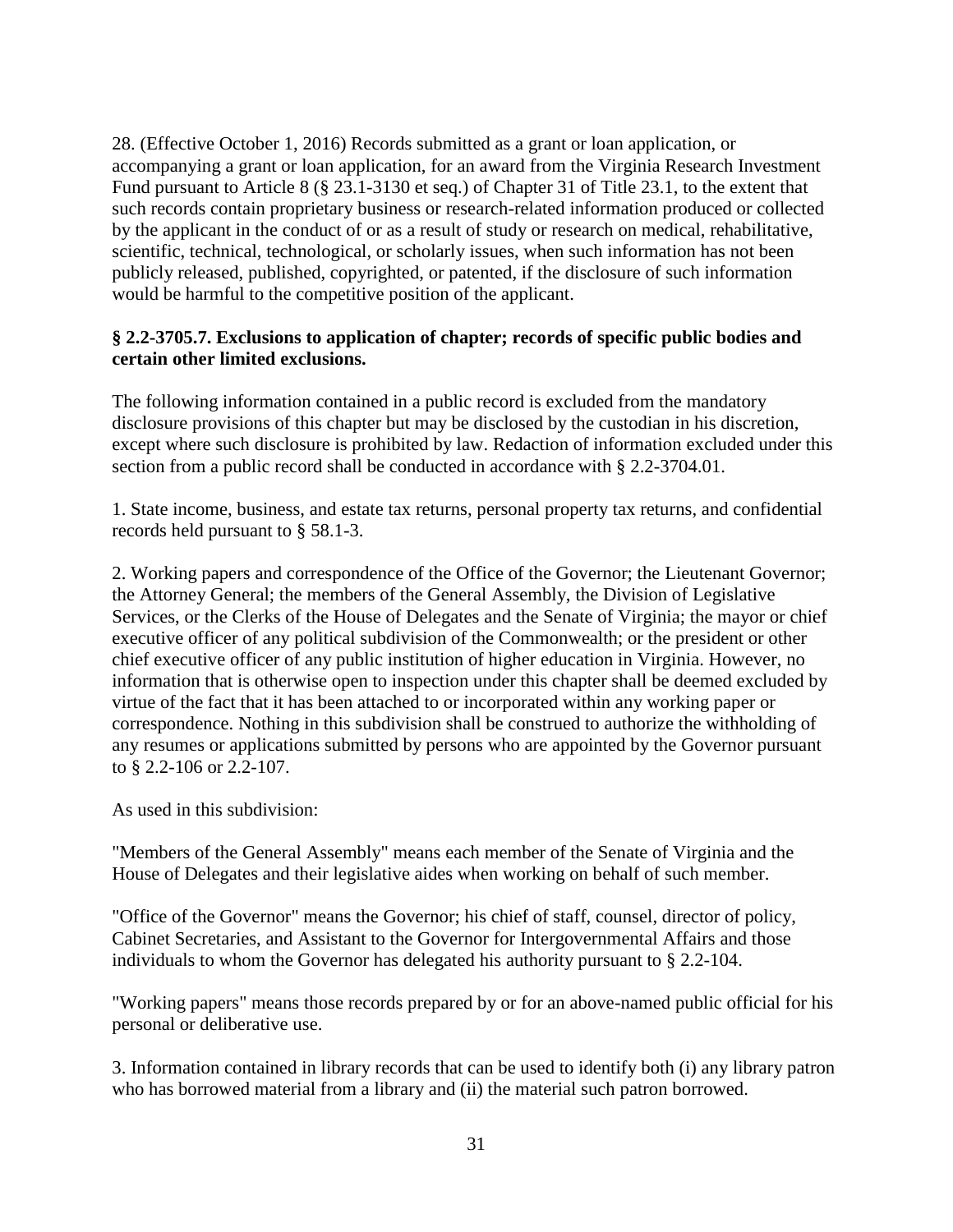28. (Effective October 1, 2016) Records submitted as a grant or loan application, or accompanying a grant or loan application, for an award from the Virginia Research Investment Fund pursuant to Article 8 (§ 23.1-3130 et seq.) of Chapter 31 of Title 23.1, to the extent that such records contain proprietary business or research-related information produced or collected by the applicant in the conduct of or as a result of study or research on medical, rehabilitative, scientific, technical, technological, or scholarly issues, when such information has not been publicly released, published, copyrighted, or patented, if the disclosure of such information would be harmful to the competitive position of the applicant.

**§ 2.2-3705.7. Exclusions to application of chapter; records of specific public bodies and certain other limited exclusions.**

The following information contained in a public record is excluded from the mandatory disclosure provisions of this chapter but may be disclosed by the custodian in his discretion, except where such disclosure is prohibited by law. Redaction of information excluded under this section from a public record shall be conducted in accordance with § 2.2-3704.01.

1. State income, business, and estate tax returns, personal property tax returns, and confidential records held pursuant to § 58.1-3.

2. Working papers and correspondence of the Office of the Governor; the Lieutenant Governor; the Attorney General; the members of the General Assembly, the Division of Legislative Services, or the Clerks of the House of Delegates and the Senate of Virginia; the mayor or chief executive officer of any political subdivision of the Commonwealth; or the president or other chief executive officer of any public institution of higher education in Virginia. However, no information that is otherwise open to inspection under this chapter shall be deemed excluded by virtue of the fact that it has been attached to or incorporated within any working paper or correspondence. Nothing in this subdivision shall be construed to authorize the withholding of any resumes or applications submitted by persons who are appointed by the Governor pursuant to § 2.2-106 or 2.2-107.

As used in this subdivision:

"Members of the General Assembly" means each member of the Senate of Virginia and the House of Delegates and their legislative aides when working on behalf of such member.

"Office of the Governor" means the Governor; his chief of staff, counsel, director of policy, Cabinet Secretaries, and Assistant to the Governor for Intergovernmental Affairs and those individuals to whom the Governor has delegated his authority pursuant to § 2.2-104.

"Working papers" means those records prepared by or for an above-named public official for his personal or deliberative use.

3. Information contained in library records that can be used to identify both (i) any library patron who has borrowed material from a library and (ii) the material such patron borrowed.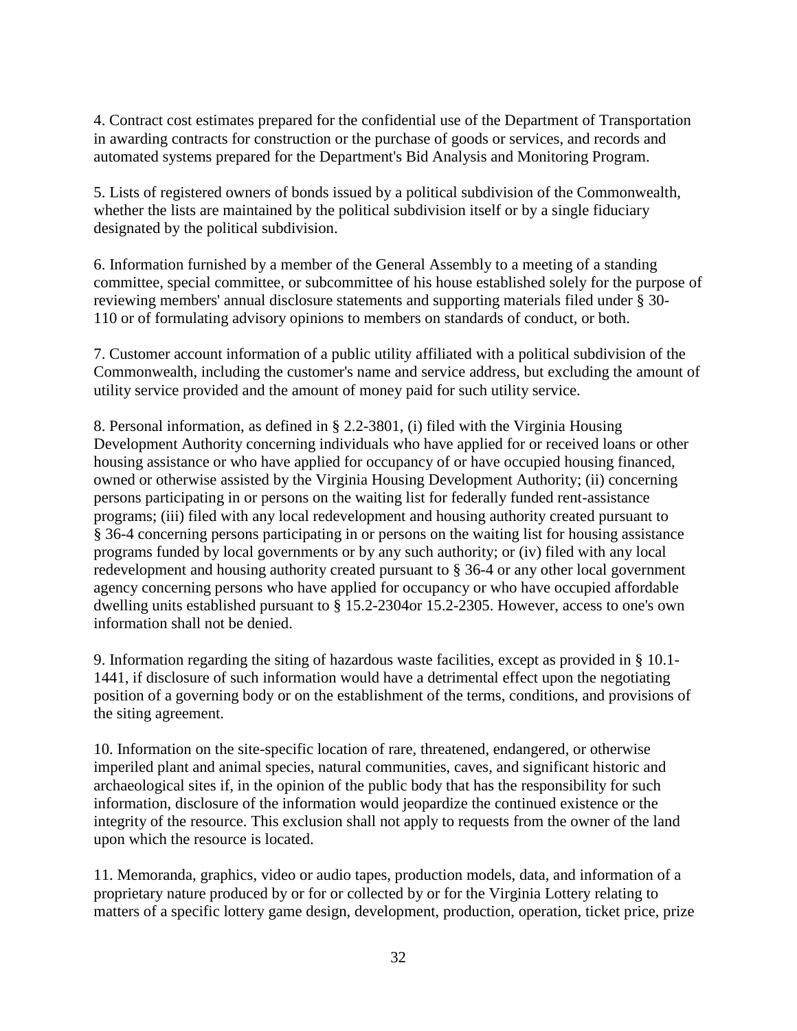4. Contract cost estimates prepared for the confidential use of the Department of Transportation in awarding contracts for construction or the purchase of goods or services, and records and automated systems prepared for the Department's Bid Analysis and Monitoring Program.

5. Lists of registered owners of bonds issued by a political subdivision of the Commonwealth, whether the lists are maintained by the political subdivision itself or by a single fiduciary designated by the political subdivision.

6. Information furnished by a member of the General Assembly to a meeting of a standing committee, special committee, or subcommittee of his house established solely for the purpose of reviewing members' annual disclosure statements and supporting materials filed under § 30-110 or of formulating advisory opinions to members on standards of conduct, or both.

7. Customer account information of a public utility affiliated with a political subdivision of the Commonwealth, including the customer's name and service address, but excluding the amount of utility service provided and the amount of money paid for such utility service.

8. Personal information, as defined in § 2.2-3801, (i) filed with the Virginia Housing Development Authority concerning individuals who have applied for or received loans or other housing assistance or who have applied for occupancy of or have occupied housing financed, owned or otherwise assisted by the Virginia Housing Development Authority; (ii) concerning persons participating in or persons on the waiting list for federally funded rent-assistance programs; (iii) filed with any local redevelopment and housing authority created pursuant to § 36-4 concerning persons participating in or persons on the waiting list for housing assistance programs funded by local governments or by any such authority; or (iv) filed with any local redevelopment and housing authority created pursuant to § 36-4 or any other local government agency concerning persons who have applied for occupancy or who have occupied affordable dwelling units established pursuant to § 15.2-2304or 15.2-2305. However, access to one's own information shall not be denied.

9. Information regarding the siting of hazardous waste facilities, except as provided in § 10.1-1441, if disclosure of such information would have a detrimental effect upon the negotiating position of a governing body or on the establishment of the terms, conditions, and provisions of the siting agreement.

10. Information on the site-specific location of rare, threatened, endangered, or otherwise imperiled plant and animal species, natural communities, caves, and significant historic and archaeological sites if, in the opinion of the public body that has the responsibility for such information, disclosure of the information would jeopardize the continued existence or the integrity of the resource. This exclusion shall not apply to requests from the owner of the land upon which the resource is located.

11. Memoranda, graphics, video or audio tapes, production models, data, and information of a proprietary nature produced by or for or collected by or for the Virginia Lottery relating to matters of a specific lottery game design, development, production, operation, ticket price, prize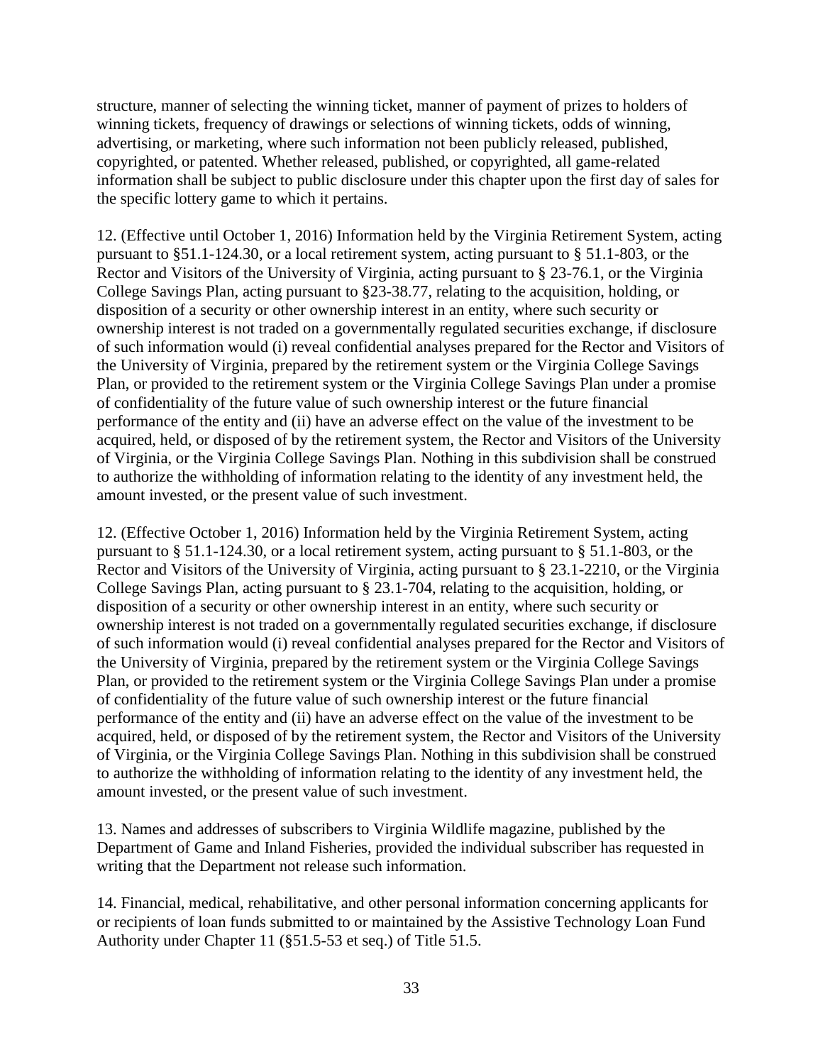structure, manner of selecting the winning ticket, manner of payment of prizes to holders of winning tickets, frequency of drawings or selections of winning tickets, odds of winning, advertising, or marketing, where such information not been publicly released, published, copyrighted, or patented. Whether released, published, or copyrighted, all game-related information shall be subject to public disclosure under this chapter upon the first day of sales for the specific lottery game to which it pertains.

12. (Effective until October 1, 2016) Information held by the Virginia Retirement System, acting pursuant to §51.1-124.30, or a local retirement system, acting pursuant to § 51.1-803, or the Rector and Visitors of the University of Virginia, acting pursuant to § 23-76.1, or the Virginia College Savings Plan, acting pursuant to §23-38.77, relating to the acquisition, holding, or disposition of a security or other ownership interest in an entity, where such security or ownership interest is not traded on a governmentally regulated securities exchange, if disclosure of such information would (i) reveal confidential analyses prepared for the Rector and Visitors of the University of Virginia, prepared by the retirement system or the Virginia College Savings Plan, or provided to the retirement system or the Virginia College Savings Plan under a promise of confidentiality of the future value of such ownership interest or the future financial performance of the entity and (ii) have an adverse effect on the value of the investment to be acquired, held, or disposed of by the retirement system, the Rector and Visitors of the University of Virginia, or the Virginia College Savings Plan. Nothing in this subdivision shall be construed to authorize the withholding of information relating to the identity of any investment held, the amount invested, or the present value of such investment.

12. (Effective October 1, 2016) Information held by the Virginia Retirement System, acting pursuant to § 51.1-124.30, or a local retirement system, acting pursuant to § 51.1-803, or the Rector and Visitors of the University of Virginia, acting pursuant to § 23.1-2210, or the Virginia College Savings Plan, acting pursuant to § 23.1-704, relating to the acquisition, holding, or disposition of a security or other ownership interest in an entity, where such security or ownership interest is not traded on a governmentally regulated securities exchange, if disclosure of such information would (i) reveal confidential analyses prepared for the Rector and Visitors of the University of Virginia, prepared by the retirement system or the Virginia College Savings Plan, or provided to the retirement system or the Virginia College Savings Plan under a promise of confidentiality of the future value of such ownership interest or the future financial performance of the entity and (ii) have an adverse effect on the value of the investment to be acquired, held, or disposed of by the retirement system, the Rector and Visitors of the University of Virginia, or the Virginia College Savings Plan. Nothing in this subdivision shall be construed to authorize the withholding of information relating to the identity of any investment held, the amount invested, or the present value of such investment.

13. Names and addresses of subscribers to Virginia Wildlife magazine, published by the Department of Game and Inland Fisheries, provided the individual subscriber has requested in writing that the Department not release such information.

14. Financial, medical, rehabilitative, and other personal information concerning applicants for or recipients of loan funds submitted to or maintained by the Assistive Technology Loan Fund Authority under Chapter 11 (§51.5-53 et seq.) of Title 51.5.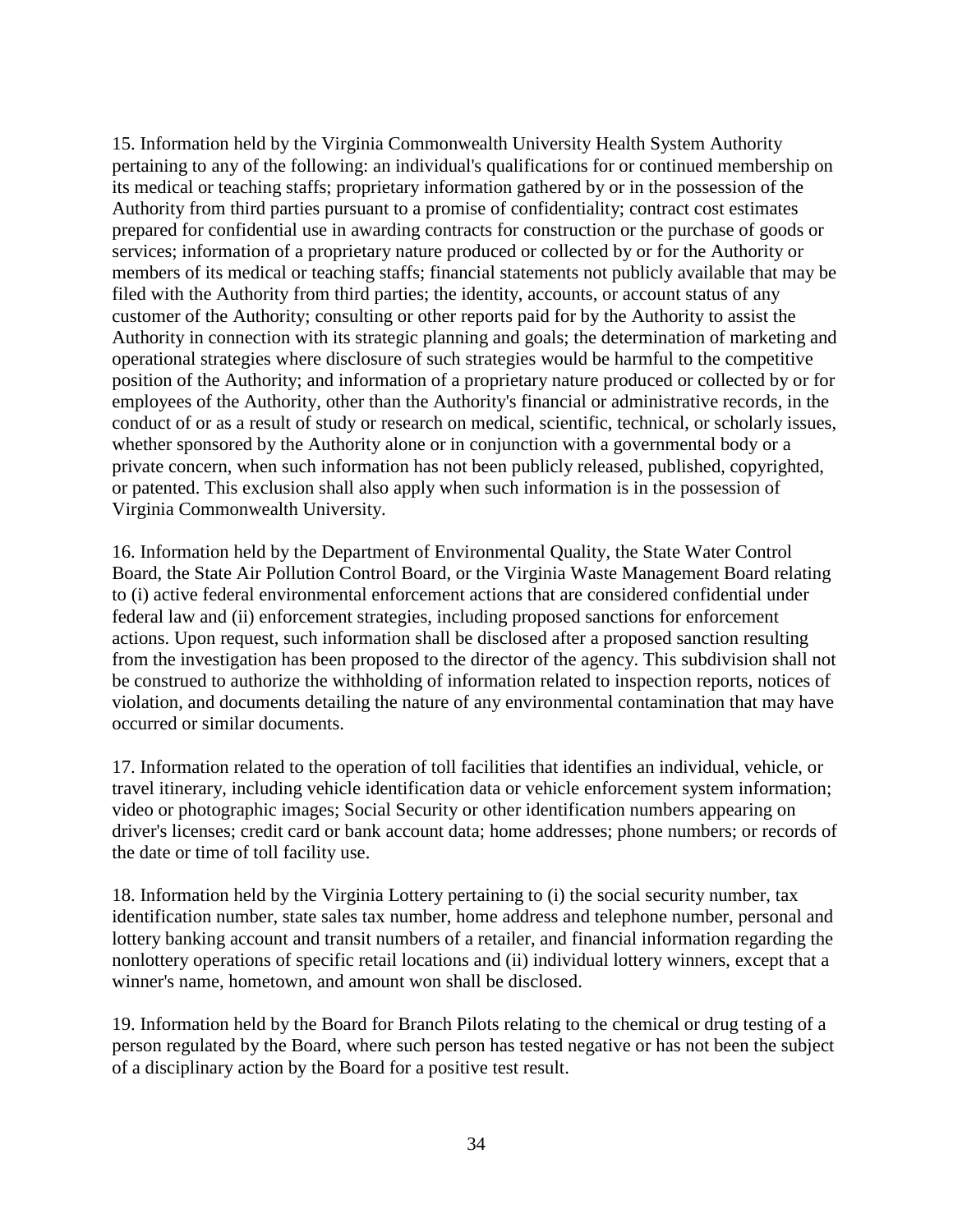15. Information held by the Virginia Commonwealth University Health System Authority pertaining to any of the following: an individual's qualifications for or continued membership on its medical or teaching staffs; proprietary information gathered by or in the possession of the Authority from third parties pursuant to a promise of confidentiality; contract cost estimates prepared for confidential use in awarding contracts for construction or the purchase of goods or services; information of a proprietary nature produced or collected by or for the Authority or members of its medical or teaching staffs; financial statements not publicly available that may be filed with the Authority from third parties; the identity, accounts, or account status of any customer of the Authority; consulting or other reports paid for by the Authority to assist the Authority in connection with its strategic planning and goals; the determination of marketing and operational strategies where disclosure of such strategies would be harmful to the competitive position of the Authority; and information of a proprietary nature produced or collected by or for employees of the Authority, other than the Authority's financial or administrative records, in the conduct of or as a result of study or research on medical, scientific, technical, or scholarly issues, whether sponsored by the Authority alone or in conjunction with a governmental body or a private concern, when such information has not been publicly released, published, copyrighted, or patented. This exclusion shall also apply when such information is in the possession of Virginia Commonwealth University.

16. Information held by the Department of Environmental Quality, the State Water Control Board, the State Air Pollution Control Board, or the Virginia Waste Management Board relating to (i) active federal environmental enforcement actions that are considered confidential under federal law and (ii) enforcement strategies, including proposed sanctions for enforcement actions. Upon request, such information shall be disclosed after a proposed sanction resulting from the investigation has been proposed to the director of the agency. This subdivision shall not be construed to authorize the withholding of information related to inspection reports, notices of violation, and documents detailing the nature of any environmental contamination that may have occurred or similar documents.

17. Information related to the operation of toll facilities that identifies an individual, vehicle, or travel itinerary, including vehicle identification data or vehicle enforcement system information; video or photographic images; Social Security or other identification numbers appearing on driver's licenses; credit card or bank account data; home addresses; phone numbers; or records of the date or time of toll facility use.

18. Information held by the Virginia Lottery pertaining to (i) the social security number, tax identification number, state sales tax number, home address and telephone number, personal and lottery banking account and transit numbers of a retailer, and financial information regarding the nonlottery operations of specific retail locations and (ii) individual lottery winners, except that a winner's name, hometown, and amount won shall be disclosed.

19. Information held by the Board for Branch Pilots relating to the chemical or drug testing of a person regulated by the Board, where such person has tested negative or has not been the subject of a disciplinary action by the Board for a positive test result.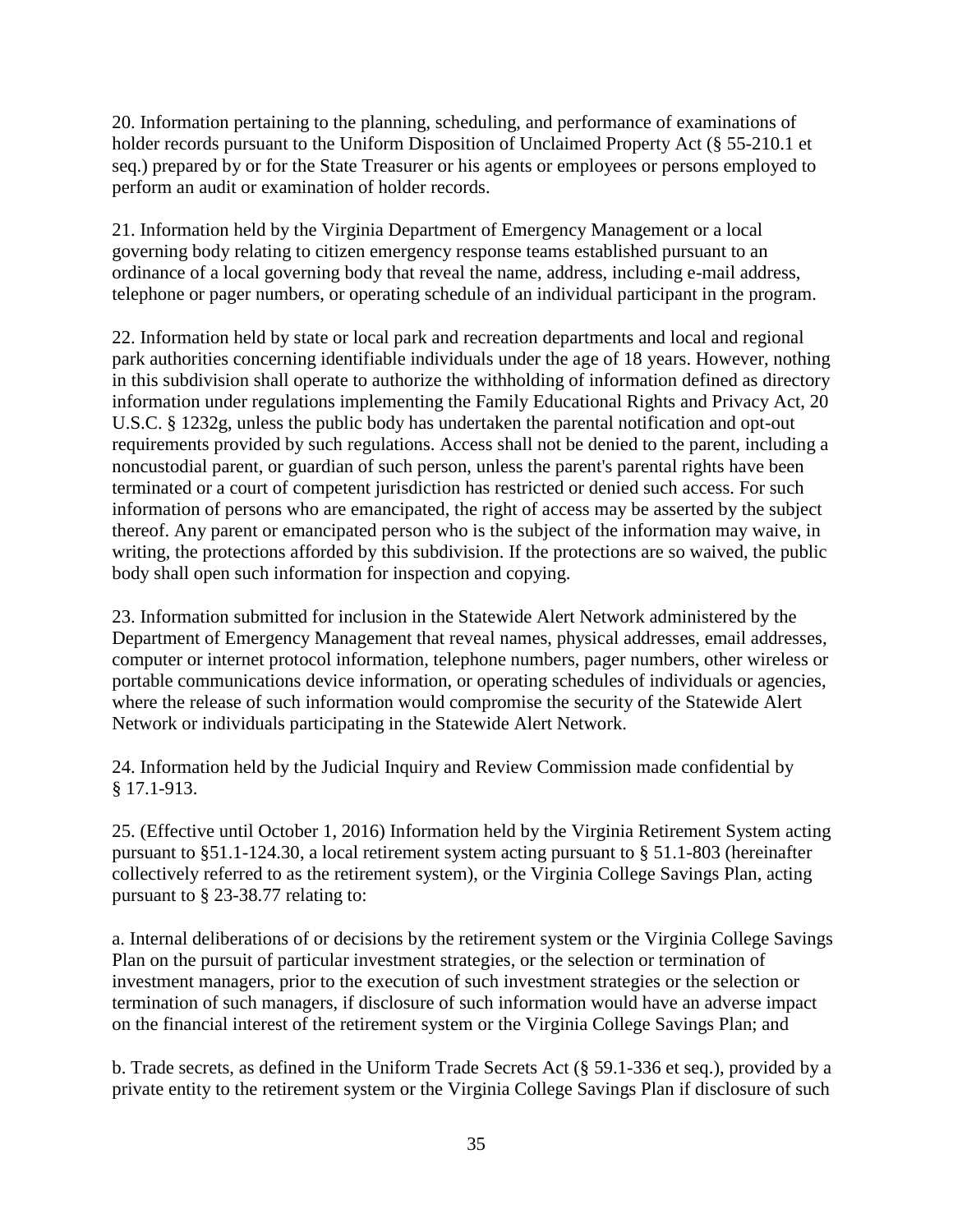20. Information pertaining to the planning, scheduling, and performance of examinations of holder records pursuant to the Uniform Disposition of Unclaimed Property Act (§ 55-210.1 et seq.) prepared by or for the State Treasurer or his agents or employees or persons employed to perform an audit or examination of holder records.

21. Information held by the Virginia Department of Emergency Management or a local governing body relating to citizen emergency response teams established pursuant to an ordinance of a local governing body that reveal the name, address, including e-mail address, telephone or pager numbers, or operating schedule of an individual participant in the program.

22. Information held by state or local park and recreation departments and local and regional park authorities concerning identifiable individuals under the age of 18 years. However, nothing in this subdivision shall operate to authorize the withholding of information defined as directory information under regulations implementing the Family Educational Rights and Privacy Act, 20 U.S.C. § 1232g, unless the public body has undertaken the parental notification and opt-out requirements provided by such regulations. Access shall not be denied to the parent, including a noncustodial parent, or guardian of such person, unless the parent's parental rights have been terminated or a court of competent jurisdiction has restricted or denied such access. For such information of persons who are emancipated, the right of access may be asserted by the subject thereof. Any parent or emancipated person who is the subject of the information may waive, in writing, the protections afforded by this subdivision. If the protections are so waived, the public body shall open such information for inspection and copying.

23. Information submitted for inclusion in the Statewide Alert Network administered by the Department of Emergency Management that reveal names, physical addresses, email addresses, computer or internet protocol information, telephone numbers, pager numbers, other wireless or portable communications device information, or operating schedules of individuals or agencies, where the release of such information would compromise the security of the Statewide Alert Network or individuals participating in the Statewide Alert Network.

24. Information held by the Judicial Inquiry and Review Commission made confidential by § 17.1-913.

25. (Effective until October 1, 2016) Information held by the Virginia Retirement System acting pursuant to §51.1-124.30, a local retirement system acting pursuant to § 51.1-803 (hereinafter collectively referred to as the retirement system), or the Virginia College Savings Plan, acting pursuant to § 23-38.77 relating to:

a. Internal deliberations of or decisions by the retirement system or the Virginia College Savings Plan on the pursuit of particular investment strategies, or the selection or termination of investment managers, prior to the execution of such investment strategies or the selection or termination of such managers, if disclosure of such information would have an adverse impact on the financial interest of the retirement system or the Virginia College Savings Plan; and

b. Trade secrets, as defined in the Uniform Trade Secrets Act (§ 59.1-336 et seq.), provided by a private entity to the retirement system or the Virginia College Savings Plan if disclosure of such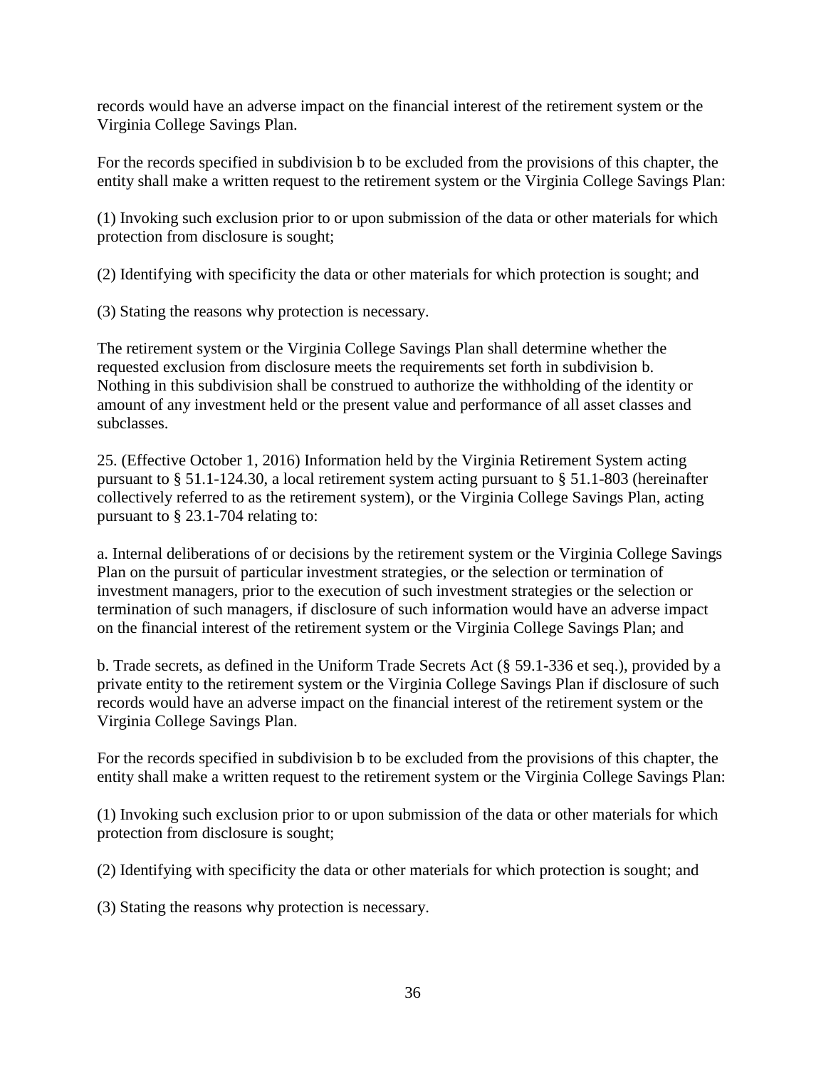records would have an adverse impact on the financial interest of the retirement system or the Virginia College Savings Plan.

For the records specified in subdivision b to be excluded from the provisions of this chapter, the entity shall make a written request to the retirement system or the Virginia College Savings Plan:

(1) Invoking such exclusion prior to or upon submission of the data or other materials for which protection from disclosure is sought;

(2) Identifying with specificity the data or other materials for which protection is sought; and

(3) Stating the reasons why protection is necessary.

The retirement system or the Virginia College Savings Plan shall determine whether the requested exclusion from disclosure meets the requirements set forth in subdivision b. Nothing in this subdivision shall be construed to authorize the withholding of the identity or amount of any investment held or the present value and performance of all asset classes and subclasses.

25. (Effective October 1, 2016) Information held by the Virginia Retirement System acting pursuant to § 51.1-124.30, a local retirement system acting pursuant to § 51.1-803 (hereinafter collectively referred to as the retirement system), or the Virginia College Savings Plan, acting pursuant to § 23.1-704 relating to:

a. Internal deliberations of or decisions by the retirement system or the Virginia College Savings Plan on the pursuit of particular investment strategies, or the selection or termination of investment managers, prior to the execution of such investment strategies or the selection or termination of such managers, if disclosure of such information would have an adverse impact on the financial interest of the retirement system or the Virginia College Savings Plan; and

b. Trade secrets, as defined in the Uniform Trade Secrets Act (§ 59.1-336 et seq.), provided by a private entity to the retirement system or the Virginia College Savings Plan if disclosure of such records would have an adverse impact on the financial interest of the retirement system or the Virginia College Savings Plan.

For the records specified in subdivision b to be excluded from the provisions of this chapter, the entity shall make a written request to the retirement system or the Virginia College Savings Plan:

(1) Invoking such exclusion prior to or upon submission of the data or other materials for which protection from disclosure is sought;

(2) Identifying with specificity the data or other materials for which protection is sought; and

(3) Stating the reasons why protection is necessary.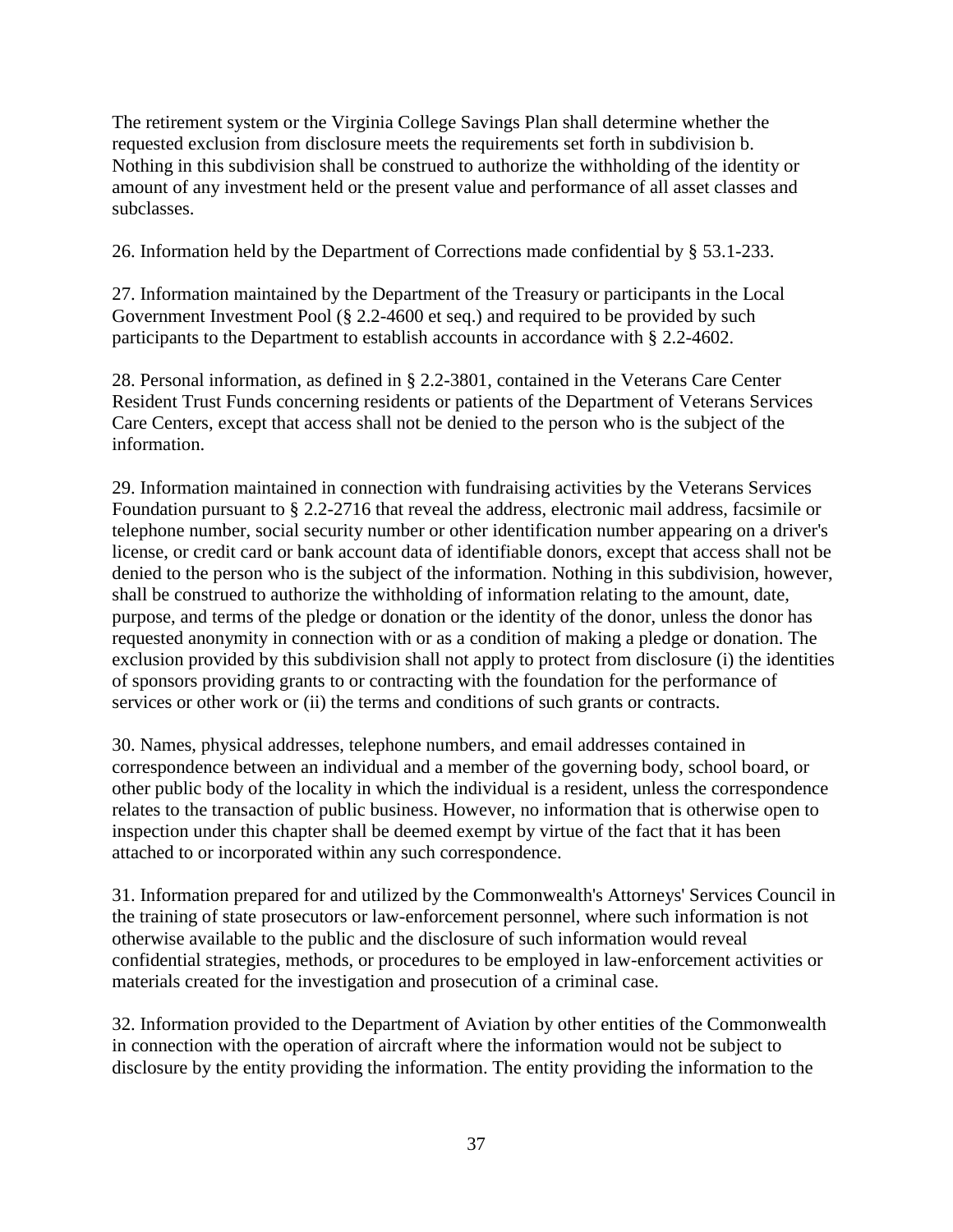The retirement system or the Virginia College Savings Plan shall determine whether the requested exclusion from disclosure meets the requirements set forth in subdivision b. Nothing in this subdivision shall be construed to authorize the withholding of the identity or amount of any investment held or the present value and performance of all asset classes and subclasses.

26. Information held by the Department of Corrections made confidential by § 53.1-233.

27. Information maintained by the Department of the Treasury or participants in the Local Government Investment Pool (§ 2.2-4600 et seq.) and required to be provided by such participants to the Department to establish accounts in accordance with § 2.2-4602.

28. Personal information, as defined in § 2.2-3801, contained in the Veterans Care Center Resident Trust Funds concerning residents or patients of the Department of Veterans Services Care Centers, except that access shall not be denied to the person who is the subject of the information.

29. Information maintained in connection with fundraising activities by the Veterans Services Foundation pursuant to § 2.2-2716 that reveal the address, electronic mail address, facsimile or telephone number, social security number or other identification number appearing on a driver's license, or credit card or bank account data of identifiable donors, except that access shall not be denied to the person who is the subject of the information. Nothing in this subdivision, however, shall be construed to authorize the withholding of information relating to the amount, date, purpose, and terms of the pledge or donation or the identity of the donor, unless the donor has requested anonymity in connection with or as a condition of making a pledge or donation. The exclusion provided by this subdivision shall not apply to protect from disclosure (i) the identities of sponsors providing grants to or contracting with the foundation for the performance of services or other work or (ii) the terms and conditions of such grants or contracts.

30. Names, physical addresses, telephone numbers, and email addresses contained in correspondence between an individual and a member of the governing body, school board, or other public body of the locality in which the individual is a resident, unless the correspondence relates to the transaction of public business. However, no information that is otherwise open to inspection under this chapter shall be deemed exempt by virtue of the fact that it has been attached to or incorporated within any such correspondence.

31. Information prepared for and utilized by the Commonwealth's Attorneys' Services Council in the training of state prosecutors or law-enforcement personnel, where such information is not otherwise available to the public and the disclosure of such information would reveal confidential strategies, methods, or procedures to be employed in law-enforcement activities or materials created for the investigation and prosecution of a criminal case.

32. Information provided to the Department of Aviation by other entities of the Commonwealth in connection with the operation of aircraft where the information would not be subject to disclosure by the entity providing the information. The entity providing the information to the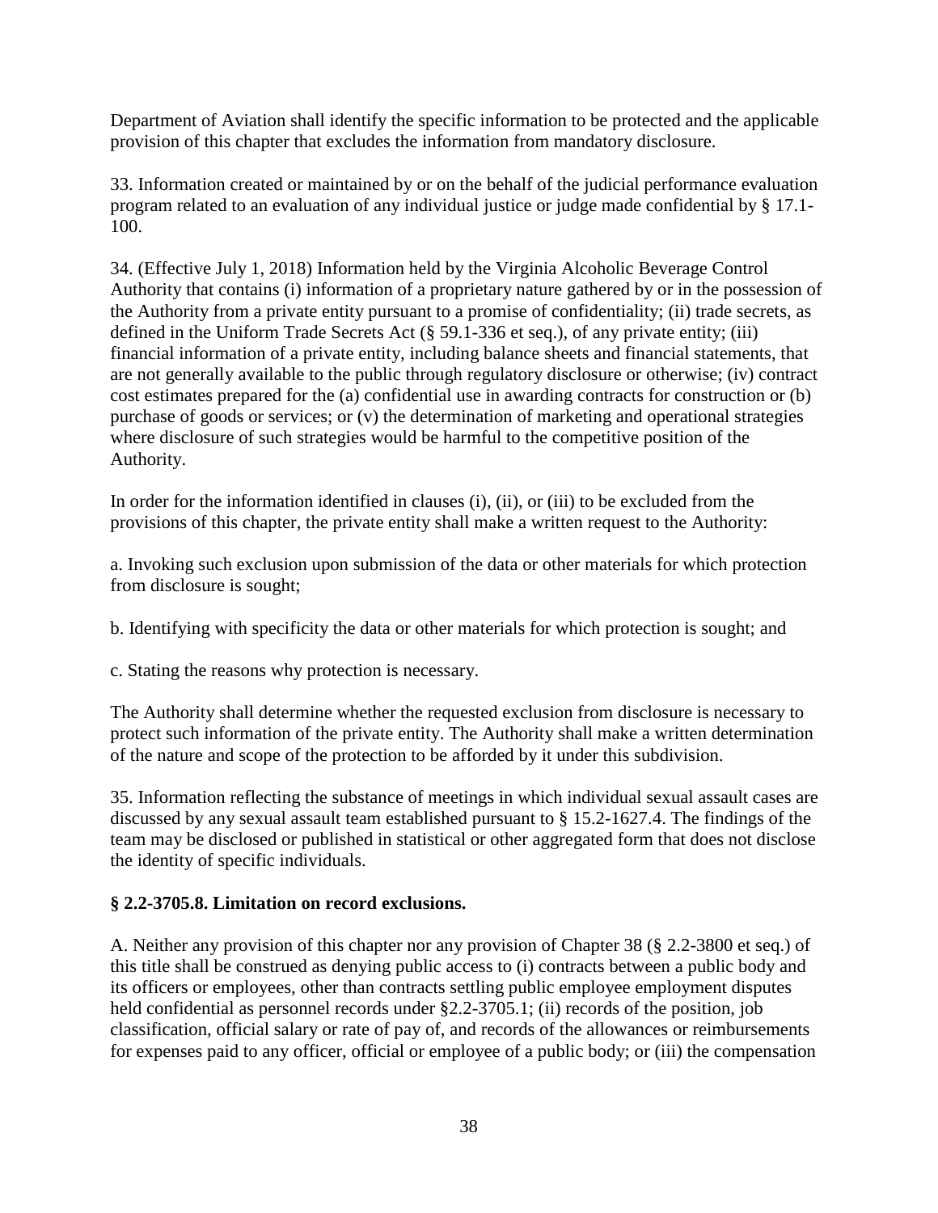Department of Aviation shall identify the specific information to be protected and the applicable provision of this chapter that excludes the information from mandatory disclosure.

33. Information created or maintained by or on the behalf of the judicial performance evaluation program related to an evaluation of any individual justice or judge made confidential by § 17.1-100.

34. (Effective July 1, 2018) Information held by the Virginia Alcoholic Beverage Control Authority that contains (i) information of a proprietary nature gathered by or in the possession of the Authority from a private entity pursuant to a promise of confidentiality; (ii) trade secrets, as defined in the Uniform Trade Secrets Act (§ 59.1-336 et seq.), of any private entity; (iii) financial information of a private entity, including balance sheets and financial statements, that are not generally available to the public through regulatory disclosure or otherwise; (iv) contract cost estimates prepared for the (a) confidential use in awarding contracts for construction or (b) purchase of goods or services; or (v) the determination of marketing and operational strategies where disclosure of such strategies would be harmful to the competitive position of the Authority.

In order for the information identified in clauses (i), (ii), or (iii) to be excluded from the provisions of this chapter, the private entity shall make a written request to the Authority:

a. Invoking such exclusion upon submission of the data or other materials for which protection from disclosure is sought;

b. Identifying with specificity the data or other materials for which protection is sought; and

c. Stating the reasons why protection is necessary.

The Authority shall determine whether the requested exclusion from disclosure is necessary to protect such information of the private entity. The Authority shall make a written determination of the nature and scope of the protection to be afforded by it under this subdivision.

35. Information reflecting the substance of meetings in which individual sexual assault cases are discussed by any sexual assault team established pursuant to § 15.2-1627.4. The findings of the team may be disclosed or published in statistical or other aggregated form that does not disclose the identity of specific individuals.

**§ 2.2-3705.8. Limitation on record exclusions.**

A. Neither any provision of this chapter nor any provision of Chapter 38 (§ 2.2-3800 et seq.) of this title shall be construed as denying public access to (i) contracts between a public body and its officers or employees, other than contracts settling public employee employment disputes held confidential as personnel records under §2.2-3705.1; (ii) records of the position, job classification, official salary or rate of pay of, and records of the allowances or reimbursements for expenses paid to any officer, official or employee of a public body; or (iii) the compensation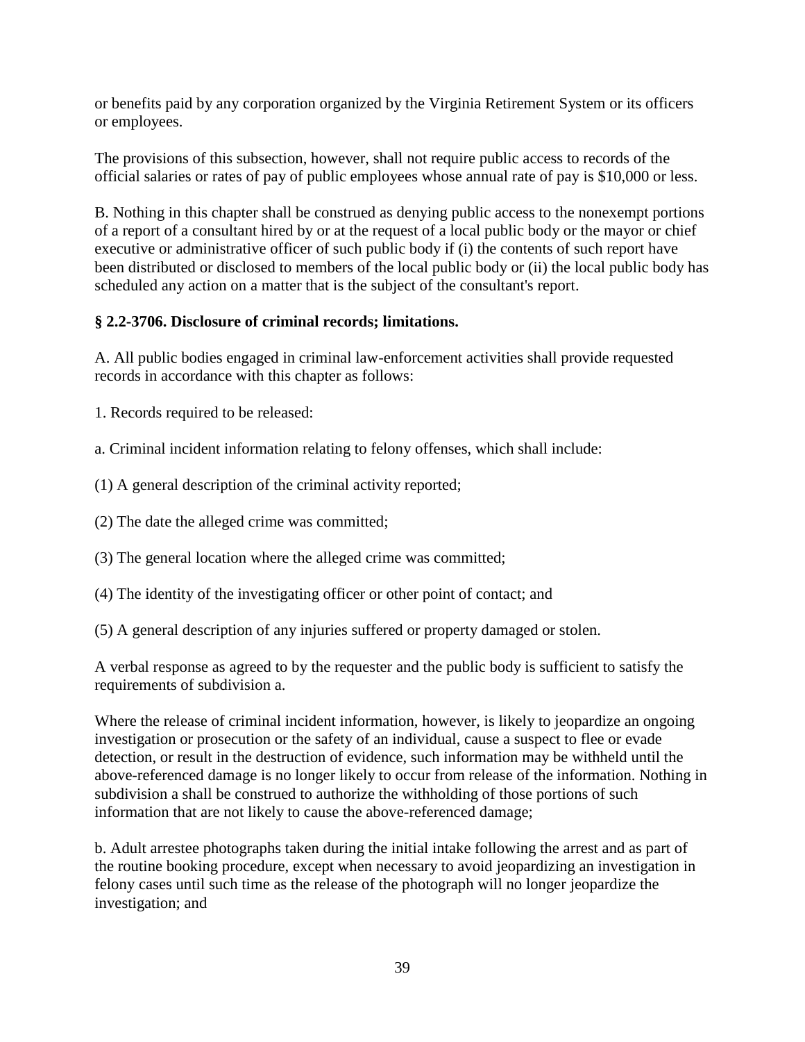or benefits paid by any corporation organized by the Virginia Retirement System or its officers or employees.

The provisions of this subsection, however, shall not require public access to records of the official salaries or rates of pay of public employees whose annual rate of pay is $10,000 or less.

B. Nothing in this chapter shall be construed as denying public access to the nonexempt portions of a report of a consultant hired by or at the request of a local public body or the mayor or chief executive or administrative officer of such public body if (i) the contents of such report have been distributed or disclosed to members of the local public body or (ii) the local public body has scheduled any action on a matter that is the subject of the consultant's report.

**§ 2.2-3706. Disclosure of criminal records; limitations.**

A. All public bodies engaged in criminal law-enforcement activities shall provide requested records in accordance with this chapter as follows:

1. Records required to be released:

a. Criminal incident information relating to felony offenses, which shall include:

(1) A general description of the criminal activity reported;

(2) The date the alleged crime was committed;

(3) The general location where the alleged crime was committed;

(4) The identity of the investigating officer or other point of contact; and

(5) A general description of any injuries suffered or property damaged or stolen.

A verbal response as agreed to by the requester and the public body is sufficient to satisfy the requirements of subdivision a.

Where the release of criminal incident information, however, is likely to jeopardize an ongoing investigation or prosecution or the safety of an individual, cause a suspect to flee or evade detection, or result in the destruction of evidence, such information may be withheld until the above-referenced damage is no longer likely to occur from release of the information. Nothing in subdivision a shall be construed to authorize the withholding of those portions of such information that are not likely to cause the above-referenced damage;

b. Adult arrestee photographs taken during the initial intake following the arrest and as part of the routine booking procedure, except when necessary to avoid jeopardizing an investigation in felony cases until such time as the release of the photograph will no longer jeopardize the investigation; and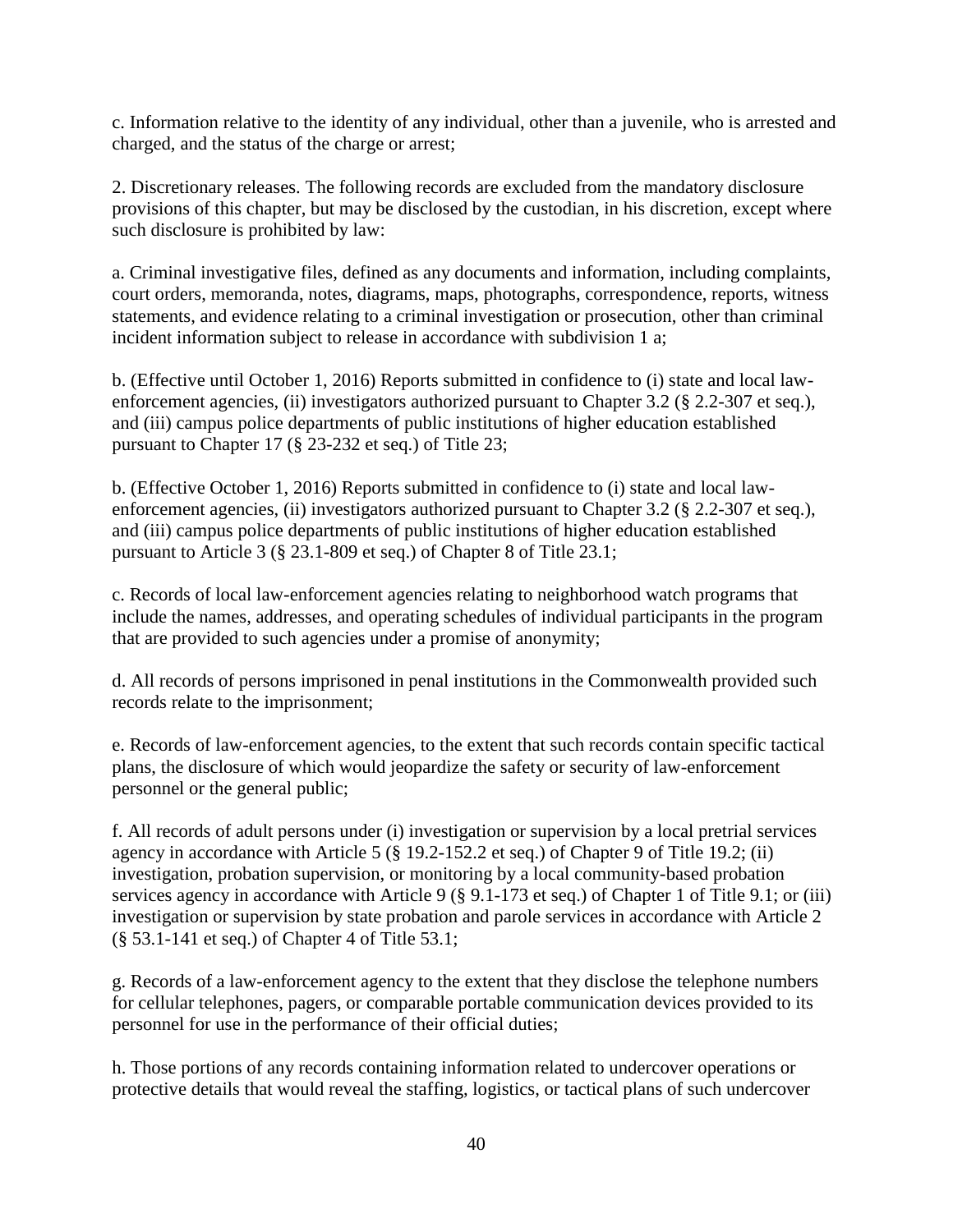c. Information relative to the identity of any individual, other than a juvenile, who is arrested and charged, and the status of the charge or arrest;

2. Discretionary releases. The following records are excluded from the mandatory disclosure provisions of this chapter, but may be disclosed by the custodian, in his discretion, except where such disclosure is prohibited by law:

a. Criminal investigative files, defined as any documents and information, including complaints, court orders, memoranda, notes, diagrams, maps, photographs, correspondence, reports, witness statements, and evidence relating to a criminal investigation or prosecution, other than criminal incident information subject to release in accordance with subdivision 1 a;

b. (Effective until October 1, 2016) Reports submitted in confidence to (i) state and local law-enforcement agencies, (ii) investigators authorized pursuant to Chapter 3.2 (§ 2.2-307 et seq.), and (iii) campus police departments of public institutions of higher education established pursuant to Chapter 17 (§ 23-232 et seq.) of Title 23;

b. (Effective October 1, 2016) Reports submitted in confidence to (i) state and local law-enforcement agencies, (ii) investigators authorized pursuant to Chapter 3.2 (§ 2.2-307 et seq.), and (iii) campus police departments of public institutions of higher education established pursuant to Article 3 (§ 23.1-809 et seq.) of Chapter 8 of Title 23.1;

c. Records of local law-enforcement agencies relating to neighborhood watch programs that include the names, addresses, and operating schedules of individual participants in the program that are provided to such agencies under a promise of anonymity;

d. All records of persons imprisoned in penal institutions in the Commonwealth provided such records relate to the imprisonment;

e. Records of law-enforcement agencies, to the extent that such records contain specific tactical plans, the disclosure of which would jeopardize the safety or security of law-enforcement personnel or the general public;

f. All records of adult persons under (i) investigation or supervision by a local pretrial services agency in accordance with Article 5 (§ 19.2-152.2 et seq.) of Chapter 9 of Title 19.2; (ii) investigation, probation supervision, or monitoring by a local community-based probation services agency in accordance with Article 9 (§ 9.1-173 et seq.) of Chapter 1 of Title 9.1; or (iii) investigation or supervision by state probation and parole services in accordance with Article 2 (§ 53.1-141 et seq.) of Chapter 4 of Title 53.1;

g. Records of a law-enforcement agency to the extent that they disclose the telephone numbers for cellular telephones, pagers, or comparable portable communication devices provided to its personnel for use in the performance of their official duties;

h. Those portions of any records containing information related to undercover operations or protective details that would reveal the staffing, logistics, or tactical plans of such undercover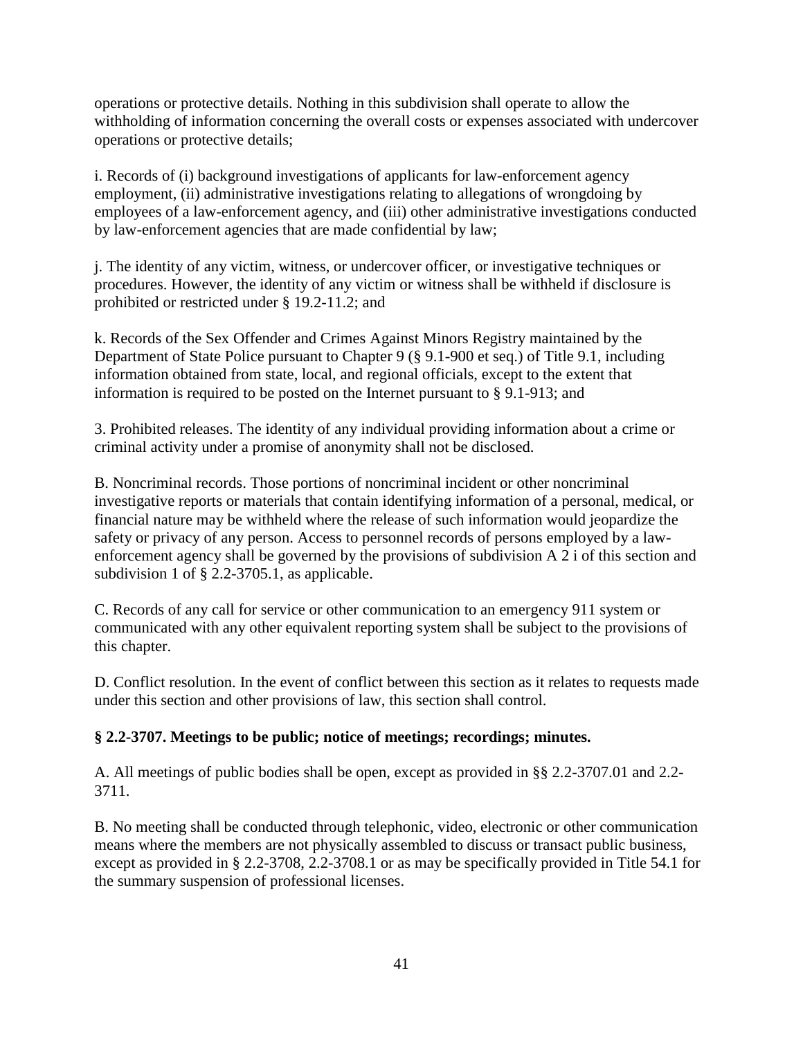operations or protective details. Nothing in this subdivision shall operate to allow the withholding of information concerning the overall costs or expenses associated with undercover operations or protective details;

i. Records of (i) background investigations of applicants for law-enforcement agency employment, (ii) administrative investigations relating to allegations of wrongdoing by employees of a law-enforcement agency, and (iii) other administrative investigations conducted by law-enforcement agencies that are made confidential by law;

j. The identity of any victim, witness, or undercover officer, or investigative techniques or procedures. However, the identity of any victim or witness shall be withheld if disclosure is prohibited or restricted under § 19.2-11.2; and

k. Records of the Sex Offender and Crimes Against Minors Registry maintained by the Department of State Police pursuant to Chapter 9 (§ 9.1-900 et seq.) of Title 9.1, including information obtained from state, local, and regional officials, except to the extent that information is required to be posted on the Internet pursuant to § 9.1-913; and

3. Prohibited releases. The identity of any individual providing information about a crime or criminal activity under a promise of anonymity shall not be disclosed.

B. Noncriminal records. Those portions of noncriminal incident or other noncriminal investigative reports or materials that contain identifying information of a personal, medical, or financial nature may be withheld where the release of such information would jeopardize the safety or privacy of any person. Access to personnel records of persons employed by a law-enforcement agency shall be governed by the provisions of subdivision A 2 i of this section and subdivision 1 of § 2.2-3705.1, as applicable.

C. Records of any call for service or other communication to an emergency 911 system or communicated with any other equivalent reporting system shall be subject to the provisions of this chapter.

D. Conflict resolution. In the event of conflict between this section as it relates to requests made under this section and other provisions of law, this section shall control.

### § 2.2-3707. Meetings to be public; notice of meetings; recordings; minutes.

A. All meetings of public bodies shall be open, except as provided in §§ 2.2-3707.01 and 2.2-3711.

B. No meeting shall be conducted through telephonic, video, electronic or other communication means where the members are not physically assembled to discuss or transact public business, except as provided in § 2.2-3708, 2.2-3708.1 or as may be specifically provided in Title 54.1 for the summary suspension of professional licenses.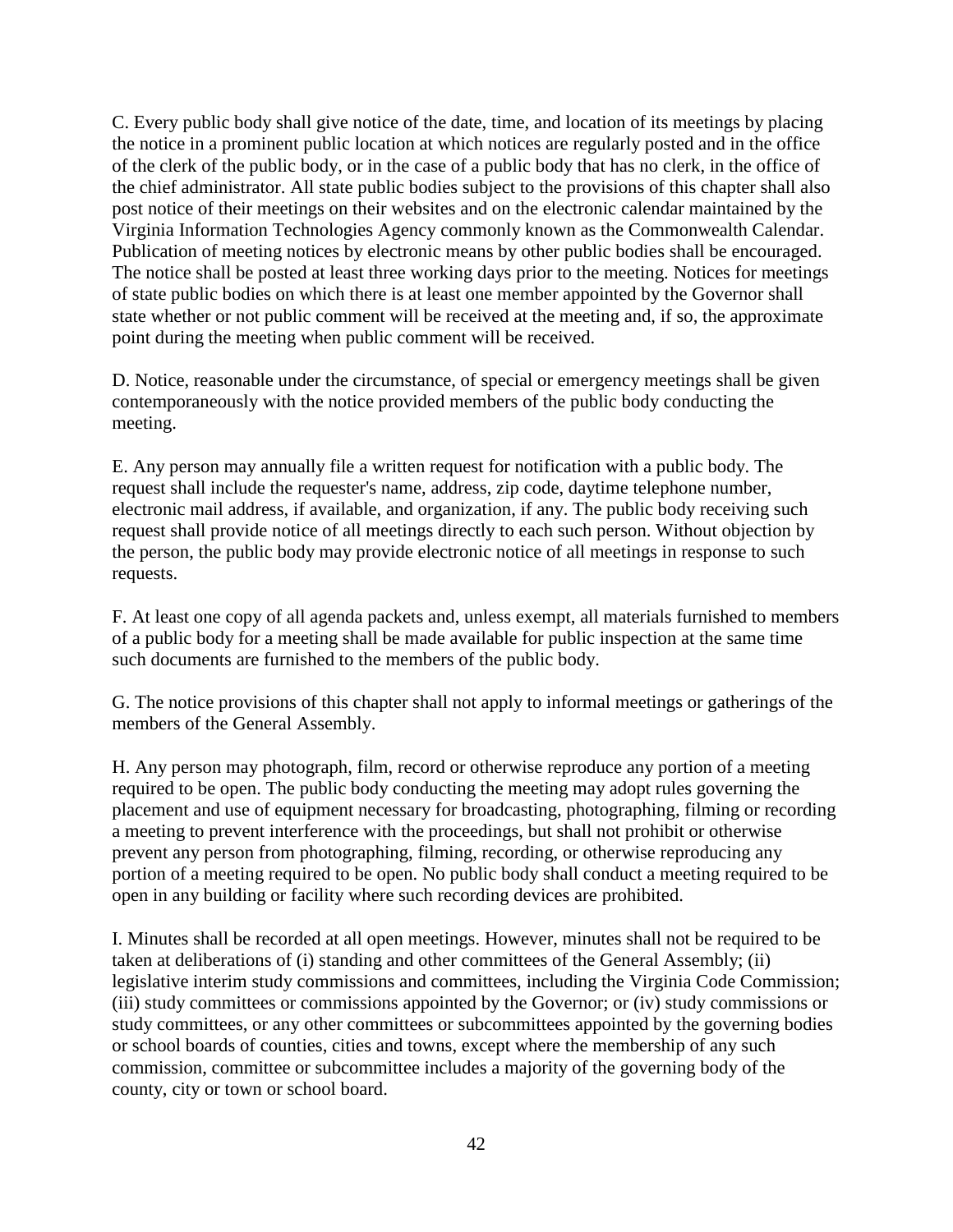C. Every public body shall give notice of the date, time, and location of its meetings by placing the notice in a prominent public location at which notices are regularly posted and in the office of the clerk of the public body, or in the case of a public body that has no clerk, in the office of the chief administrator. All state public bodies subject to the provisions of this chapter shall also post notice of their meetings on their websites and on the electronic calendar maintained by the Virginia Information Technologies Agency commonly known as the Commonwealth Calendar. Publication of meeting notices by electronic means by other public bodies shall be encouraged. The notice shall be posted at least three working days prior to the meeting. Notices for meetings of state public bodies on which there is at least one member appointed by the Governor shall state whether or not public comment will be received at the meeting and, if so, the approximate point during the meeting when public comment will be received.

D. Notice, reasonable under the circumstance, of special or emergency meetings shall be given contemporaneously with the notice provided members of the public body conducting the meeting.

E. Any person may annually file a written request for notification with a public body. The request shall include the requester's name, address, zip code, daytime telephone number, electronic mail address, if available, and organization, if any. The public body receiving such request shall provide notice of all meetings directly to each such person. Without objection by the person, the public body may provide electronic notice of all meetings in response to such requests.

F. At least one copy of all agenda packets and, unless exempt, all materials furnished to members of a public body for a meeting shall be made available for public inspection at the same time such documents are furnished to the members of the public body.

G. The notice provisions of this chapter shall not apply to informal meetings or gatherings of the members of the General Assembly.

H. Any person may photograph, film, record or otherwise reproduce any portion of a meeting required to be open. The public body conducting the meeting may adopt rules governing the placement and use of equipment necessary for broadcasting, photographing, filming or recording a meeting to prevent interference with the proceedings, but shall not prohibit or otherwise prevent any person from photographing, filming, recording, or otherwise reproducing any portion of a meeting required to be open. No public body shall conduct a meeting required to be open in any building or facility where such recording devices are prohibited.

I. Minutes shall be recorded at all open meetings. However, minutes shall not be required to be taken at deliberations of (i) standing and other committees of the General Assembly; (ii) legislative interim study commissions and committees, including the Virginia Code Commission; (iii) study committees or commissions appointed by the Governor; or (iv) study commissions or study committees, or any other committees or subcommittees appointed by the governing bodies or school boards of counties, cities and towns, except where the membership of any such commission, committee or subcommittee includes a majority of the governing body of the county, city or town or school board.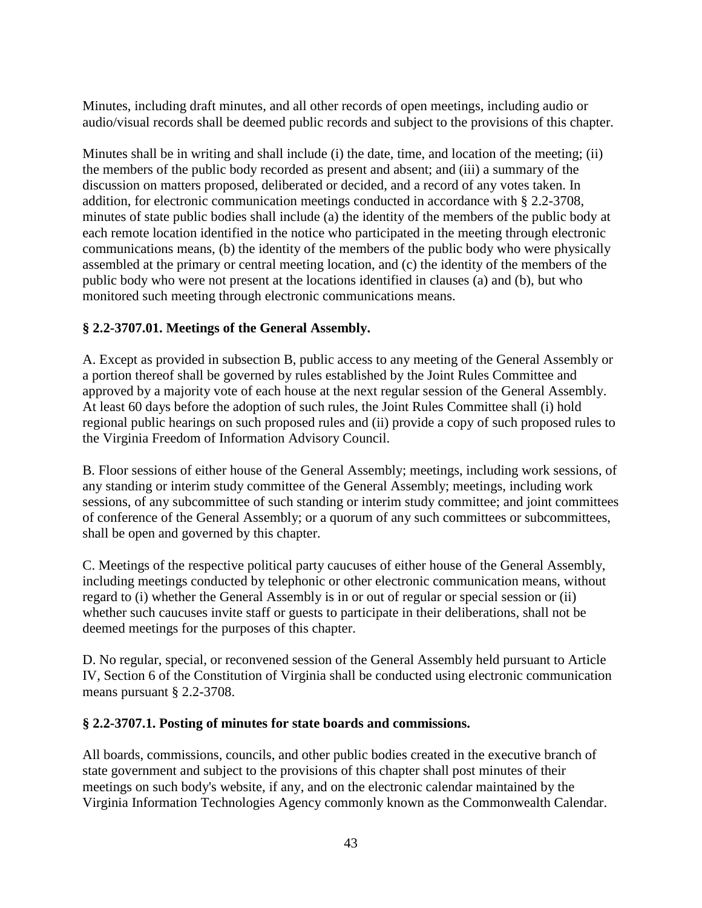Minutes, including draft minutes, and all other records of open meetings, including audio or audio/visual records shall be deemed public records and subject to the provisions of this chapter.

Minutes shall be in writing and shall include (i) the date, time, and location of the meeting; (ii) the members of the public body recorded as present and absent; and (iii) a summary of the discussion on matters proposed, deliberated or decided, and a record of any votes taken. In addition, for electronic communication meetings conducted in accordance with § 2.2-3708, minutes of state public bodies shall include (a) the identity of the members of the public body at each remote location identified in the notice who participated in the meeting through electronic communications means, (b) the identity of the members of the public body who were physically assembled at the primary or central meeting location, and (c) the identity of the members of the public body who were not present at the locations identified in clauses (a) and (b), but who monitored such meeting through electronic communications means.

**§ 2.2-3707.01. Meetings of the General Assembly.**

A. Except as provided in subsection B, public access to any meeting of the General Assembly or a portion thereof shall be governed by rules established by the Joint Rules Committee and approved by a majority vote of each house at the next regular session of the General Assembly. At least 60 days before the adoption of such rules, the Joint Rules Committee shall (i) hold regional public hearings on such proposed rules and (ii) provide a copy of such proposed rules to the Virginia Freedom of Information Advisory Council.

B. Floor sessions of either house of the General Assembly; meetings, including work sessions, of any standing or interim study committee of the General Assembly; meetings, including work sessions, of any subcommittee of such standing or interim study committee; and joint committees of conference of the General Assembly; or a quorum of any such committees or subcommittees, shall be open and governed by this chapter.

C. Meetings of the respective political party caucuses of either house of the General Assembly, including meetings conducted by telephonic or other electronic communication means, without regard to (i) whether the General Assembly is in or out of regular or special session or (ii) whether such caucuses invite staff or guests to participate in their deliberations, shall not be deemed meetings for the purposes of this chapter.

D. No regular, special, or reconvened session of the General Assembly held pursuant to Article IV, Section 6 of the Constitution of Virginia shall be conducted using electronic communication means pursuant § 2.2-3708.

**§ 2.2-3707.1. Posting of minutes for state boards and commissions.**

All boards, commissions, councils, and other public bodies created in the executive branch of state government and subject to the provisions of this chapter shall post minutes of their meetings on such body's website, if any, and on the electronic calendar maintained by the Virginia Information Technologies Agency commonly known as the Commonwealth Calendar.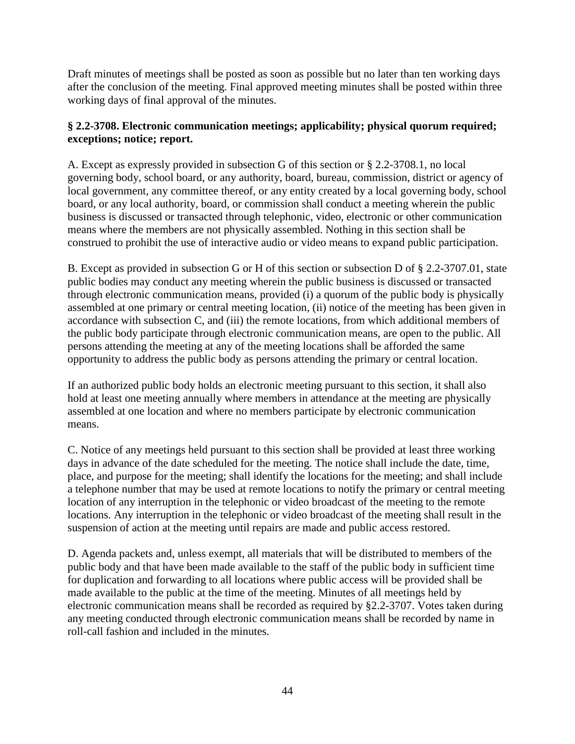Draft minutes of meetings shall be posted as soon as possible but no later than ten working days after the conclusion of the meeting. Final approved meeting minutes shall be posted within three working days of final approval of the minutes.

**§ 2.2-3708. Electronic communication meetings; applicability; physical quorum required; exceptions; notice; report.**

A. Except as expressly provided in subsection G of this section or § 2.2-3708.1, no local governing body, school board, or any authority, board, bureau, commission, district or agency of local government, any committee thereof, or any entity created by a local governing body, school board, or any local authority, board, or commission shall conduct a meeting wherein the public business is discussed or transacted through telephonic, video, electronic or other communication means where the members are not physically assembled. Nothing in this section shall be construed to prohibit the use of interactive audio or video means to expand public participation.

B. Except as provided in subsection G or H of this section or subsection D of § 2.2-3707.01, state public bodies may conduct any meeting wherein the public business is discussed or transacted through electronic communication means, provided (i) a quorum of the public body is physically assembled at one primary or central meeting location, (ii) notice of the meeting has been given in accordance with subsection C, and (iii) the remote locations, from which additional members of the public body participate through electronic communication means, are open to the public. All persons attending the meeting at any of the meeting locations shall be afforded the same opportunity to address the public body as persons attending the primary or central location.

If an authorized public body holds an electronic meeting pursuant to this section, it shall also hold at least one meeting annually where members in attendance at the meeting are physically assembled at one location and where no members participate by electronic communication means.

C. Notice of any meetings held pursuant to this section shall be provided at least three working days in advance of the date scheduled for the meeting. The notice shall include the date, time, place, and purpose for the meeting; shall identify the locations for the meeting; and shall include a telephone number that may be used at remote locations to notify the primary or central meeting location of any interruption in the telephonic or video broadcast of the meeting to the remote locations. Any interruption in the telephonic or video broadcast of the meeting shall result in the suspension of action at the meeting until repairs are made and public access restored.

D. Agenda packets and, unless exempt, all materials that will be distributed to members of the public body and that have been made available to the staff of the public body in sufficient time for duplication and forwarding to all locations where public access will be provided shall be made available to the public at the time of the meeting. Minutes of all meetings held by electronic communication means shall be recorded as required by §2.2-3707. Votes taken during any meeting conducted through electronic communication means shall be recorded by name in roll-call fashion and included in the minutes.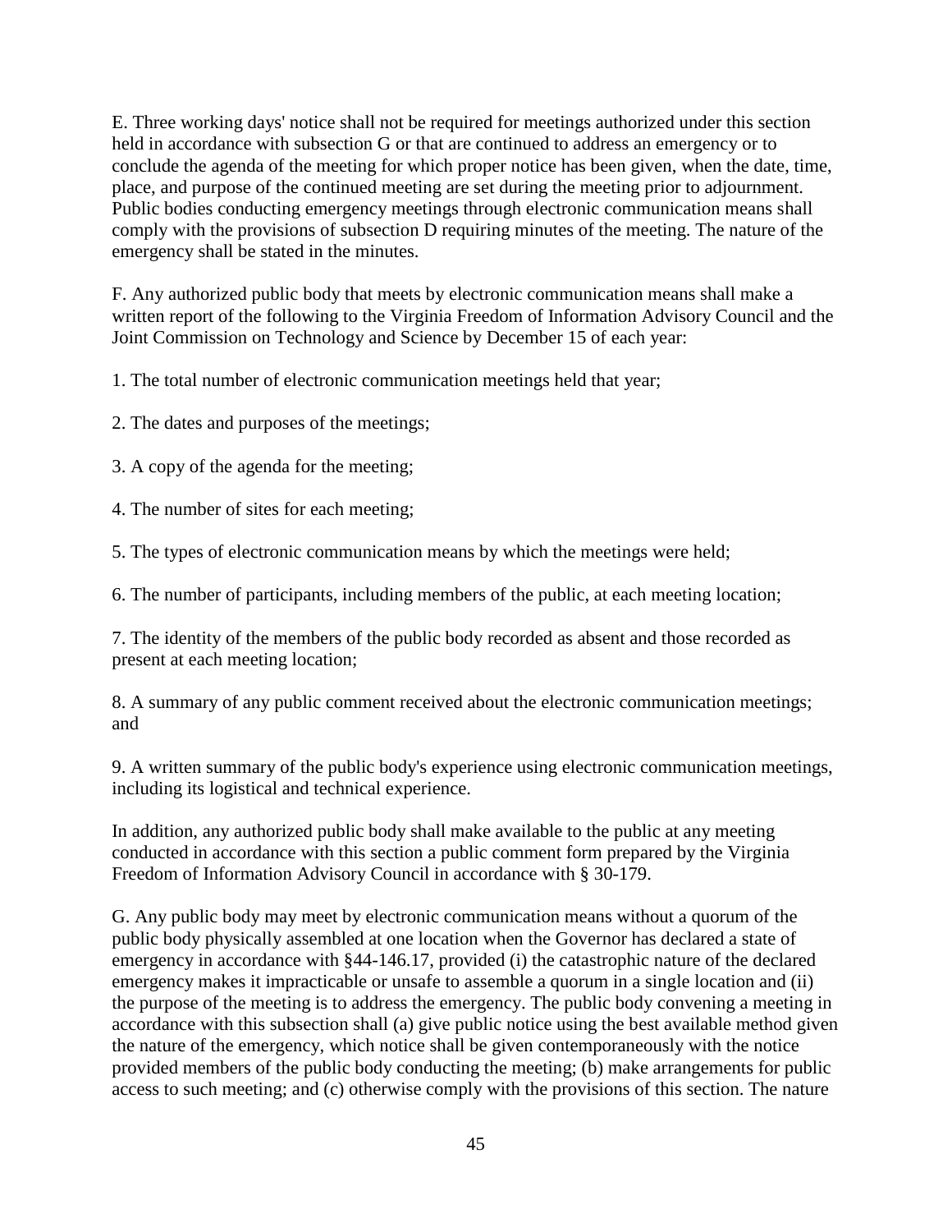E. Three working days' notice shall not be required for meetings authorized under this section held in accordance with subsection G or that are continued to address an emergency or to conclude the agenda of the meeting for which proper notice has been given, when the date, time, place, and purpose of the continued meeting are set during the meeting prior to adjournment. Public bodies conducting emergency meetings through electronic communication means shall comply with the provisions of subsection D requiring minutes of the meeting. The nature of the emergency shall be stated in the minutes.

F. Any authorized public body that meets by electronic communication means shall make a written report of the following to the Virginia Freedom of Information Advisory Council and the Joint Commission on Technology and Science by December 15 of each year:

1. The total number of electronic communication meetings held that year;

2. The dates and purposes of the meetings;

3. A copy of the agenda for the meeting;

4. The number of sites for each meeting;

5. The types of electronic communication means by which the meetings were held;

6. The number of participants, including members of the public, at each meeting location;

7. The identity of the members of the public body recorded as absent and those recorded as present at each meeting location;

8. A summary of any public comment received about the electronic communication meetings; and

9. A written summary of the public body's experience using electronic communication meetings, including its logistical and technical experience.

In addition, any authorized public body shall make available to the public at any meeting conducted in accordance with this section a public comment form prepared by the Virginia Freedom of Information Advisory Council in accordance with § 30-179.

G. Any public body may meet by electronic communication means without a quorum of the public body physically assembled at one location when the Governor has declared a state of emergency in accordance with §44-146.17, provided (i) the catastrophic nature of the declared emergency makes it impracticable or unsafe to assemble a quorum in a single location and (ii) the purpose of the meeting is to address the emergency. The public body convening a meeting in accordance with this subsection shall (a) give public notice using the best available method given the nature of the emergency, which notice shall be given contemporaneously with the notice provided members of the public body conducting the meeting; (b) make arrangements for public access to such meeting; and (c) otherwise comply with the provisions of this section. The nature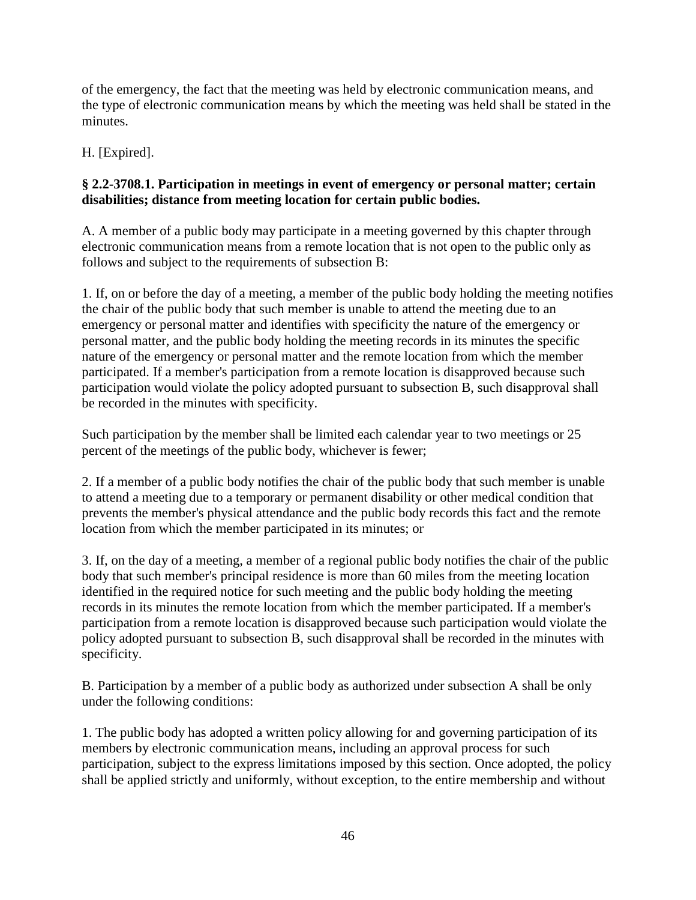of the emergency, the fact that the meeting was held by electronic communication means, and the type of electronic communication means by which the meeting was held shall be stated in the minutes.

H. [Expired].

**§ 2.2-3708.1. Participation in meetings in event of emergency or personal matter; certain disabilities; distance from meeting location for certain public bodies.**

A. A member of a public body may participate in a meeting governed by this chapter through electronic communication means from a remote location that is not open to the public only as follows and subject to the requirements of subsection B:

1. If, on or before the day of a meeting, a member of the public body holding the meeting notifies the chair of the public body that such member is unable to attend the meeting due to an emergency or personal matter and identifies with specificity the nature of the emergency or personal matter, and the public body holding the meeting records in its minutes the specific nature of the emergency or personal matter and the remote location from which the member participated. If a member's participation from a remote location is disapproved because such participation would violate the policy adopted pursuant to subsection B, such disapproval shall be recorded in the minutes with specificity.

Such participation by the member shall be limited each calendar year to two meetings or 25 percent of the meetings of the public body, whichever is fewer;

2. If a member of a public body notifies the chair of the public body that such member is unable to attend a meeting due to a temporary or permanent disability or other medical condition that prevents the member's physical attendance and the public body records this fact and the remote location from which the member participated in its minutes; or

3. If, on the day of a meeting, a member of a regional public body notifies the chair of the public body that such member's principal residence is more than 60 miles from the meeting location identified in the required notice for such meeting and the public body holding the meeting records in its minutes the remote location from which the member participated. If a member's participation from a remote location is disapproved because such participation would violate the policy adopted pursuant to subsection B, such disapproval shall be recorded in the minutes with specificity.

B. Participation by a member of a public body as authorized under subsection A shall be only under the following conditions:

1. The public body has adopted a written policy allowing for and governing participation of its members by electronic communication means, including an approval process for such participation, subject to the express limitations imposed by this section. Once adopted, the policy shall be applied strictly and uniformly, without exception, to the entire membership and without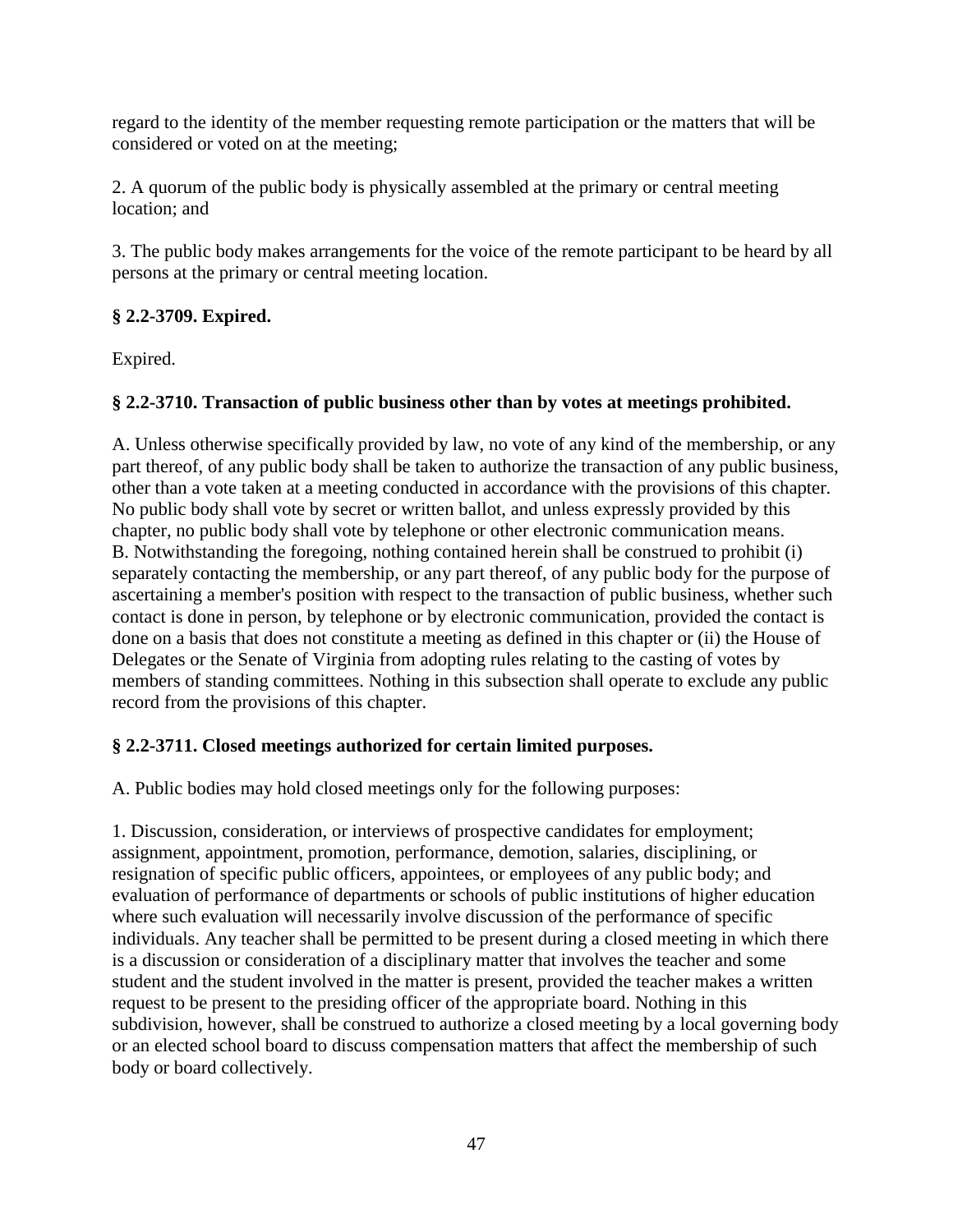regard to the identity of the member requesting remote participation or the matters that will be considered or voted on at the meeting;

2. A quorum of the public body is physically assembled at the primary or central meeting location; and

3. The public body makes arrangements for the voice of the remote participant to be heard by all persons at the primary or central meeting location.

### § 2.2-3709. Expired.

Expired.

### § 2.2-3710. Transaction of public business other than by votes at meetings prohibited.

A. Unless otherwise specifically provided by law, no vote of any kind of the membership, or any part thereof, of any public body shall be taken to authorize the transaction of any public business, other than a vote taken at a meeting conducted in accordance with the provisions of this chapter. No public body shall vote by secret or written ballot, and unless expressly provided by this chapter, no public body shall vote by telephone or other electronic communication means.
B. Notwithstanding the foregoing, nothing contained herein shall be construed to prohibit (i) separately contacting the membership, or any part thereof, of any public body for the purpose of ascertaining a member's position with respect to the transaction of public business, whether such contact is done in person, by telephone or by electronic communication, provided the contact is done on a basis that does not constitute a meeting as defined in this chapter or (ii) the House of Delegates or the Senate of Virginia from adopting rules relating to the casting of votes by members of standing committees. Nothing in this subsection shall operate to exclude any public record from the provisions of this chapter.

### § 2.2-3711. Closed meetings authorized for certain limited purposes.

A. Public bodies may hold closed meetings only for the following purposes:

1. Discussion, consideration, or interviews of prospective candidates for employment; assignment, appointment, promotion, performance, demotion, salaries, disciplining, or resignation of specific public officers, appointees, or employees of any public body; and evaluation of performance of departments or schools of public institutions of higher education where such evaluation will necessarily involve discussion of the performance of specific individuals. Any teacher shall be permitted to be present during a closed meeting in which there is a discussion or consideration of a disciplinary matter that involves the teacher and some student and the student involved in the matter is present, provided the teacher makes a written request to be present to the presiding officer of the appropriate board. Nothing in this subdivision, however, shall be construed to authorize a closed meeting by a local governing body or an elected school board to discuss compensation matters that affect the membership of such body or board collectively.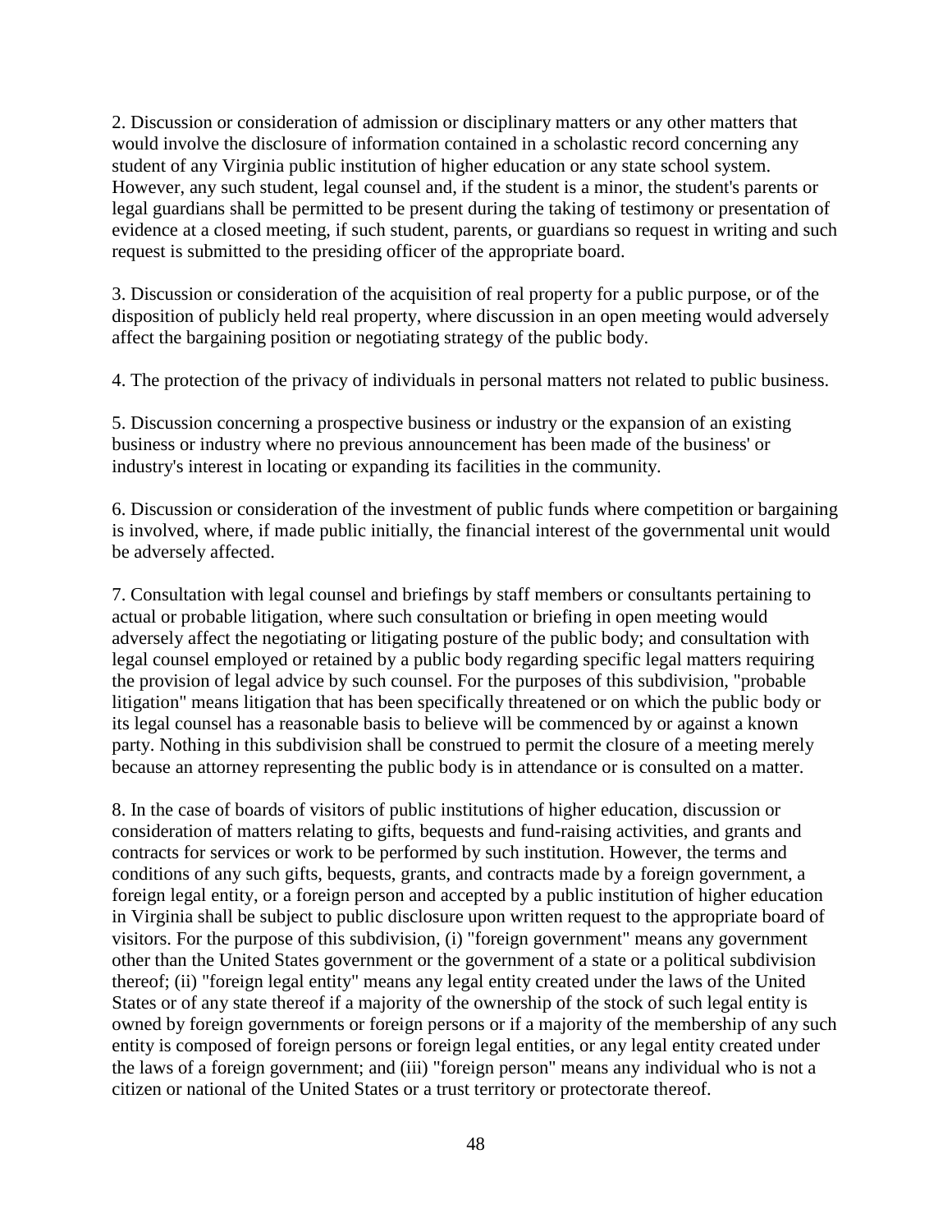2. Discussion or consideration of admission or disciplinary matters or any other matters that would involve the disclosure of information contained in a scholastic record concerning any student of any Virginia public institution of higher education or any state school system. However, any such student, legal counsel and, if the student is a minor, the student's parents or legal guardians shall be permitted to be present during the taking of testimony or presentation of evidence at a closed meeting, if such student, parents, or guardians so request in writing and such request is submitted to the presiding officer of the appropriate board.

3. Discussion or consideration of the acquisition of real property for a public purpose, or of the disposition of publicly held real property, where discussion in an open meeting would adversely affect the bargaining position or negotiating strategy of the public body.

4. The protection of the privacy of individuals in personal matters not related to public business.

5. Discussion concerning a prospective business or industry or the expansion of an existing business or industry where no previous announcement has been made of the business' or industry's interest in locating or expanding its facilities in the community.

6. Discussion or consideration of the investment of public funds where competition or bargaining is involved, where, if made public initially, the financial interest of the governmental unit would be adversely affected.

7. Consultation with legal counsel and briefings by staff members or consultants pertaining to actual or probable litigation, where such consultation or briefing in open meeting would adversely affect the negotiating or litigating posture of the public body; and consultation with legal counsel employed or retained by a public body regarding specific legal matters requiring the provision of legal advice by such counsel. For the purposes of this subdivision, "probable litigation" means litigation that has been specifically threatened or on which the public body or its legal counsel has a reasonable basis to believe will be commenced by or against a known party. Nothing in this subdivision shall be construed to permit the closure of a meeting merely because an attorney representing the public body is in attendance or is consulted on a matter.

8. In the case of boards of visitors of public institutions of higher education, discussion or consideration of matters relating to gifts, bequests and fund-raising activities, and grants and contracts for services or work to be performed by such institution. However, the terms and conditions of any such gifts, bequests, grants, and contracts made by a foreign government, a foreign legal entity, or a foreign person and accepted by a public institution of higher education in Virginia shall be subject to public disclosure upon written request to the appropriate board of visitors. For the purpose of this subdivision, (i) "foreign government" means any government other than the United States government or the government of a state or a political subdivision thereof; (ii) "foreign legal entity" means any legal entity created under the laws of the United States or of any state thereof if a majority of the ownership of the stock of such legal entity is owned by foreign governments or foreign persons or if a majority of the membership of any such entity is composed of foreign persons or foreign legal entities, or any legal entity created under the laws of a foreign government; and (iii) "foreign person" means any individual who is not a citizen or national of the United States or a trust territory or protectorate thereof.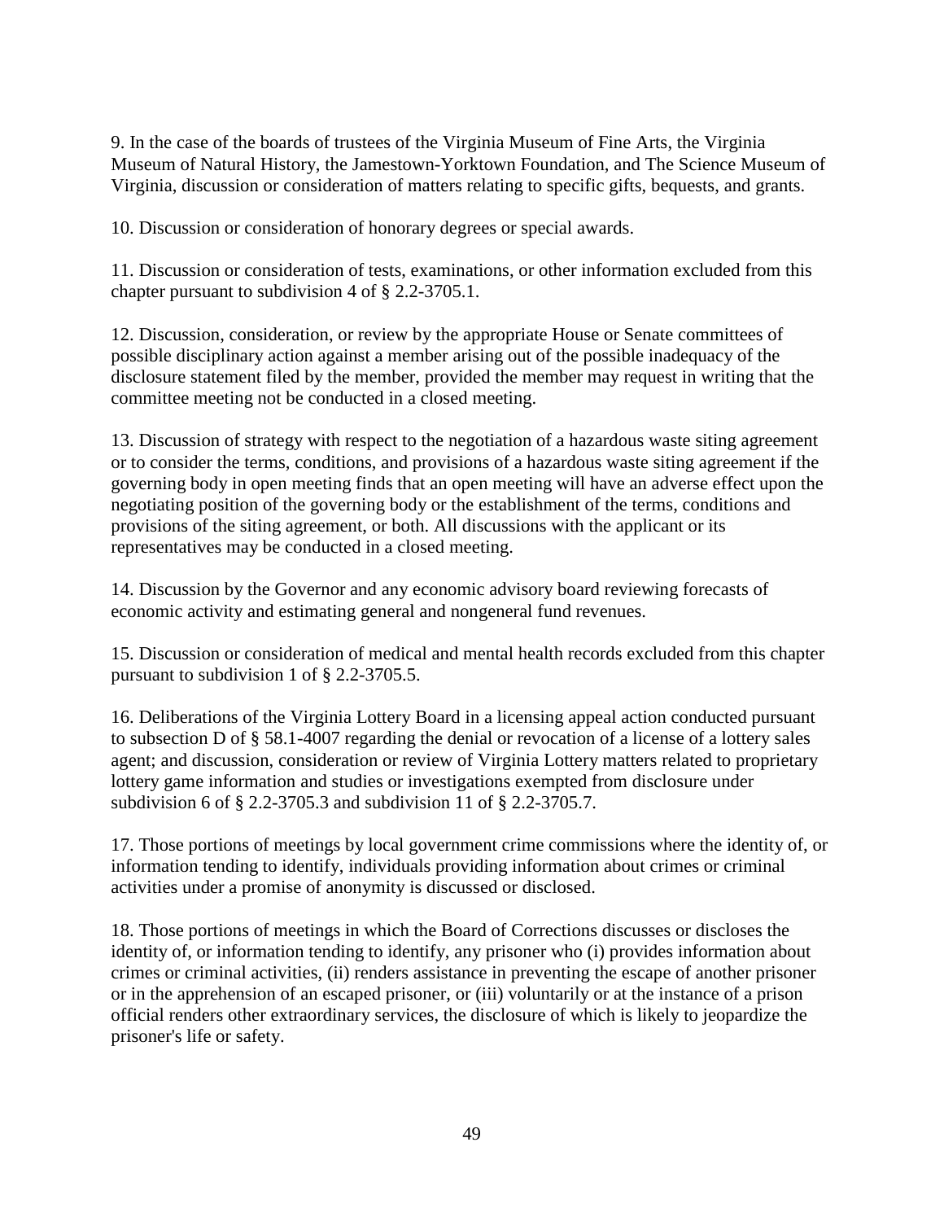9. In the case of the boards of trustees of the Virginia Museum of Fine Arts, the Virginia Museum of Natural History, the Jamestown-Yorktown Foundation, and The Science Museum of Virginia, discussion or consideration of matters relating to specific gifts, bequests, and grants.

10. Discussion or consideration of honorary degrees or special awards.

11. Discussion or consideration of tests, examinations, or other information excluded from this chapter pursuant to subdivision 4 of § 2.2-3705.1.

12. Discussion, consideration, or review by the appropriate House or Senate committees of possible disciplinary action against a member arising out of the possible inadequacy of the disclosure statement filed by the member, provided the member may request in writing that the committee meeting not be conducted in a closed meeting.

13. Discussion of strategy with respect to the negotiation of a hazardous waste siting agreement or to consider the terms, conditions, and provisions of a hazardous waste siting agreement if the governing body in open meeting finds that an open meeting will have an adverse effect upon the negotiating position of the governing body or the establishment of the terms, conditions and provisions of the siting agreement, or both. All discussions with the applicant or its representatives may be conducted in a closed meeting.

14. Discussion by the Governor and any economic advisory board reviewing forecasts of economic activity and estimating general and nongeneral fund revenues.

15. Discussion or consideration of medical and mental health records excluded from this chapter pursuant to subdivision 1 of § 2.2-3705.5.

16. Deliberations of the Virginia Lottery Board in a licensing appeal action conducted pursuant to subsection D of § 58.1-4007 regarding the denial or revocation of a license of a lottery sales agent; and discussion, consideration or review of Virginia Lottery matters related to proprietary lottery game information and studies or investigations exempted from disclosure under subdivision 6 of § 2.2-3705.3 and subdivision 11 of § 2.2-3705.7.

17. Those portions of meetings by local government crime commissions where the identity of, or information tending to identify, individuals providing information about crimes or criminal activities under a promise of anonymity is discussed or disclosed.

18. Those portions of meetings in which the Board of Corrections discusses or discloses the identity of, or information tending to identify, any prisoner who (i) provides information about crimes or criminal activities, (ii) renders assistance in preventing the escape of another prisoner or in the apprehension of an escaped prisoner, or (iii) voluntarily or at the instance of a prison official renders other extraordinary services, the disclosure of which is likely to jeopardize the prisoner's life or safety.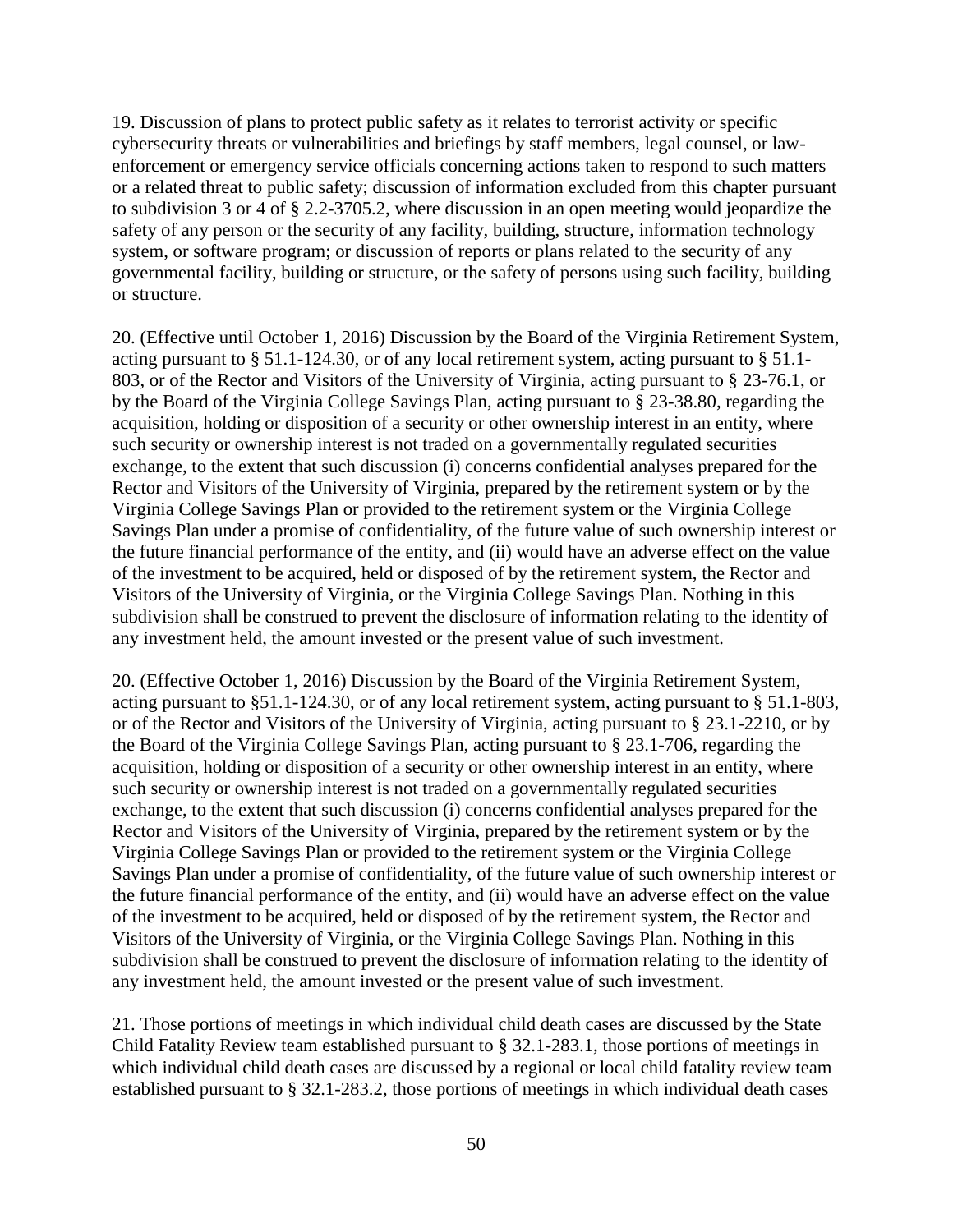19. Discussion of plans to protect public safety as it relates to terrorist activity or specific cybersecurity threats or vulnerabilities and briefings by staff members, legal counsel, or law-enforcement or emergency service officials concerning actions taken to respond to such matters or a related threat to public safety; discussion of information excluded from this chapter pursuant to subdivision 3 or 4 of § 2.2-3705.2, where discussion in an open meeting would jeopardize the safety of any person or the security of any facility, building, structure, information technology system, or software program; or discussion of reports or plans related to the security of any governmental facility, building or structure, or the safety of persons using such facility, building or structure.

20. (Effective until October 1, 2016) Discussion by the Board of the Virginia Retirement System, acting pursuant to § 51.1-124.30, or of any local retirement system, acting pursuant to § 51.1-803, or of the Rector and Visitors of the University of Virginia, acting pursuant to § 23-76.1, or by the Board of the Virginia College Savings Plan, acting pursuant to § 23-38.80, regarding the acquisition, holding or disposition of a security or other ownership interest in an entity, where such security or ownership interest is not traded on a governmentally regulated securities exchange, to the extent that such discussion (i) concerns confidential analyses prepared for the Rector and Visitors of the University of Virginia, prepared by the retirement system or by the Virginia College Savings Plan or provided to the retirement system or the Virginia College Savings Plan under a promise of confidentiality, of the future value of such ownership interest or the future financial performance of the entity, and (ii) would have an adverse effect on the value of the investment to be acquired, held or disposed of by the retirement system, the Rector and Visitors of the University of Virginia, or the Virginia College Savings Plan. Nothing in this subdivision shall be construed to prevent the disclosure of information relating to the identity of any investment held, the amount invested or the present value of such investment.

20. (Effective October 1, 2016) Discussion by the Board of the Virginia Retirement System, acting pursuant to §51.1-124.30, or of any local retirement system, acting pursuant to § 51.1-803, or of the Rector and Visitors of the University of Virginia, acting pursuant to § 23.1-2210, or by the Board of the Virginia College Savings Plan, acting pursuant to § 23.1-706, regarding the acquisition, holding or disposition of a security or other ownership interest in an entity, where such security or ownership interest is not traded on a governmentally regulated securities exchange, to the extent that such discussion (i) concerns confidential analyses prepared for the Rector and Visitors of the University of Virginia, prepared by the retirement system or by the Virginia College Savings Plan or provided to the retirement system or the Virginia College Savings Plan under a promise of confidentiality, of the future value of such ownership interest or the future financial performance of the entity, and (ii) would have an adverse effect on the value of the investment to be acquired, held or disposed of by the retirement system, the Rector and Visitors of the University of Virginia, or the Virginia College Savings Plan. Nothing in this subdivision shall be construed to prevent the disclosure of information relating to the identity of any investment held, the amount invested or the present value of such investment.

21. Those portions of meetings in which individual child death cases are discussed by the State Child Fatality Review team established pursuant to § 32.1-283.1, those portions of meetings in which individual child death cases are discussed by a regional or local child fatality review team established pursuant to § 32.1-283.2, those portions of meetings in which individual death cases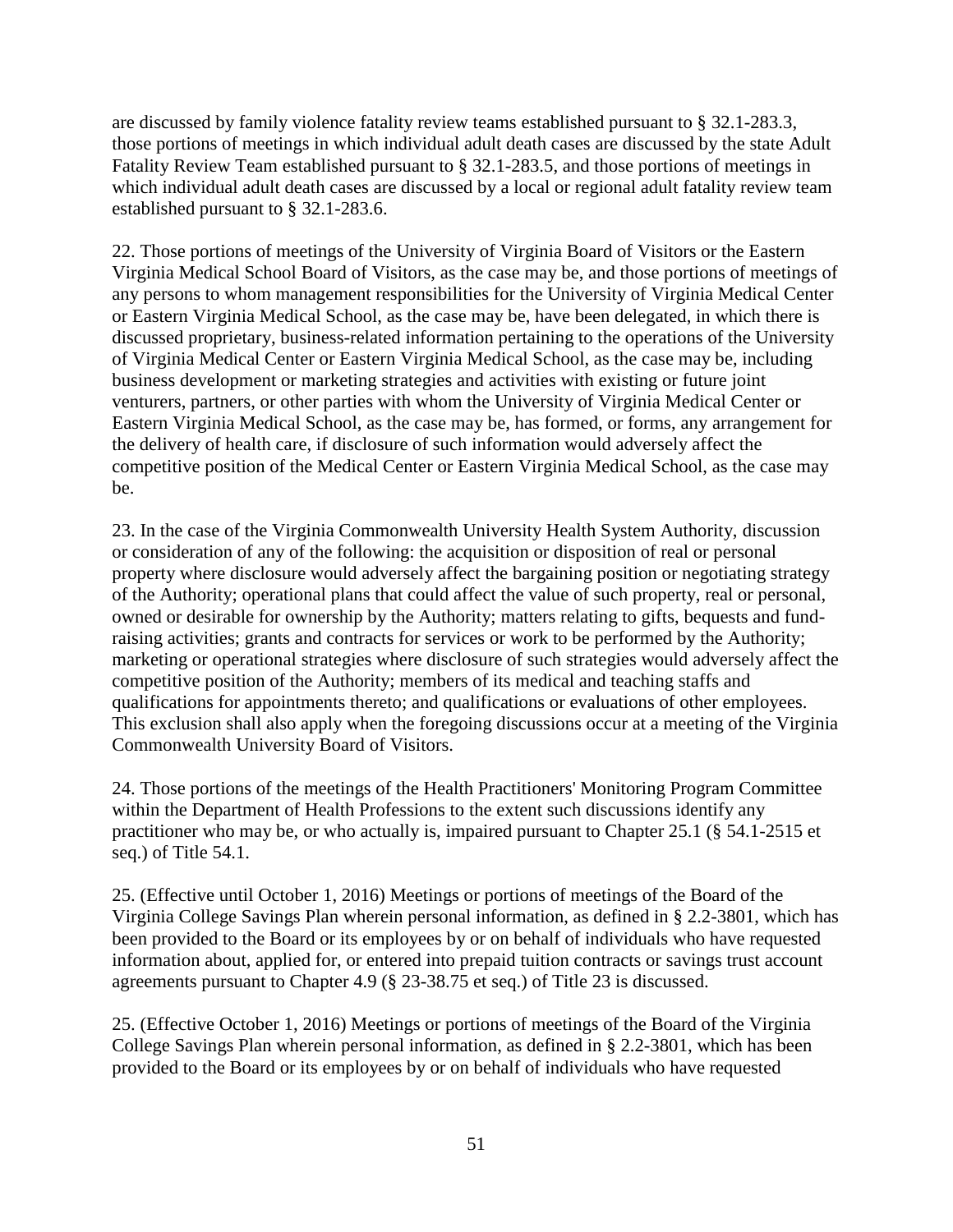are discussed by family violence fatality review teams established pursuant to § 32.1-283.3, those portions of meetings in which individual adult death cases are discussed by the state Adult Fatality Review Team established pursuant to § 32.1-283.5, and those portions of meetings in which individual adult death cases are discussed by a local or regional adult fatality review team established pursuant to § 32.1-283.6.

22. Those portions of meetings of the University of Virginia Board of Visitors or the Eastern Virginia Medical School Board of Visitors, as the case may be, and those portions of meetings of any persons to whom management responsibilities for the University of Virginia Medical Center or Eastern Virginia Medical School, as the case may be, have been delegated, in which there is discussed proprietary, business-related information pertaining to the operations of the University of Virginia Medical Center or Eastern Virginia Medical School, as the case may be, including business development or marketing strategies and activities with existing or future joint venturers, partners, or other parties with whom the University of Virginia Medical Center or Eastern Virginia Medical School, as the case may be, has formed, or forms, any arrangement for the delivery of health care, if disclosure of such information would adversely affect the competitive position of the Medical Center or Eastern Virginia Medical School, as the case may be.

23. In the case of the Virginia Commonwealth University Health System Authority, discussion or consideration of any of the following: the acquisition or disposition of real or personal property where disclosure would adversely affect the bargaining position or negotiating strategy of the Authority; operational plans that could affect the value of such property, real or personal, owned or desirable for ownership by the Authority; matters relating to gifts, bequests and fund-raising activities; grants and contracts for services or work to be performed by the Authority; marketing or operational strategies where disclosure of such strategies would adversely affect the competitive position of the Authority; members of its medical and teaching staffs and qualifications for appointments thereto; and qualifications or evaluations of other employees. This exclusion shall also apply when the foregoing discussions occur at a meeting of the Virginia Commonwealth University Board of Visitors.

24. Those portions of the meetings of the Health Practitioners' Monitoring Program Committee within the Department of Health Professions to the extent such discussions identify any practitioner who may be, or who actually is, impaired pursuant to Chapter 25.1 (§ 54.1-2515 et seq.) of Title 54.1.

25. (Effective until October 1, 2016) Meetings or portions of meetings of the Board of the Virginia College Savings Plan wherein personal information, as defined in § 2.2-3801, which has been provided to the Board or its employees by or on behalf of individuals who have requested information about, applied for, or entered into prepaid tuition contracts or savings trust account agreements pursuant to Chapter 4.9 (§ 23-38.75 et seq.) of Title 23 is discussed.

25. (Effective October 1, 2016) Meetings or portions of meetings of the Board of the Virginia College Savings Plan wherein personal information, as defined in § 2.2-3801, which has been provided to the Board or its employees by or on behalf of individuals who have requested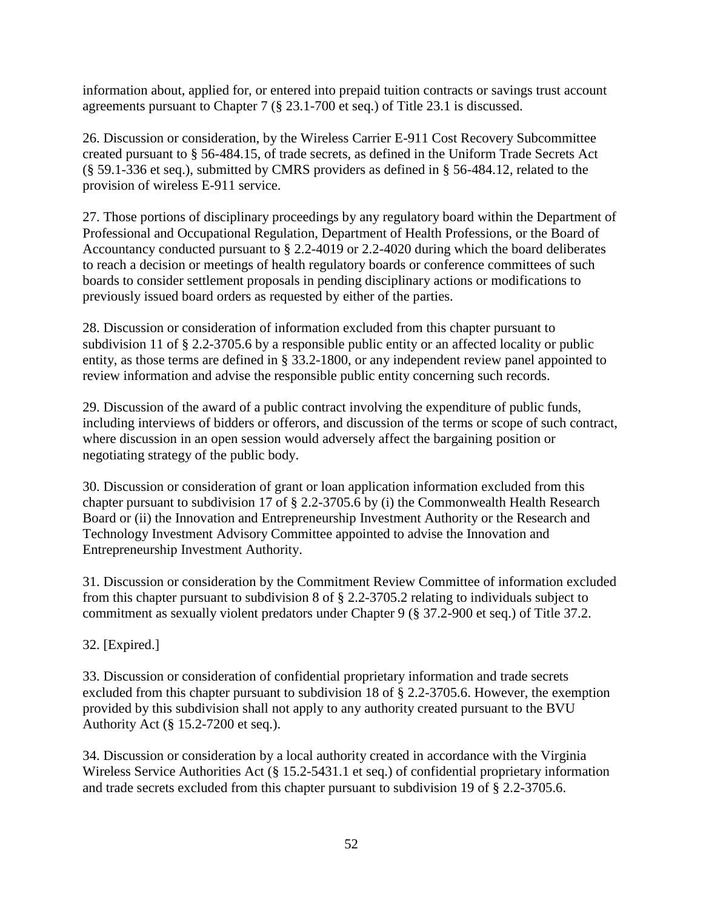information about, applied for, or entered into prepaid tuition contracts or savings trust account agreements pursuant to Chapter 7 (§ 23.1-700 et seq.) of Title 23.1 is discussed.

26. Discussion or consideration, by the Wireless Carrier E-911 Cost Recovery Subcommittee created pursuant to § 56-484.15, of trade secrets, as defined in the Uniform Trade Secrets Act (§ 59.1-336 et seq.), submitted by CMRS providers as defined in § 56-484.12, related to the provision of wireless E-911 service.

27. Those portions of disciplinary proceedings by any regulatory board within the Department of Professional and Occupational Regulation, Department of Health Professions, or the Board of Accountancy conducted pursuant to § 2.2-4019 or 2.2-4020 during which the board deliberates to reach a decision or meetings of health regulatory boards or conference committees of such boards to consider settlement proposals in pending disciplinary actions or modifications to previously issued board orders as requested by either of the parties.

28. Discussion or consideration of information excluded from this chapter pursuant to subdivision 11 of § 2.2-3705.6 by a responsible public entity or an affected locality or public entity, as those terms are defined in § 33.2-1800, or any independent review panel appointed to review information and advise the responsible public entity concerning such records.

29. Discussion of the award of a public contract involving the expenditure of public funds, including interviews of bidders or offerors, and discussion of the terms or scope of such contract, where discussion in an open session would adversely affect the bargaining position or negotiating strategy of the public body.

30. Discussion or consideration of grant or loan application information excluded from this chapter pursuant to subdivision 17 of § 2.2-3705.6 by (i) the Commonwealth Health Research Board or (ii) the Innovation and Entrepreneurship Investment Authority or the Research and Technology Investment Advisory Committee appointed to advise the Innovation and Entrepreneurship Investment Authority.

31. Discussion or consideration by the Commitment Review Committee of information excluded from this chapter pursuant to subdivision 8 of § 2.2-3705.2 relating to individuals subject to commitment as sexually violent predators under Chapter 9 (§ 37.2-900 et seq.) of Title 37.2.

32. [Expired.]

33. Discussion or consideration of confidential proprietary information and trade secrets excluded from this chapter pursuant to subdivision 18 of § 2.2-3705.6. However, the exemption provided by this subdivision shall not apply to any authority created pursuant to the BVU Authority Act (§ 15.2-7200 et seq.).

34. Discussion or consideration by a local authority created in accordance with the Virginia Wireless Service Authorities Act (§ 15.2-5431.1 et seq.) of confidential proprietary information and trade secrets excluded from this chapter pursuant to subdivision 19 of § 2.2-3705.6.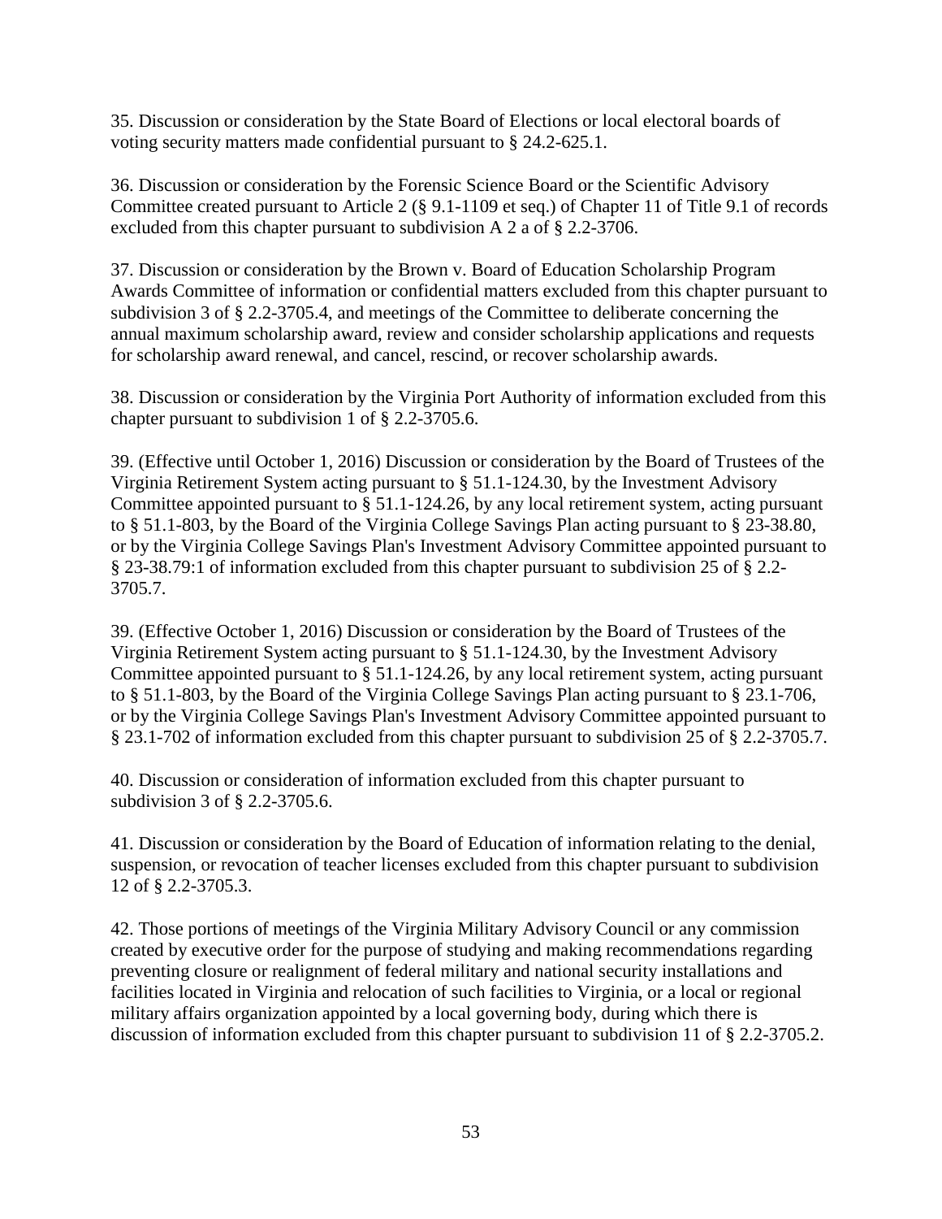35. Discussion or consideration by the State Board of Elections or local electoral boards of voting security matters made confidential pursuant to § 24.2-625.1.

36. Discussion or consideration by the Forensic Science Board or the Scientific Advisory Committee created pursuant to Article 2 (§ 9.1-1109 et seq.) of Chapter 11 of Title 9.1 of records excluded from this chapter pursuant to subdivision A 2 a of § 2.2-3706.

37. Discussion or consideration by the Brown v. Board of Education Scholarship Program Awards Committee of information or confidential matters excluded from this chapter pursuant to subdivision 3 of § 2.2-3705.4, and meetings of the Committee to deliberate concerning the annual maximum scholarship award, review and consider scholarship applications and requests for scholarship award renewal, and cancel, rescind, or recover scholarship awards.

38. Discussion or consideration by the Virginia Port Authority of information excluded from this chapter pursuant to subdivision 1 of § 2.2-3705.6.

39. (Effective until October 1, 2016) Discussion or consideration by the Board of Trustees of the Virginia Retirement System acting pursuant to § 51.1-124.30, by the Investment Advisory Committee appointed pursuant to § 51.1-124.26, by any local retirement system, acting pursuant to § 51.1-803, by the Board of the Virginia College Savings Plan acting pursuant to § 23-38.80, or by the Virginia College Savings Plan's Investment Advisory Committee appointed pursuant to § 23-38.79:1 of information excluded from this chapter pursuant to subdivision 25 of § 2.2-3705.7.

39. (Effective October 1, 2016) Discussion or consideration by the Board of Trustees of the Virginia Retirement System acting pursuant to § 51.1-124.30, by the Investment Advisory Committee appointed pursuant to § 51.1-124.26, by any local retirement system, acting pursuant to § 51.1-803, by the Board of the Virginia College Savings Plan acting pursuant to § 23.1-706, or by the Virginia College Savings Plan's Investment Advisory Committee appointed pursuant to § 23.1-702 of information excluded from this chapter pursuant to subdivision 25 of § 2.2-3705.7.

40. Discussion or consideration of information excluded from this chapter pursuant to subdivision 3 of § 2.2-3705.6.

41. Discussion or consideration by the Board of Education of information relating to the denial, suspension, or revocation of teacher licenses excluded from this chapter pursuant to subdivision 12 of § 2.2-3705.3.

42. Those portions of meetings of the Virginia Military Advisory Council or any commission created by executive order for the purpose of studying and making recommendations regarding preventing closure or realignment of federal military and national security installations and facilities located in Virginia and relocation of such facilities to Virginia, or a local or regional military affairs organization appointed by a local governing body, during which there is discussion of information excluded from this chapter pursuant to subdivision 11 of § 2.2-3705.2.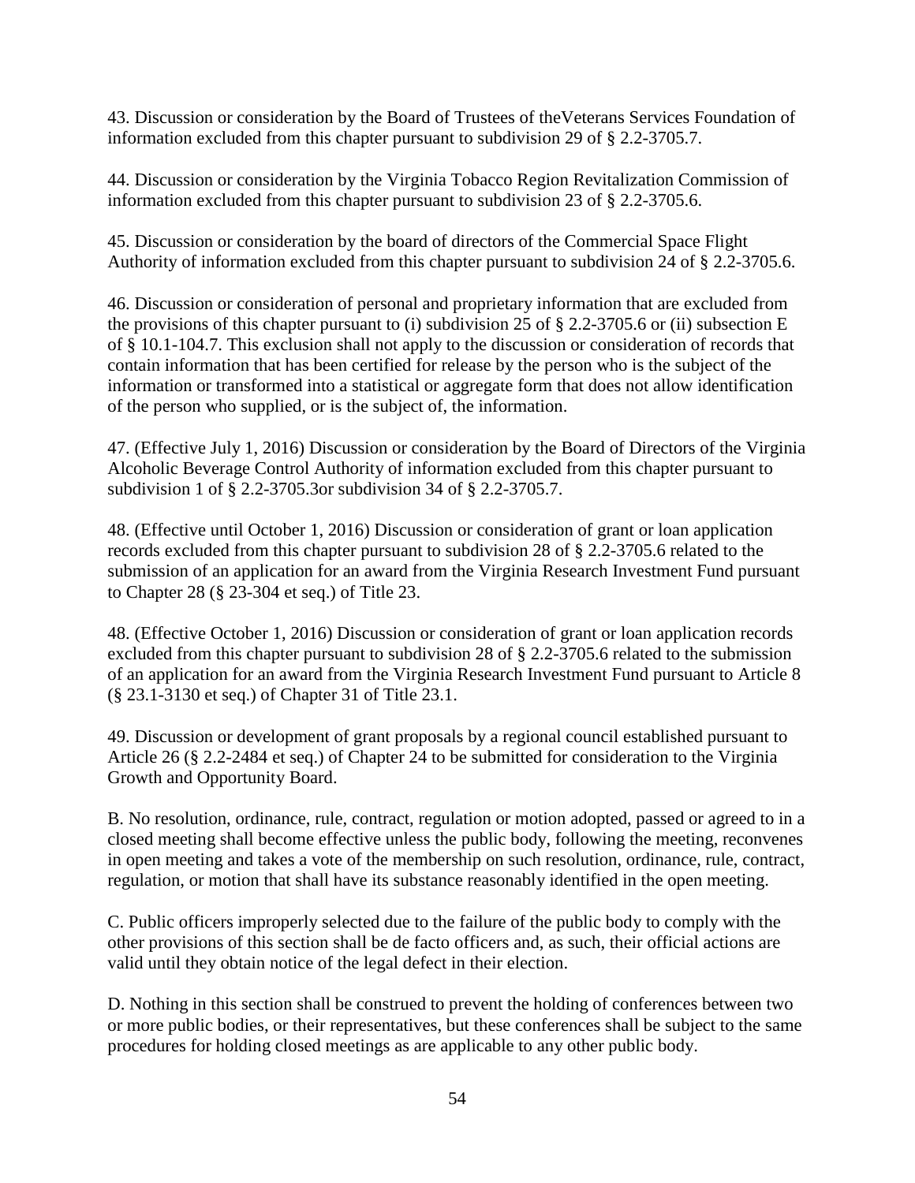43. Discussion or consideration by the Board of Trustees of theVeterans Services Foundation of information excluded from this chapter pursuant to subdivision 29 of § 2.2-3705.7.

44. Discussion or consideration by the Virginia Tobacco Region Revitalization Commission of information excluded from this chapter pursuant to subdivision 23 of § 2.2-3705.6.

45. Discussion or consideration by the board of directors of the Commercial Space Flight Authority of information excluded from this chapter pursuant to subdivision 24 of § 2.2-3705.6.

46. Discussion or consideration of personal and proprietary information that are excluded from the provisions of this chapter pursuant to (i) subdivision 25 of § 2.2-3705.6 or (ii) subsection E of § 10.1-104.7. This exclusion shall not apply to the discussion or consideration of records that contain information that has been certified for release by the person who is the subject of the information or transformed into a statistical or aggregate form that does not allow identification of the person who supplied, or is the subject of, the information.

47. (Effective July 1, 2016) Discussion or consideration by the Board of Directors of the Virginia Alcoholic Beverage Control Authority of information excluded from this chapter pursuant to subdivision 1 of § 2.2-3705.3or subdivision 34 of § 2.2-3705.7.

48. (Effective until October 1, 2016) Discussion or consideration of grant or loan application records excluded from this chapter pursuant to subdivision 28 of § 2.2-3705.6 related to the submission of an application for an award from the Virginia Research Investment Fund pursuant to Chapter 28 (§ 23-304 et seq.) of Title 23.

48. (Effective October 1, 2016) Discussion or consideration of grant or loan application records excluded from this chapter pursuant to subdivision 28 of § 2.2-3705.6 related to the submission of an application for an award from the Virginia Research Investment Fund pursuant to Article 8 (§ 23.1-3130 et seq.) of Chapter 31 of Title 23.1.

49. Discussion or development of grant proposals by a regional council established pursuant to Article 26 (§ 2.2-2484 et seq.) of Chapter 24 to be submitted for consideration to the Virginia Growth and Opportunity Board.

B. No resolution, ordinance, rule, contract, regulation or motion adopted, passed or agreed to in a closed meeting shall become effective unless the public body, following the meeting, reconvenes in open meeting and takes a vote of the membership on such resolution, ordinance, rule, contract, regulation, or motion that shall have its substance reasonably identified in the open meeting.

C. Public officers improperly selected due to the failure of the public body to comply with the other provisions of this section shall be de facto officers and, as such, their official actions are valid until they obtain notice of the legal defect in their election.

D. Nothing in this section shall be construed to prevent the holding of conferences between two or more public bodies, or their representatives, but these conferences shall be subject to the same procedures for holding closed meetings as are applicable to any other public body.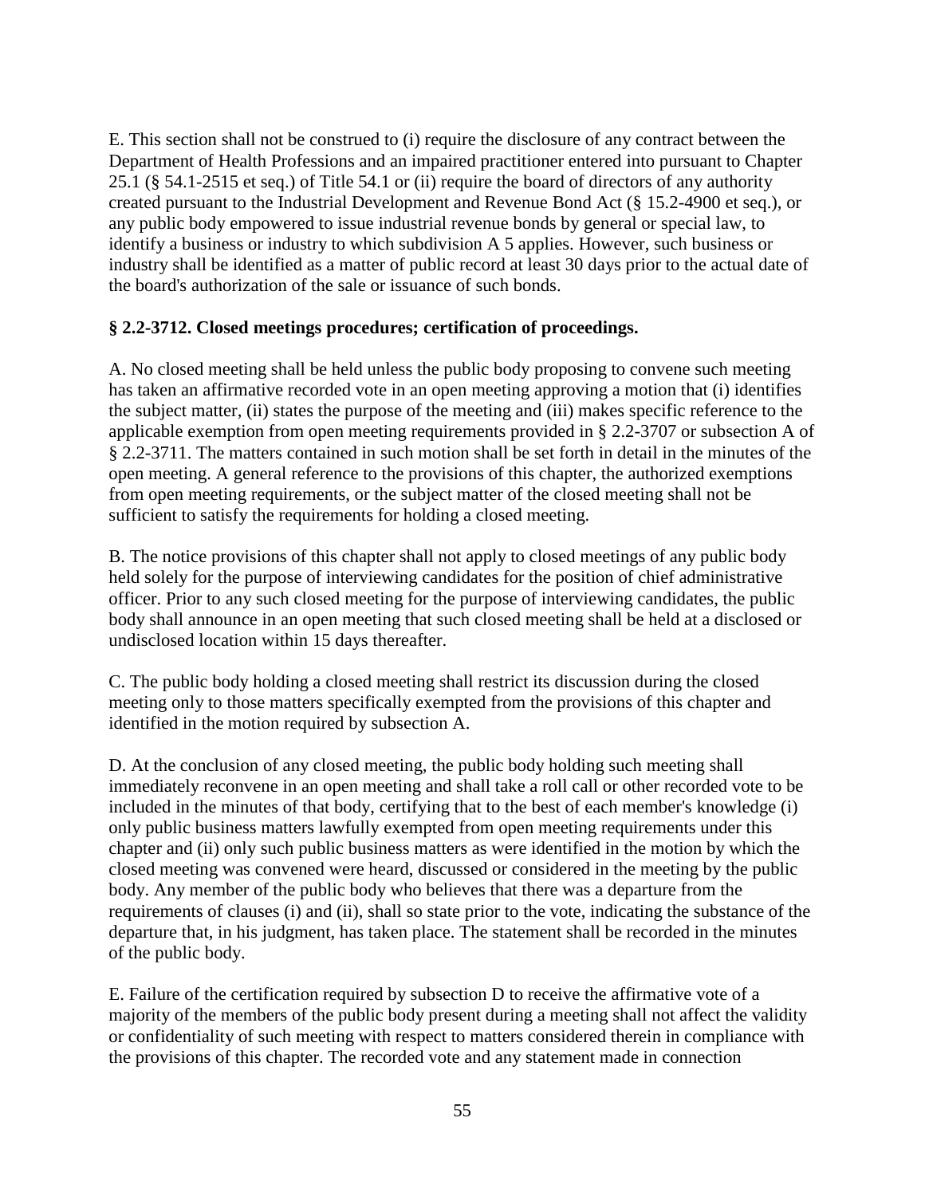E. This section shall not be construed to (i) require the disclosure of any contract between the Department of Health Professions and an impaired practitioner entered into pursuant to Chapter 25.1 (§ 54.1-2515 et seq.) of Title 54.1 or (ii) require the board of directors of any authority created pursuant to the Industrial Development and Revenue Bond Act (§ 15.2-4900 et seq.), or any public body empowered to issue industrial revenue bonds by general or special law, to identify a business or industry to which subdivision A 5 applies. However, such business or industry shall be identified as a matter of public record at least 30 days prior to the actual date of the board's authorization of the sale or issuance of such bonds.

**§ 2.2-3712. Closed meetings procedures; certification of proceedings.**

A. No closed meeting shall be held unless the public body proposing to convene such meeting has taken an affirmative recorded vote in an open meeting approving a motion that (i) identifies the subject matter, (ii) states the purpose of the meeting and (iii) makes specific reference to the applicable exemption from open meeting requirements provided in § 2.2-3707 or subsection A of § 2.2-3711. The matters contained in such motion shall be set forth in detail in the minutes of the open meeting. A general reference to the provisions of this chapter, the authorized exemptions from open meeting requirements, or the subject matter of the closed meeting shall not be sufficient to satisfy the requirements for holding a closed meeting.

B. The notice provisions of this chapter shall not apply to closed meetings of any public body held solely for the purpose of interviewing candidates for the position of chief administrative officer. Prior to any such closed meeting for the purpose of interviewing candidates, the public body shall announce in an open meeting that such closed meeting shall be held at a disclosed or undisclosed location within 15 days thereafter.

C. The public body holding a closed meeting shall restrict its discussion during the closed meeting only to those matters specifically exempted from the provisions of this chapter and identified in the motion required by subsection A.

D. At the conclusion of any closed meeting, the public body holding such meeting shall immediately reconvene in an open meeting and shall take a roll call or other recorded vote to be included in the minutes of that body, certifying that to the best of each member's knowledge (i) only public business matters lawfully exempted from open meeting requirements under this chapter and (ii) only such public business matters as were identified in the motion by which the closed meeting was convened were heard, discussed or considered in the meeting by the public body. Any member of the public body who believes that there was a departure from the requirements of clauses (i) and (ii), shall so state prior to the vote, indicating the substance of the departure that, in his judgment, has taken place. The statement shall be recorded in the minutes of the public body.

E. Failure of the certification required by subsection D to receive the affirmative vote of a majority of the members of the public body present during a meeting shall not affect the validity or confidentiality of such meeting with respect to matters considered therein in compliance with the provisions of this chapter. The recorded vote and any statement made in connection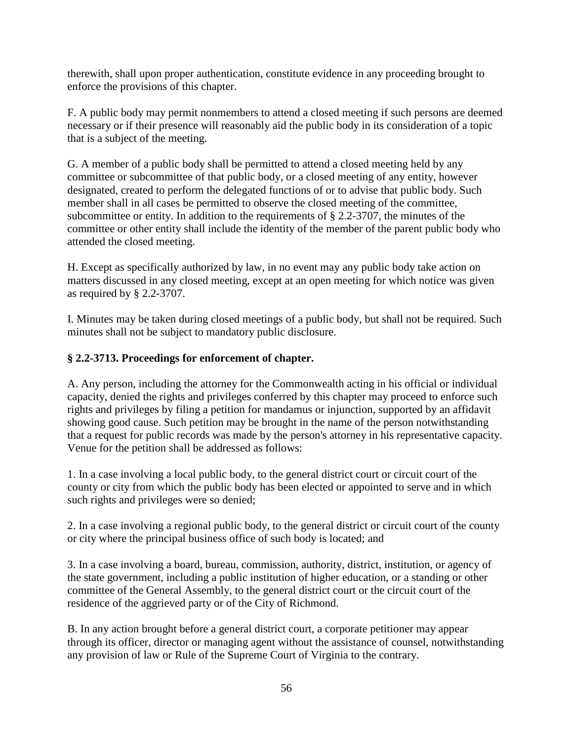therewith, shall upon proper authentication, constitute evidence in any proceeding brought to enforce the provisions of this chapter.

F. A public body may permit nonmembers to attend a closed meeting if such persons are deemed necessary or if their presence will reasonably aid the public body in its consideration of a topic that is a subject of the meeting.

G. A member of a public body shall be permitted to attend a closed meeting held by any committee or subcommittee of that public body, or a closed meeting of any entity, however designated, created to perform the delegated functions of or to advise that public body. Such member shall in all cases be permitted to observe the closed meeting of the committee, subcommittee or entity. In addition to the requirements of § 2.2-3707, the minutes of the committee or other entity shall include the identity of the member of the parent public body who attended the closed meeting.

H. Except as specifically authorized by law, in no event may any public body take action on matters discussed in any closed meeting, except at an open meeting for which notice was given as required by § 2.2-3707.

I. Minutes may be taken during closed meetings of a public body, but shall not be required. Such minutes shall not be subject to mandatory public disclosure.

**§ 2.2-3713. Proceedings for enforcement of chapter.**

A. Any person, including the attorney for the Commonwealth acting in his official or individual capacity, denied the rights and privileges conferred by this chapter may proceed to enforce such rights and privileges by filing a petition for mandamus or injunction, supported by an affidavit showing good cause. Such petition may be brought in the name of the person notwithstanding that a request for public records was made by the person's attorney in his representative capacity. Venue for the petition shall be addressed as follows:

1. In a case involving a local public body, to the general district court or circuit court of the county or city from which the public body has been elected or appointed to serve and in which such rights and privileges were so denied;

2. In a case involving a regional public body, to the general district or circuit court of the county or city where the principal business office of such body is located; and

3. In a case involving a board, bureau, commission, authority, district, institution, or agency of the state government, including a public institution of higher education, or a standing or other committee of the General Assembly, to the general district court or the circuit court of the residence of the aggrieved party or of the City of Richmond.

B. In any action brought before a general district court, a corporate petitioner may appear through its officer, director or managing agent without the assistance of counsel, notwithstanding any provision of law or Rule of the Supreme Court of Virginia to the contrary.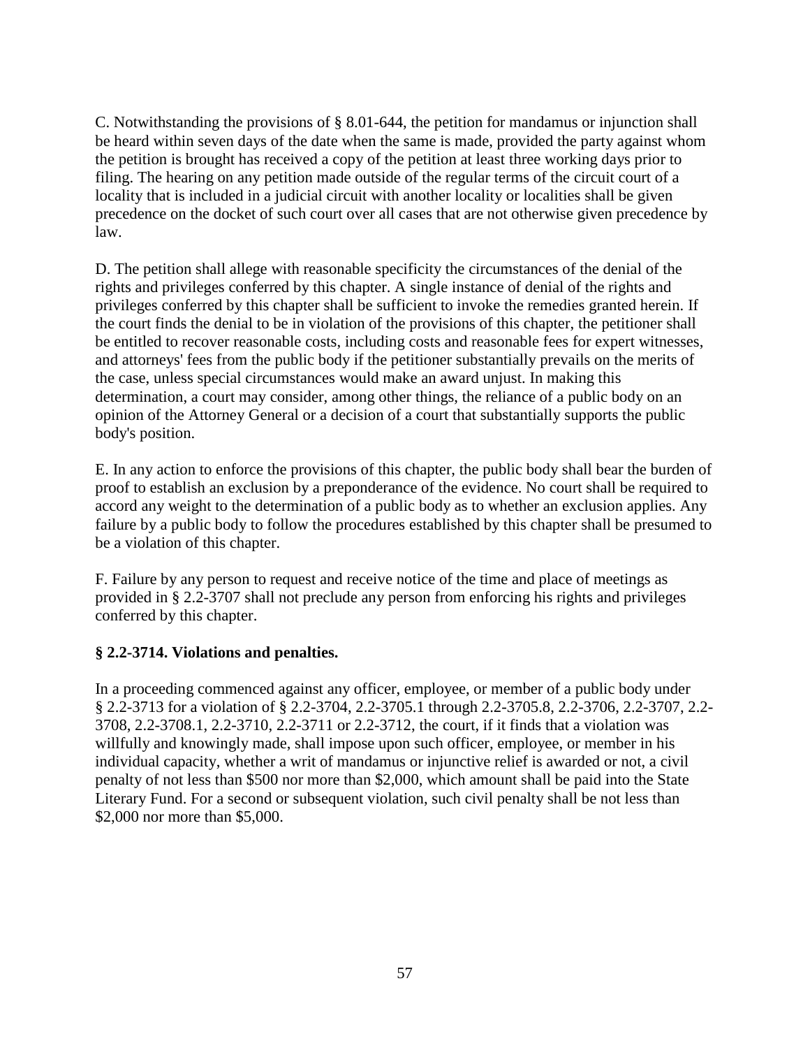C. Notwithstanding the provisions of § 8.01-644, the petition for mandamus or injunction shall be heard within seven days of the date when the same is made, provided the party against whom the petition is brought has received a copy of the petition at least three working days prior to filing. The hearing on any petition made outside of the regular terms of the circuit court of a locality that is included in a judicial circuit with another locality or localities shall be given precedence on the docket of such court over all cases that are not otherwise given precedence by law.

D. The petition shall allege with reasonable specificity the circumstances of the denial of the rights and privileges conferred by this chapter. A single instance of denial of the rights and privileges conferred by this chapter shall be sufficient to invoke the remedies granted herein. If the court finds the denial to be in violation of the provisions of this chapter, the petitioner shall be entitled to recover reasonable costs, including costs and reasonable fees for expert witnesses, and attorneys' fees from the public body if the petitioner substantially prevails on the merits of the case, unless special circumstances would make an award unjust. In making this determination, a court may consider, among other things, the reliance of a public body on an opinion of the Attorney General or a decision of a court that substantially supports the public body's position.

E. In any action to enforce the provisions of this chapter, the public body shall bear the burden of proof to establish an exclusion by a preponderance of the evidence. No court shall be required to accord any weight to the determination of a public body as to whether an exclusion applies. Any failure by a public body to follow the procedures established by this chapter shall be presumed to be a violation of this chapter.

F. Failure by any person to request and receive notice of the time and place of meetings as provided in § 2.2-3707 shall not preclude any person from enforcing his rights and privileges conferred by this chapter.

### § 2.2-3714. Violations and penalties.

In a proceeding commenced against any officer, employee, or member of a public body under § 2.2-3713 for a violation of § 2.2-3704, 2.2-3705.1 through 2.2-3705.8, 2.2-3706, 2.2-3707, 2.2-3708, 2.2-3708.1, 2.2-3710, 2.2-3711 or 2.2-3712, the court, if it finds that a violation was willfully and knowingly made, shall impose upon such officer, employee, or member in his individual capacity, whether a writ of mandamus or injunctive relief is awarded or not, a civil penalty of not less than $500 nor more than $2,000, which amount shall be paid into the State Literary Fund. For a second or subsequent violation, such civil penalty shall be not less than $2,000 nor more than $5,000.